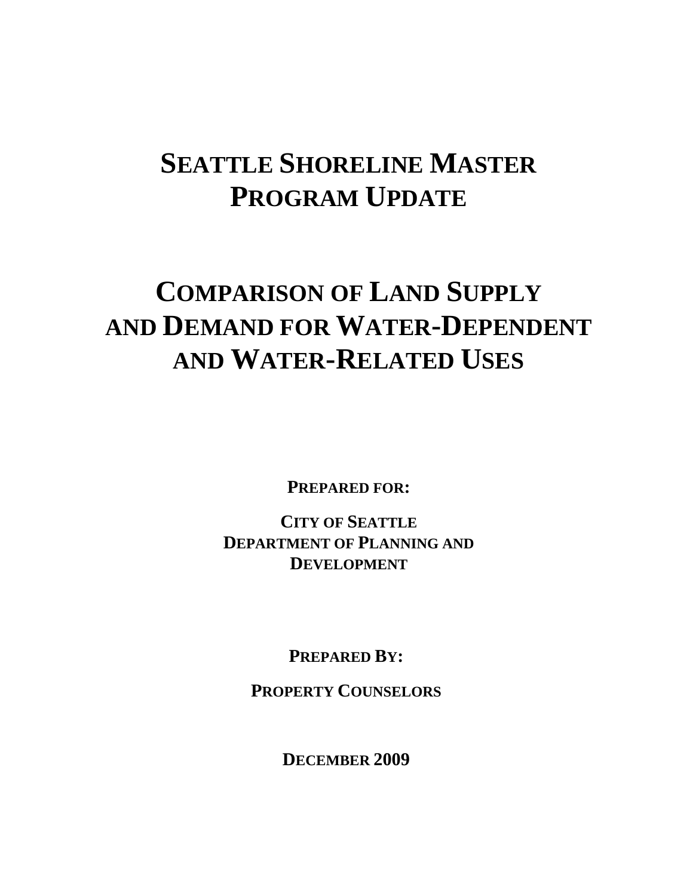# SEATTLE SHORELINE MASTER PROGRAM UPDATE

# COMPARISON OF LAND SUPPLY AND DEMAND FOR WATER-DEPENDENT AND WATER-RELATED USES

**PREPARED FOR:**

**CITY OF SEATTLE
DEPARTMENT OF PLANNING AND DEVELOPMENT**

**PREPARED BY:**

**PROPERTY COUNSELORS**

**DECEMBER 2009**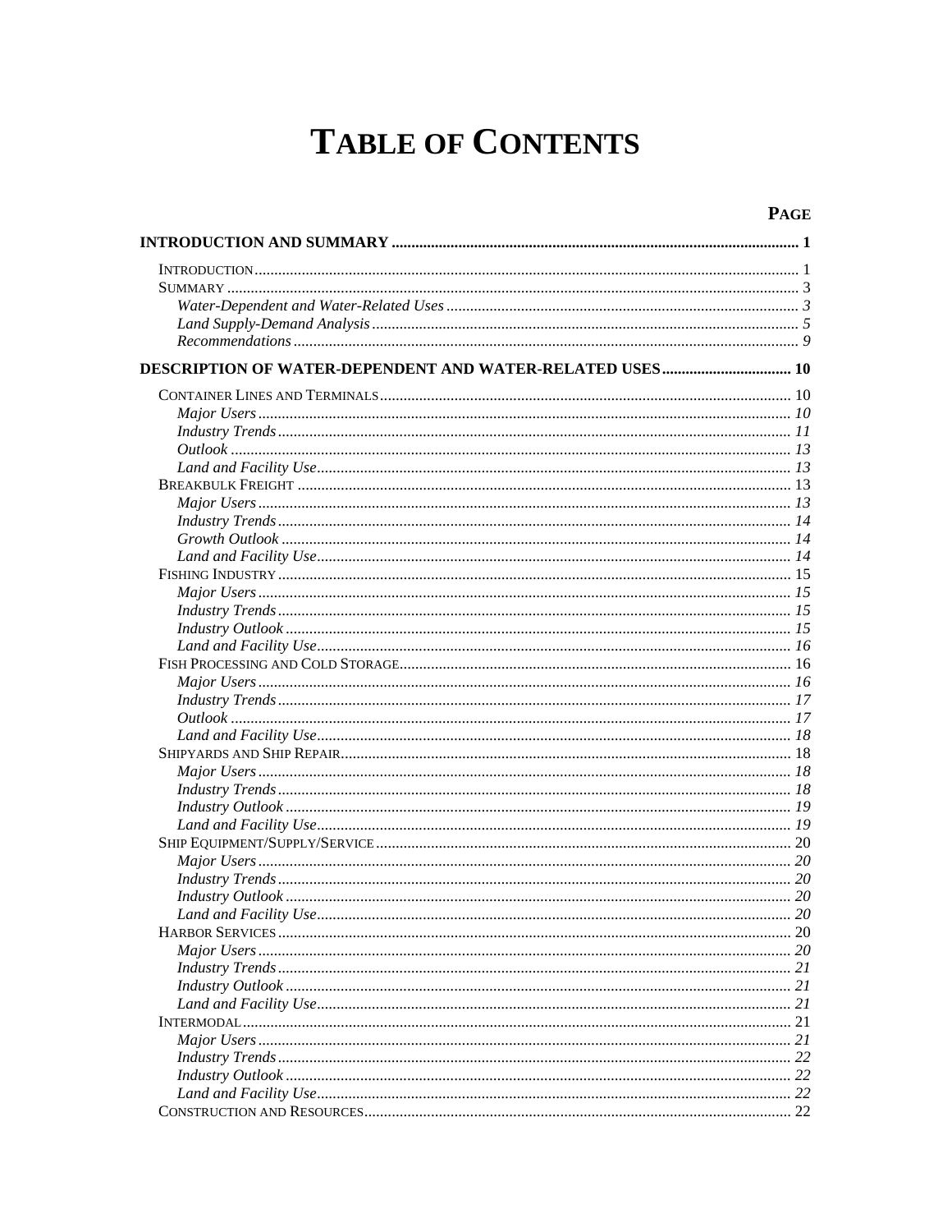# TABLE OF CONTENTS

**PAGE**

**INTRODUCTION AND SUMMARY** ........................................................................................................ **1**

INTRODUCTION ......................................................................................................................... 1
SUMMARY ................................................................................................................................ 3
*Water-Dependent and Water-Related Uses* ......................................................................... *3*
*Land Supply-Demand Analysis* ............................................................................................ *5*
*Recommendations* ................................................................................................................. *9*

**DESCRIPTION OF WATER-DEPENDENT AND WATER-RELATED USES** ................................. **10**

CONTAINER LINES AND TERMINALS ....................................................................................... 10
*Major Users* ............................................................................................................................ *10*
*Industry Trends* ...................................................................................................................... *11*
*Outlook* .................................................................................................................................. *13*
*Land and Facility Use* ............................................................................................................. *13*
BREAKBULK FREIGHT ............................................................................................................ 13
*Major Users* ............................................................................................................................ *13*
*Industry Trends* ...................................................................................................................... *14*
*Growth Outlook* ...................................................................................................................... *14*
*Land and Facility Use* ............................................................................................................. *14*
FISHING INDUSTRY ................................................................................................................. 15
*Major Users* ............................................................................................................................ *15*
*Industry Trends* ...................................................................................................................... *15*
*Industry Outlook* ..................................................................................................................... *15*
*Land and Facility Use* ............................................................................................................. *16*
FISH PROCESSING AND COLD STORAGE ................................................................................. 16
*Major Users* ............................................................................................................................ *16*
*Industry Trends* ...................................................................................................................... *17*
*Outlook* .................................................................................................................................. *17*
*Land and Facility Use* ............................................................................................................. *18*
SHIPYARDS AND SHIP REPAIR ................................................................................................ 18
*Major Users* ............................................................................................................................ *18*
*Industry Trends* ...................................................................................................................... *18*
*Industry Outlook* ..................................................................................................................... *19*
*Land and Facility Use* ............................................................................................................. *19*
SHIP EQUIPMENT/SUPPLY/SERVICE ........................................................................................ 20
*Major Users* ............................................................................................................................ *20*
*Industry Trends* ...................................................................................................................... *20*
*Industry Outlook* ..................................................................................................................... *20*
*Land and Facility Use* ............................................................................................................. *20*
HARBOR SERVICES ................................................................................................................. 20
*Major Users* ............................................................................................................................ *20*
*Industry Trends* ...................................................................................................................... *21*
*Industry Outlook* ..................................................................................................................... *21*
*Land and Facility Use* ............................................................................................................. *21*
INTERMODAL .......................................................................................................................... 21
*Major Users* ............................................................................................................................ *21*
*Industry Trends* ...................................................................................................................... *22*
*Industry Outlook* ..................................................................................................................... *22*
*Land and Facility Use* ............................................................................................................. *22*
CONSTRUCTION AND RESOURCES ......................................................................................... 22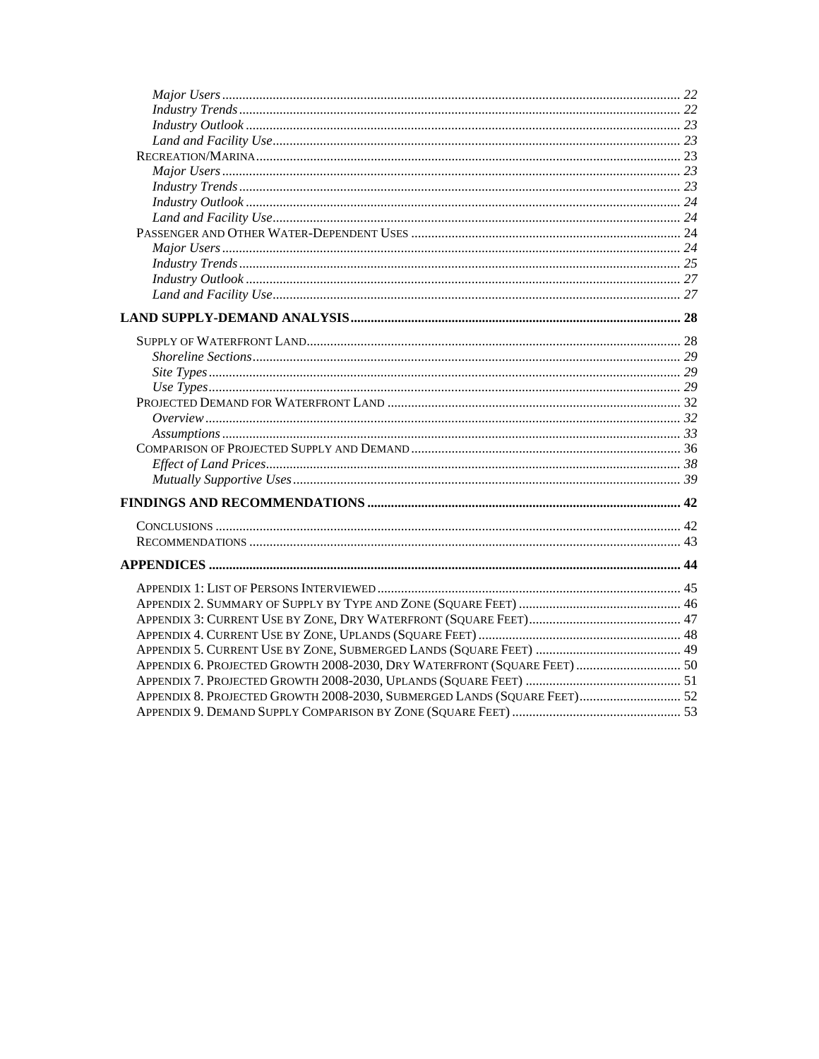*Major Users* ..... 22
*Industry Trends* ..... 22
*Industry Outlook* ..... 23
*Land and Facility Use* ..... 23
Recreation/Marina ..... 23
*Major Users* ..... 23
*Industry Trends* ..... 23
*Industry Outlook* ..... 24
*Land and Facility Use* ..... 24
Passenger and Other Water-Dependent Uses ..... 24
*Major Users* ..... 24
*Industry Trends* ..... 25
*Industry Outlook* ..... 27
*Land and Facility Use* ..... 27

**LAND SUPPLY-DEMAND ANALYSIS ..... 28**

Supply of Waterfront Land ..... 28
*Shoreline Sections* ..... 29
*Site Types* ..... 29
*Use Types* ..... 29
Projected Demand for Waterfront Land ..... 32
*Overview* ..... 32
*Assumptions* ..... 33
Comparison of Projected Supply and Demand ..... 36
*Effect of Land Prices* ..... 38
*Mutually Supportive Uses* ..... 39

**FINDINGS AND RECOMMENDATIONS ..... 42**

Conclusions ..... 42
Recommendations ..... 43

**APPENDICES ..... 44**

Appendix 1: List of Persons Interviewed ..... 45
Appendix 2. Summary of Supply by Type and Zone (Square Feet) ..... 46
Appendix 3: Current Use by Zone, Dry Waterfront (Square Feet) ..... 47
Appendix 4. Current Use by Zone, Uplands (Square Feet) ..... 48
Appendix 5. Current Use by Zone, Submerged Lands (Square Feet) ..... 49
Appendix 6. Projected Growth 2008-2030, Dry Waterfront (Square Feet) ..... 50
Appendix 7. Projected Growth 2008-2030, Uplands (Square Feet) ..... 51
Appendix 8. Projected Growth 2008-2030, Submerged Lands (Square Feet) ..... 52
Appendix 9. Demand Supply Comparison by Zone (Square Feet) ..... 53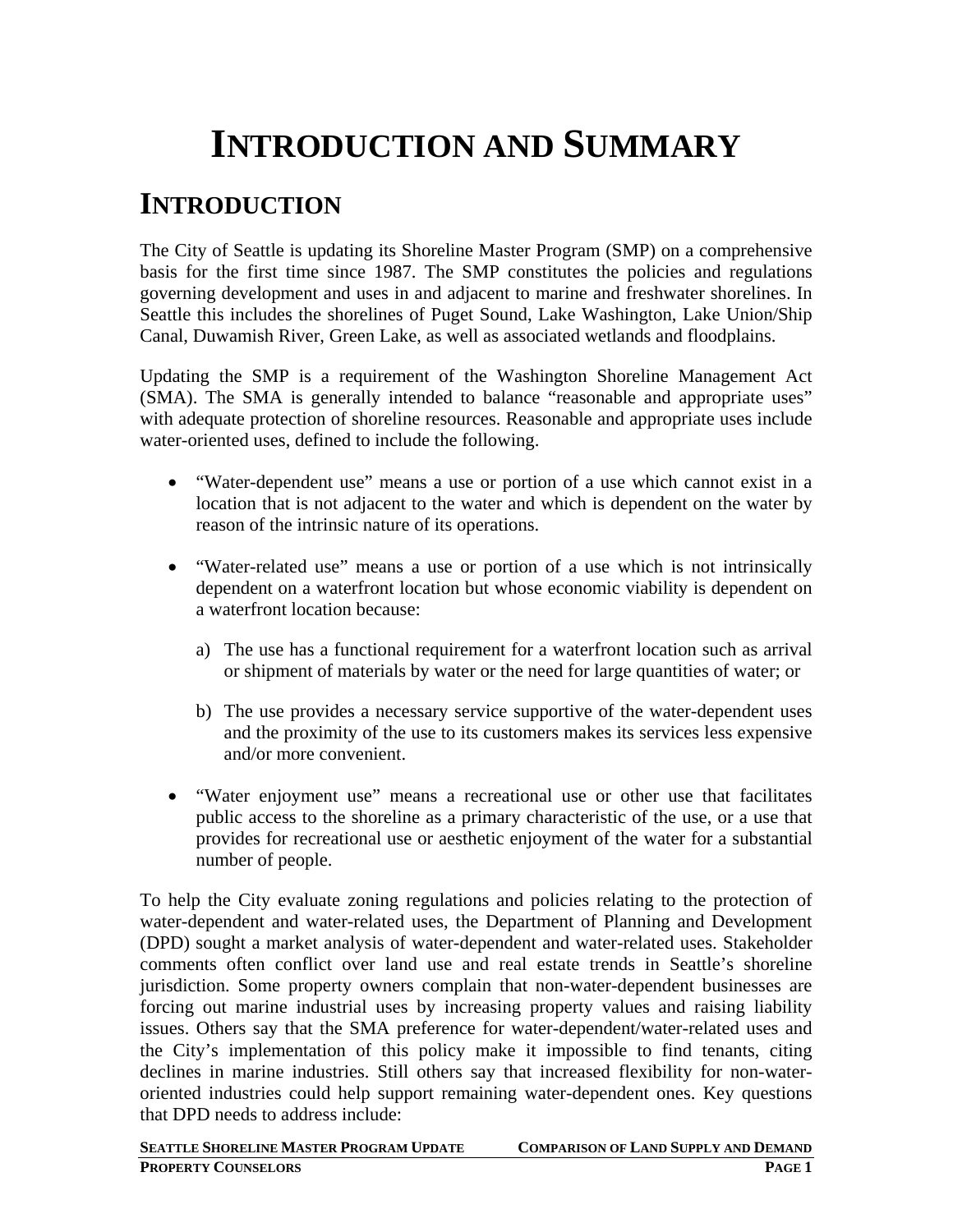# INTRODUCTION AND SUMMARY

## INTRODUCTION

The City of Seattle is updating its Shoreline Master Program (SMP) on a comprehensive basis for the first time since 1987. The SMP constitutes the policies and regulations governing development and uses in and adjacent to marine and freshwater shorelines. In Seattle this includes the shorelines of Puget Sound, Lake Washington, Lake Union/Ship Canal, Duwamish River, Green Lake, as well as associated wetlands and floodplains.

Updating the SMP is a requirement of the Washington Shoreline Management Act (SMA). The SMA is generally intended to balance "reasonable and appropriate uses" with adequate protection of shoreline resources. Reasonable and appropriate uses include water-oriented uses, defined to include the following.

- "Water-dependent use" means a use or portion of a use which cannot exist in a location that is not adjacent to the water and which is dependent on the water by reason of the intrinsic nature of its operations.
- "Water-related use" means a use or portion of a use which is not intrinsically dependent on a waterfront location but whose economic viability is dependent on a waterfront location because:
  a) The use has a functional requirement for a waterfront location such as arrival or shipment of materials by water or the need for large quantities of water; or
  b) The use provides a necessary service supportive of the water-dependent uses and the proximity of the use to its customers makes its services less expensive and/or more convenient.
- "Water enjoyment use" means a recreational use or other use that facilitates public access to the shoreline as a primary characteristic of the use, or a use that provides for recreational use or aesthetic enjoyment of the water for a substantial number of people.

To help the City evaluate zoning regulations and policies relating to the protection of water-dependent and water-related uses, the Department of Planning and Development (DPD) sought a market analysis of water-dependent and water-related uses. Stakeholder comments often conflict over land use and real estate trends in Seattle's shoreline jurisdiction. Some property owners complain that non-water-dependent businesses are forcing out marine industrial uses by increasing property values and raising liability issues. Others say that the SMA preference for water-dependent/water-related uses and the City's implementation of this policy make it impossible to find tenants, citing declines in marine industries. Still others say that increased flexibility for non-water-oriented industries could help support remaining water-dependent ones. Key questions that DPD needs to address include: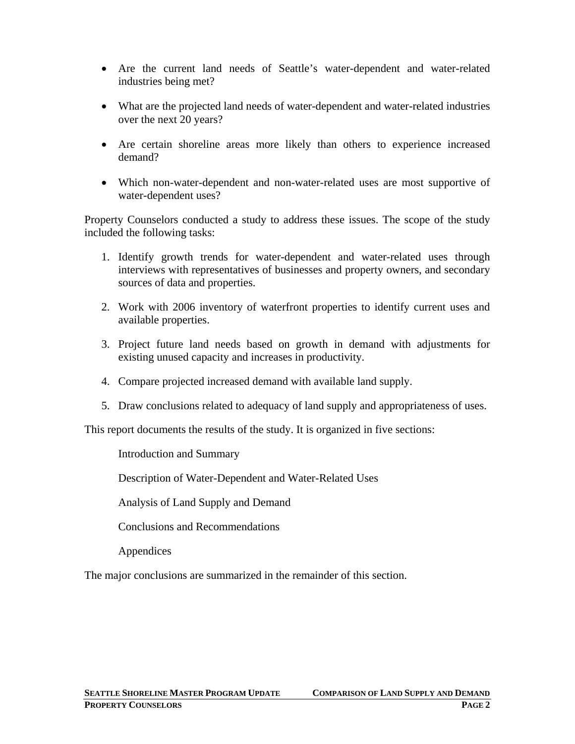- Are the current land needs of Seattle's water-dependent and water-related industries being met?
- What are the projected land needs of water-dependent and water-related industries over the next 20 years?
- Are certain shoreline areas more likely than others to experience increased demand?
- Which non-water-dependent and non-water-related uses are most supportive of water-dependent uses?

Property Counselors conducted a study to address these issues. The scope of the study included the following tasks:

1. Identify growth trends for water-dependent and water-related uses through interviews with representatives of businesses and property owners, and secondary sources of data and properties.
2. Work with 2006 inventory of waterfront properties to identify current uses and available properties.
3. Project future land needs based on growth in demand with adjustments for existing unused capacity and increases in productivity.
4. Compare projected increased demand with available land supply.
5. Draw conclusions related to adequacy of land supply and appropriateness of uses.

This report documents the results of the study. It is organized in five sections:

Introduction and Summary

Description of Water-Dependent and Water-Related Uses

Analysis of Land Supply and Demand

Conclusions and Recommendations

Appendices

The major conclusions are summarized in the remainder of this section.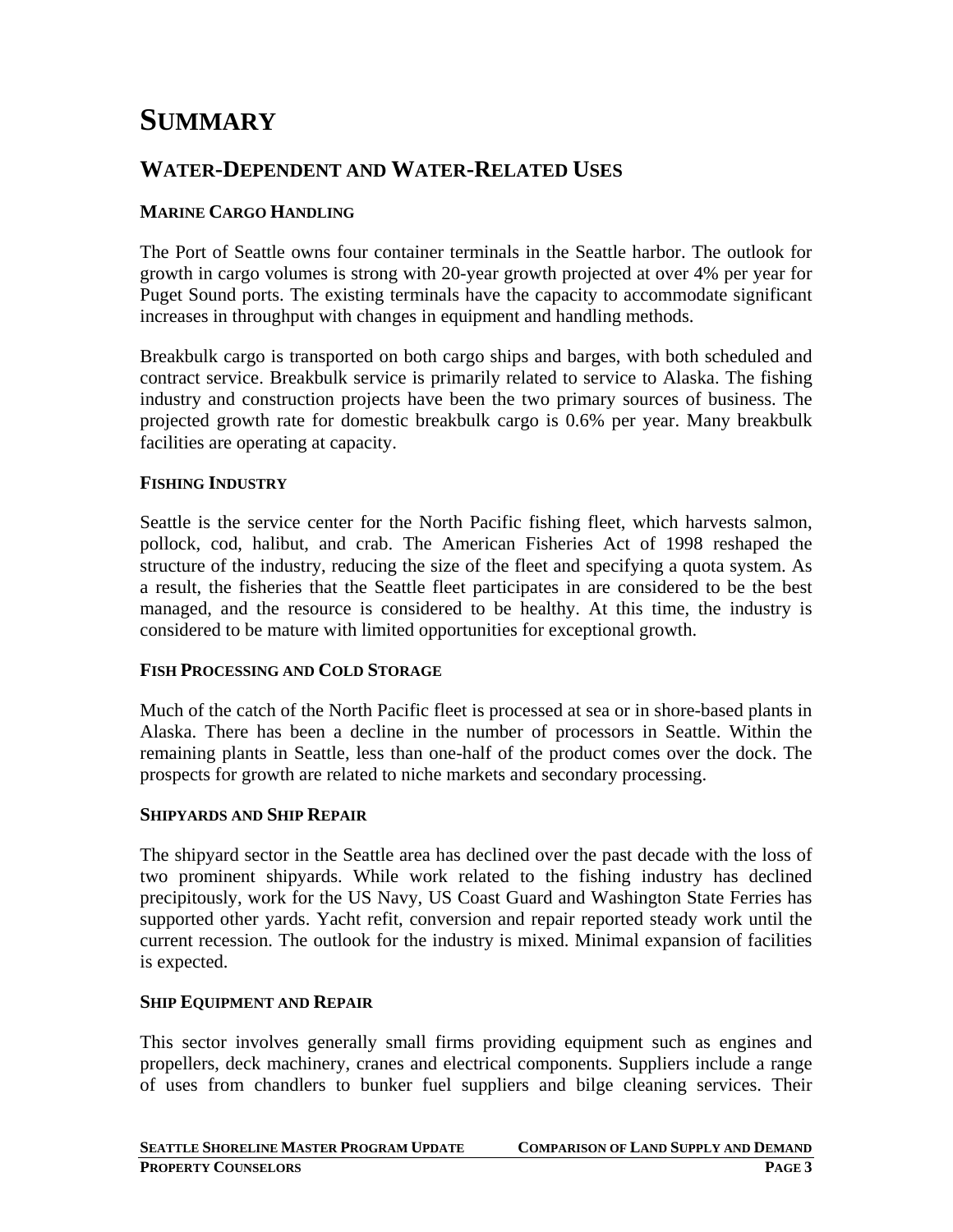# SUMMARY

## WATER-DEPENDENT AND WATER-RELATED USES

### MARINE CARGO HANDLING

The Port of Seattle owns four container terminals in the Seattle harbor. The outlook for growth in cargo volumes is strong with 20-year growth projected at over 4% per year for Puget Sound ports. The existing terminals have the capacity to accommodate significant increases in throughput with changes in equipment and handling methods.

Breakbulk cargo is transported on both cargo ships and barges, with both scheduled and contract service. Breakbulk service is primarily related to service to Alaska. The fishing industry and construction projects have been the two primary sources of business. The projected growth rate for domestic breakbulk cargo is 0.6% per year. Many breakbulk facilities are operating at capacity.

### FISHING INDUSTRY

Seattle is the service center for the North Pacific fishing fleet, which harvests salmon, pollock, cod, halibut, and crab. The American Fisheries Act of 1998 reshaped the structure of the industry, reducing the size of the fleet and specifying a quota system. As a result, the fisheries that the Seattle fleet participates in are considered to be the best managed, and the resource is considered to be healthy. At this time, the industry is considered to be mature with limited opportunities for exceptional growth.

### FISH PROCESSING AND COLD STORAGE

Much of the catch of the North Pacific fleet is processed at sea or in shore-based plants in Alaska. There has been a decline in the number of processors in Seattle. Within the remaining plants in Seattle, less than one-half of the product comes over the dock. The prospects for growth are related to niche markets and secondary processing.

### SHIPYARDS AND SHIP REPAIR

The shipyard sector in the Seattle area has declined over the past decade with the loss of two prominent shipyards. While work related to the fishing industry has declined precipitously, work for the US Navy, US Coast Guard and Washington State Ferries has supported other yards. Yacht refit, conversion and repair reported steady work until the current recession. The outlook for the industry is mixed. Minimal expansion of facilities is expected.

### SHIP EQUIPMENT AND REPAIR

This sector involves generally small firms providing equipment such as engines and propellers, deck machinery, cranes and electrical components. Suppliers include a range of uses from chandlers to bunker fuel suppliers and bilge cleaning services. Their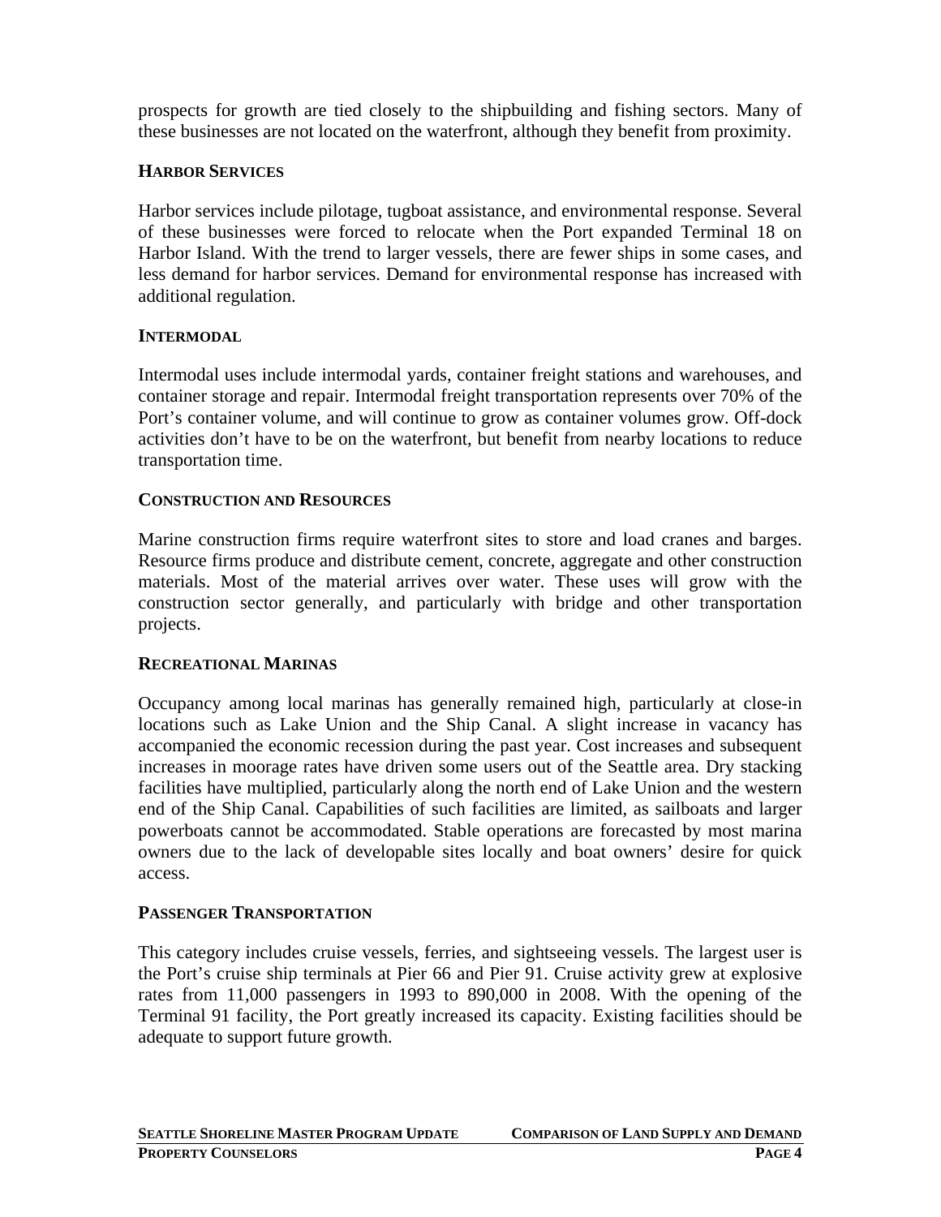prospects for growth are tied closely to the shipbuilding and fishing sectors. Many of these businesses are not located on the waterfront, although they benefit from proximity.

### HARBOR SERVICES

Harbor services include pilotage, tugboat assistance, and environmental response. Several of these businesses were forced to relocate when the Port expanded Terminal 18 on Harbor Island. With the trend to larger vessels, there are fewer ships in some cases, and less demand for harbor services. Demand for environmental response has increased with additional regulation.

### INTERMODAL

Intermodal uses include intermodal yards, container freight stations and warehouses, and container storage and repair. Intermodal freight transportation represents over 70% of the Port's container volume, and will continue to grow as container volumes grow. Off-dock activities don't have to be on the waterfront, but benefit from nearby locations to reduce transportation time.

### CONSTRUCTION AND RESOURCES

Marine construction firms require waterfront sites to store and load cranes and barges. Resource firms produce and distribute cement, concrete, aggregate and other construction materials. Most of the material arrives over water. These uses will grow with the construction sector generally, and particularly with bridge and other transportation projects.

### RECREATIONAL MARINAS

Occupancy among local marinas has generally remained high, particularly at close-in locations such as Lake Union and the Ship Canal. A slight increase in vacancy has accompanied the economic recession during the past year. Cost increases and subsequent increases in moorage rates have driven some users out of the Seattle area. Dry stacking facilities have multiplied, particularly along the north end of Lake Union and the western end of the Ship Canal. Capabilities of such facilities are limited, as sailboats and larger powerboats cannot be accommodated. Stable operations are forecasted by most marina owners due to the lack of developable sites locally and boat owners' desire for quick access.

### PASSENGER TRANSPORTATION

This category includes cruise vessels, ferries, and sightseeing vessels. The largest user is the Port's cruise ship terminals at Pier 66 and Pier 91. Cruise activity grew at explosive rates from 11,000 passengers in 1993 to 890,000 in 2008. With the opening of the Terminal 91 facility, the Port greatly increased its capacity. Existing facilities should be adequate to support future growth.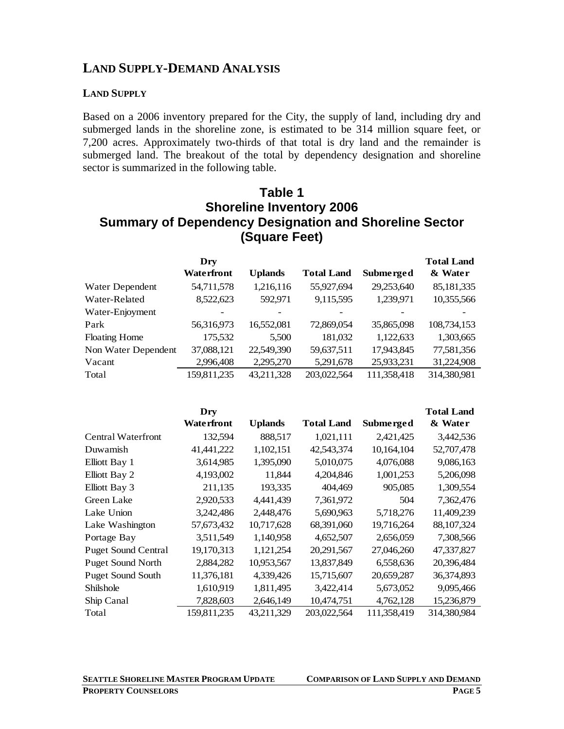## LAND SUPPLY-DEMAND ANALYSIS

### LAND SUPPLY

Based on a 2006 inventory prepared for the City, the supply of land, including dry and submerged lands in the shoreline zone, is estimated to be 314 million square feet, or 7,200 acres. Approximately two-thirds of that total is dry land and the remainder is submerged land. The breakout of the total by dependency designation and shoreline sector is summarized in the following table.

**Table 1**
**Shoreline Inventory 2006**
**Summary of Dependency Designation and Shoreline Sector**
**(Square Feet)**

| | Dry Waterfront | Uplands | Total Land | Submerged | Total Land & Water |
|---|---|---|---|---|---|
| Water Dependent | 54,711,578 | 1,216,116 | 55,927,694 | 29,253,640 | 85,181,335 |
| Water-Related | 8,522,623 | 592,971 | 9,115,595 | 1,239,971 | 10,355,566 |
| Water-Enjoyment | - | - | - | - | - |
| Park | 56,316,973 | 16,552,081 | 72,869,054 | 35,865,098 | 108,734,153 |
| Floating Home | 175,532 | 5,500 | 181,032 | 1,122,633 | 1,303,665 |
| Non Water Dependent | 37,088,121 | 22,549,390 | 59,637,511 | 17,943,845 | 77,581,356 |
| Vacant | 2,996,408 | 2,295,270 | 5,291,678 | 25,933,231 | 31,224,908 |
| Total | 159,811,235 | 43,211,328 | 203,022,564 | 111,358,418 | 314,380,981 |

| | Dry Waterfront | Uplands | Total Land | Submerged | Total Land & Water |
|---|---|---|---|---|---|
| Central Waterfront | 132,594 | 888,517 | 1,021,111 | 2,421,425 | 3,442,536 |
| Duwamish | 41,441,222 | 1,102,151 | 42,543,374 | 10,164,104 | 52,707,478 |
| Elliott Bay 1 | 3,614,985 | 1,395,090 | 5,010,075 | 4,076,088 | 9,086,163 |
| Elliott Bay 2 | 4,193,002 | 11,844 | 4,204,846 | 1,001,253 | 5,206,098 |
| Elliott Bay 3 | 211,135 | 193,335 | 404,469 | 905,085 | 1,309,554 |
| Green Lake | 2,920,533 | 4,441,439 | 7,361,972 | 504 | 7,362,476 |
| Lake Union | 3,242,486 | 2,448,476 | 5,690,963 | 5,718,276 | 11,409,239 |
| Lake Washington | 57,673,432 | 10,717,628 | 68,391,060 | 19,716,264 | 88,107,324 |
| Portage Bay | 3,511,549 | 1,140,958 | 4,652,507 | 2,656,059 | 7,308,566 |
| Puget Sound Central | 19,170,313 | 1,121,254 | 20,291,567 | 27,046,260 | 47,337,827 |
| Puget Sound North | 2,884,282 | 10,953,567 | 13,837,849 | 6,558,636 | 20,396,484 |
| Puget Sound South | 11,376,181 | 4,339,426 | 15,715,607 | 20,659,287 | 36,374,893 |
| Shilshole | 1,610,919 | 1,811,495 | 3,422,414 | 5,673,052 | 9,095,466 |
| Ship Canal | 7,828,603 | 2,646,149 | 10,474,751 | 4,762,128 | 15,236,879 |
| Total | 159,811,235 | 43,211,329 | 203,022,564 | 111,358,419 | 314,380,984 |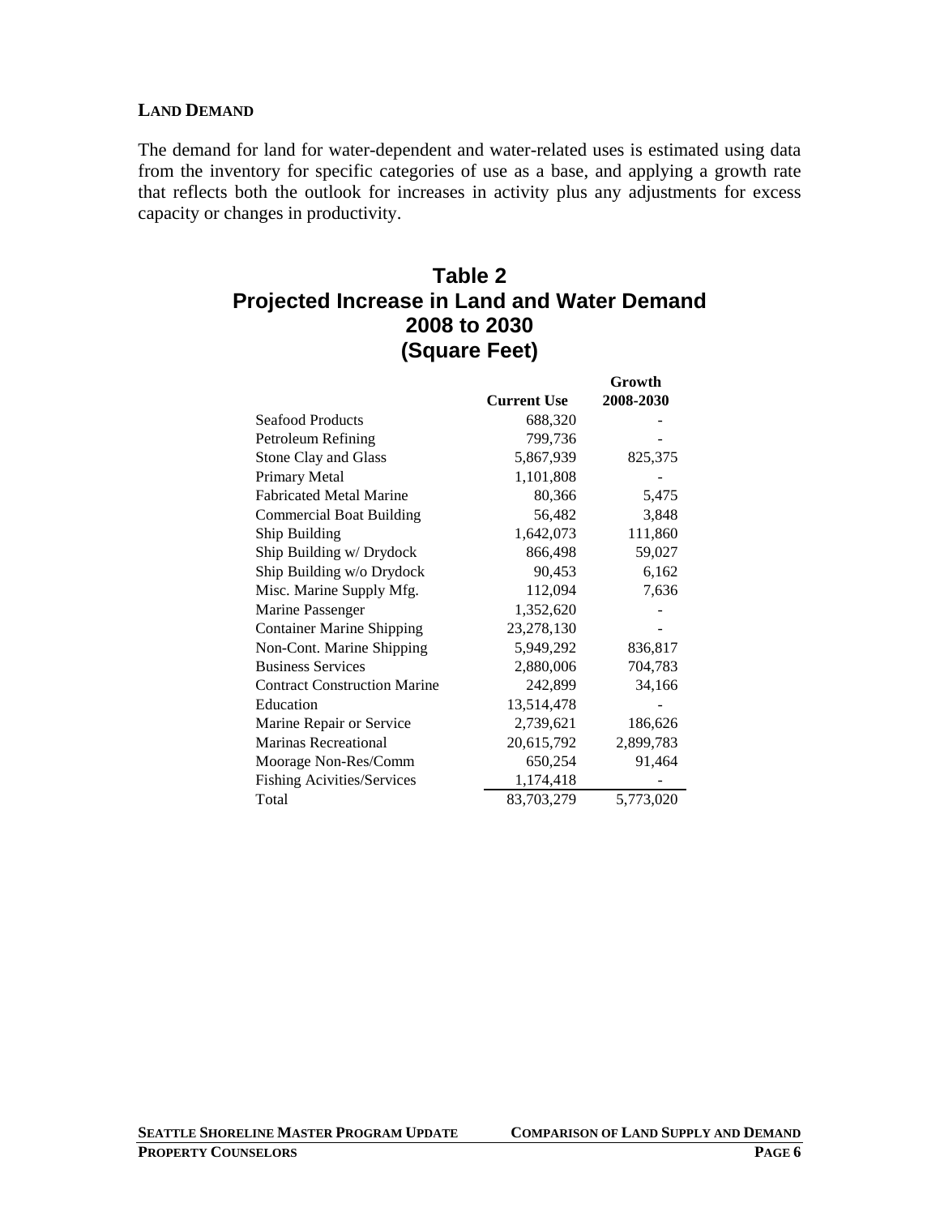**LAND DEMAND**

The demand for land for water-dependent and water-related uses is estimated using data from the inventory for specific categories of use as a base, and applying a growth rate that reflects both the outlook for increases in activity plus any adjustments for excess capacity or changes in productivity.

## Table 2
## Projected Increase in Land and Water Demand
## 2008 to 2030
## (Square Feet)

| | Current Use | Growth 2008-2030 |
|---|---|---|
| Seafood Products | 688,320 | - |
| Petroleum Refining | 799,736 | - |
| Stone Clay and Glass | 5,867,939 | 825,375 |
| Primary Metal | 1,101,808 | - |
| Fabricated Metal Marine | 80,366 | 5,475 |
| Commercial Boat Building | 56,482 | 3,848 |
| Ship Building | 1,642,073 | 111,860 |
| Ship Building w/ Drydock | 866,498 | 59,027 |
| Ship Building w/o Drydock | 90,453 | 6,162 |
| Misc. Marine Supply Mfg. | 112,094 | 7,636 |
| Marine Passenger | 1,352,620 | - |
| Container Marine Shipping | 23,278,130 | - |
| Non-Cont. Marine Shipping | 5,949,292 | 836,817 |
| Business Services | 2,880,006 | 704,783 |
| Contract Construction Marine | 242,899 | 34,166 |
| Education | 13,514,478 | - |
| Marine Repair or Service | 2,739,621 | 186,626 |
| Marinas Recreational | 20,615,792 | 2,899,783 |
| Moorage Non-Res/Comm | 650,254 | 91,464 |
| Fishing Acivities/Services | 1,174,418 | - |
| Total | 83,703,279 | 5,773,020 |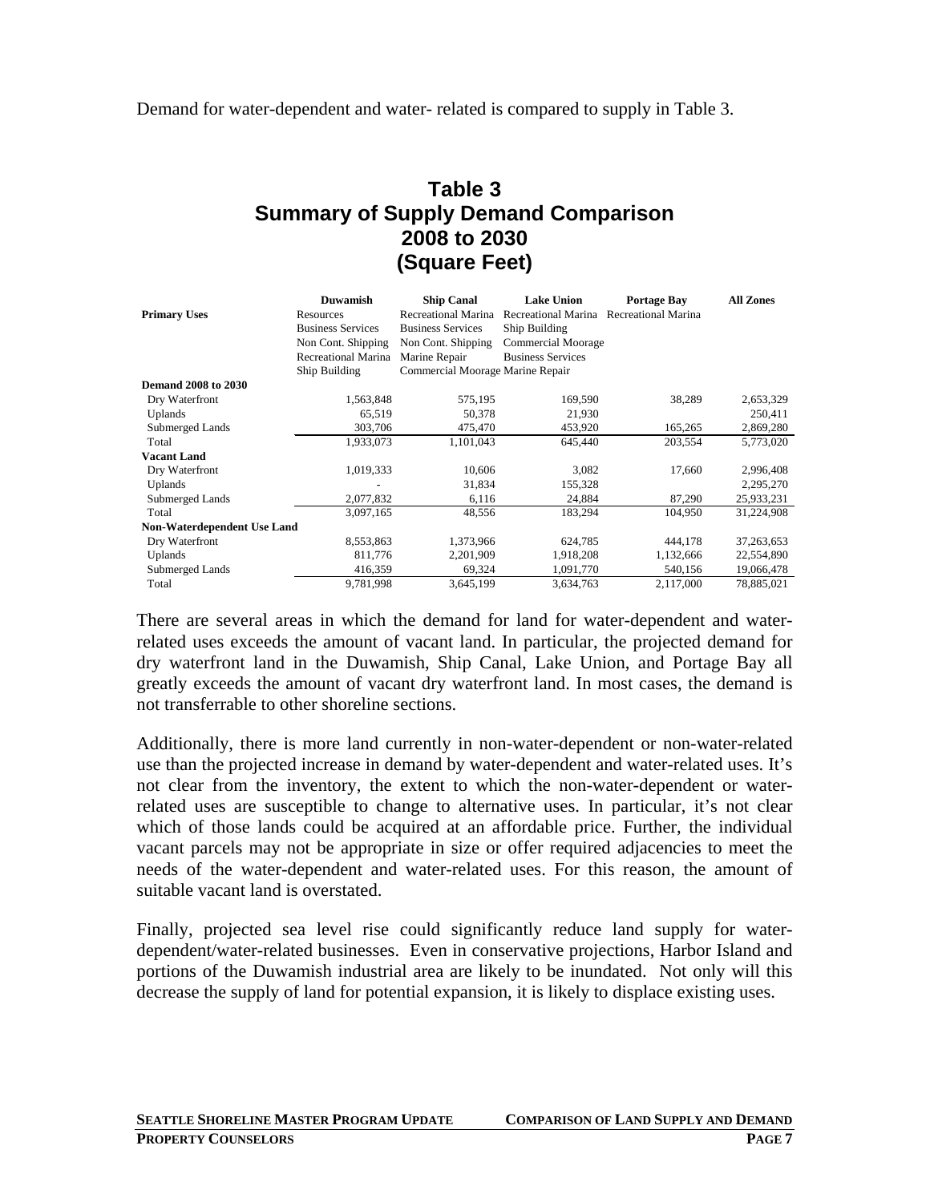Demand for water-dependent and water- related is compared to supply in Table 3.

## Table 3
## Summary of Supply Demand Comparison
## 2008 to 2030
## (Square Feet)

| | Duwamish | Ship Canal | Lake Union | Portage Bay | All Zones |
|---|---|---|---|---|---|
| **Primary Uses** | Resources<br>Business Services<br>Non Cont. Shipping<br>Recreational Marina<br>Ship Building | Recreational Marina<br>Business Services<br>Non Cont. Shipping<br>Marine Repair<br>Commercial Moorage | Recreational Marina<br>Ship Building<br>Commercial Moorage<br>Business Services<br>Marine Repair | Recreational Marina | |
| **Demand 2008 to 2030** | | | | | |
| Dry Waterfront | 1,563,848 | 575,195 | 169,590 | 38,289 | 2,653,329 |
| Uplands | 65,519 | 50,378 | 21,930 | | 250,411 |
| Submerged Lands | 303,706 | 475,470 | 453,920 | 165,265 | 2,869,280 |
| Total | 1,933,073 | 1,101,043 | 645,440 | 203,554 | 5,773,020 |
| **Vacant Land** | | | | | |
| Dry Waterfront | 1,019,333 | 10,606 | 3,082 | 17,660 | 2,996,408 |
| Uplands | - | 31,834 | 155,328 | | 2,295,270 |
| Submerged Lands | 2,077,832 | 6,116 | 24,884 | 87,290 | 25,933,231 |
| Total | 3,097,165 | 48,556 | 183,294 | 104,950 | 31,224,908 |
| **Non-Waterdependent Use Land** | | | | | |
| Dry Waterfront | 8,553,863 | 1,373,966 | 624,785 | 444,178 | 37,263,653 |
| Uplands | 811,776 | 2,201,909 | 1,918,208 | 1,132,666 | 22,554,890 |
| Submerged Lands | 416,359 | 69,324 | 1,091,770 | 540,156 | 19,066,478 |
| Total | 9,781,998 | 3,645,199 | 3,634,763 | 2,117,000 | 78,885,021 |

There are several areas in which the demand for land for water-dependent and water-related uses exceeds the amount of vacant land. In particular, the projected demand for dry waterfront land in the Duwamish, Ship Canal, Lake Union, and Portage Bay all greatly exceeds the amount of vacant dry waterfront land. In most cases, the demand is not transferrable to other shoreline sections.

Additionally, there is more land currently in non-water-dependent or non-water-related use than the projected increase in demand by water-dependent and water-related uses. It's not clear from the inventory, the extent to which the non-water-dependent or water-related uses are susceptible to change to alternative uses. In particular, it's not clear which of those lands could be acquired at an affordable price. Further, the individual vacant parcels may not be appropriate in size or offer required adjacencies to meet the needs of the water-dependent and water-related uses. For this reason, the amount of suitable vacant land is overstated.

Finally, projected sea level rise could significantly reduce land supply for water-dependent/water-related businesses. Even in conservative projections, Harbor Island and portions of the Duwamish industrial area are likely to be inundated. Not only will this decrease the supply of land for potential expansion, it is likely to displace existing uses.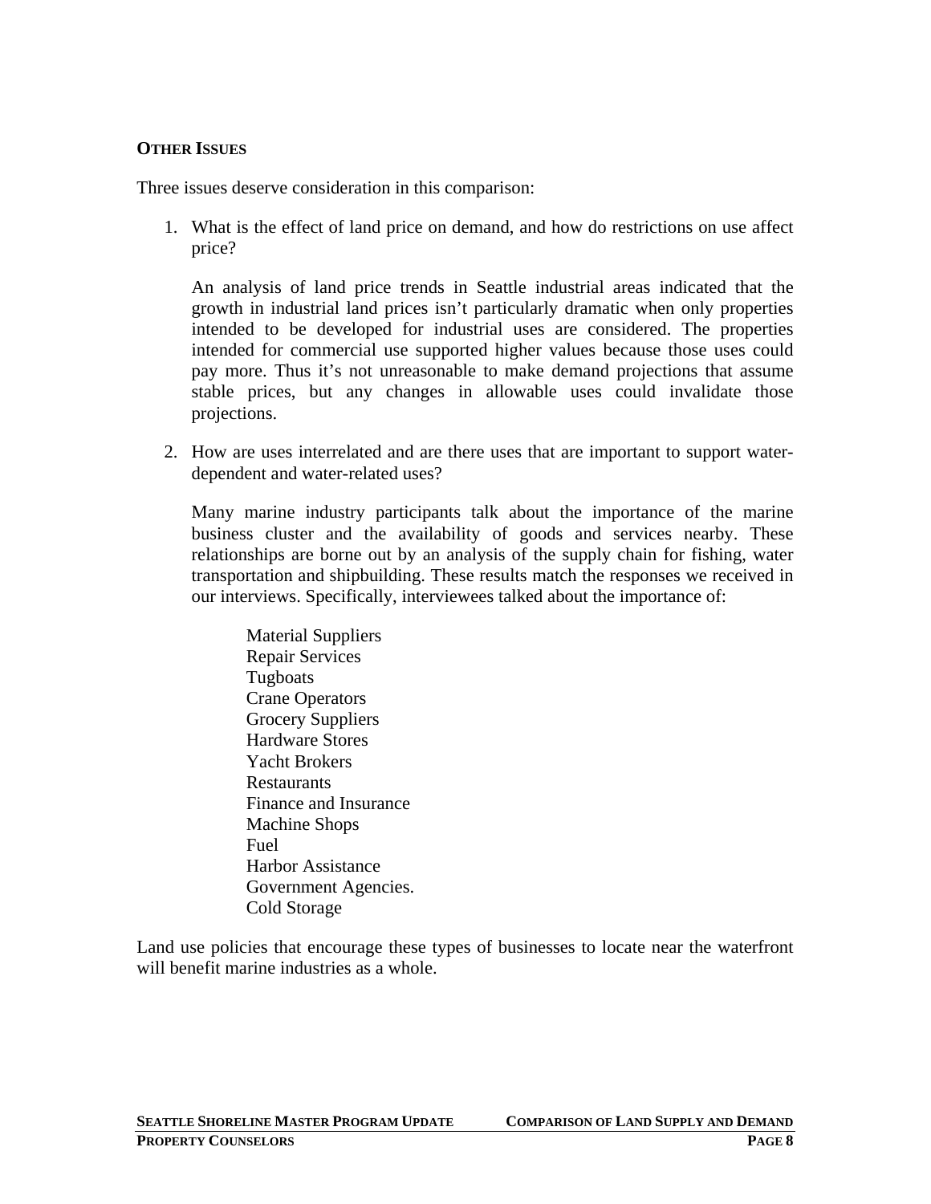**OTHER ISSUES**

Three issues deserve consideration in this comparison:

1. What is the effect of land price on demand, and how do restrictions on use affect price?

   An analysis of land price trends in Seattle industrial areas indicated that the growth in industrial land prices isn't particularly dramatic when only properties intended to be developed for industrial uses are considered. The properties intended for commercial use supported higher values because those uses could pay more. Thus it's not unreasonable to make demand projections that assume stable prices, but any changes in allowable uses could invalidate those projections.

2. How are uses interrelated and are there uses that are important to support water-dependent and water-related uses?

   Many marine industry participants talk about the importance of the marine business cluster and the availability of goods and services nearby. These relationships are borne out by an analysis of the supply chain for fishing, water transportation and shipbuilding. These results match the responses we received in our interviews. Specifically, interviewees talked about the importance of:

   Material Suppliers
   Repair Services
   Tugboats
   Crane Operators
   Grocery Suppliers
   Hardware Stores
   Yacht Brokers
   Restaurants
   Finance and Insurance
   Machine Shops
   Fuel
   Harbor Assistance
   Government Agencies.
   Cold Storage

Land use policies that encourage these types of businesses to locate near the waterfront will benefit marine industries as a whole.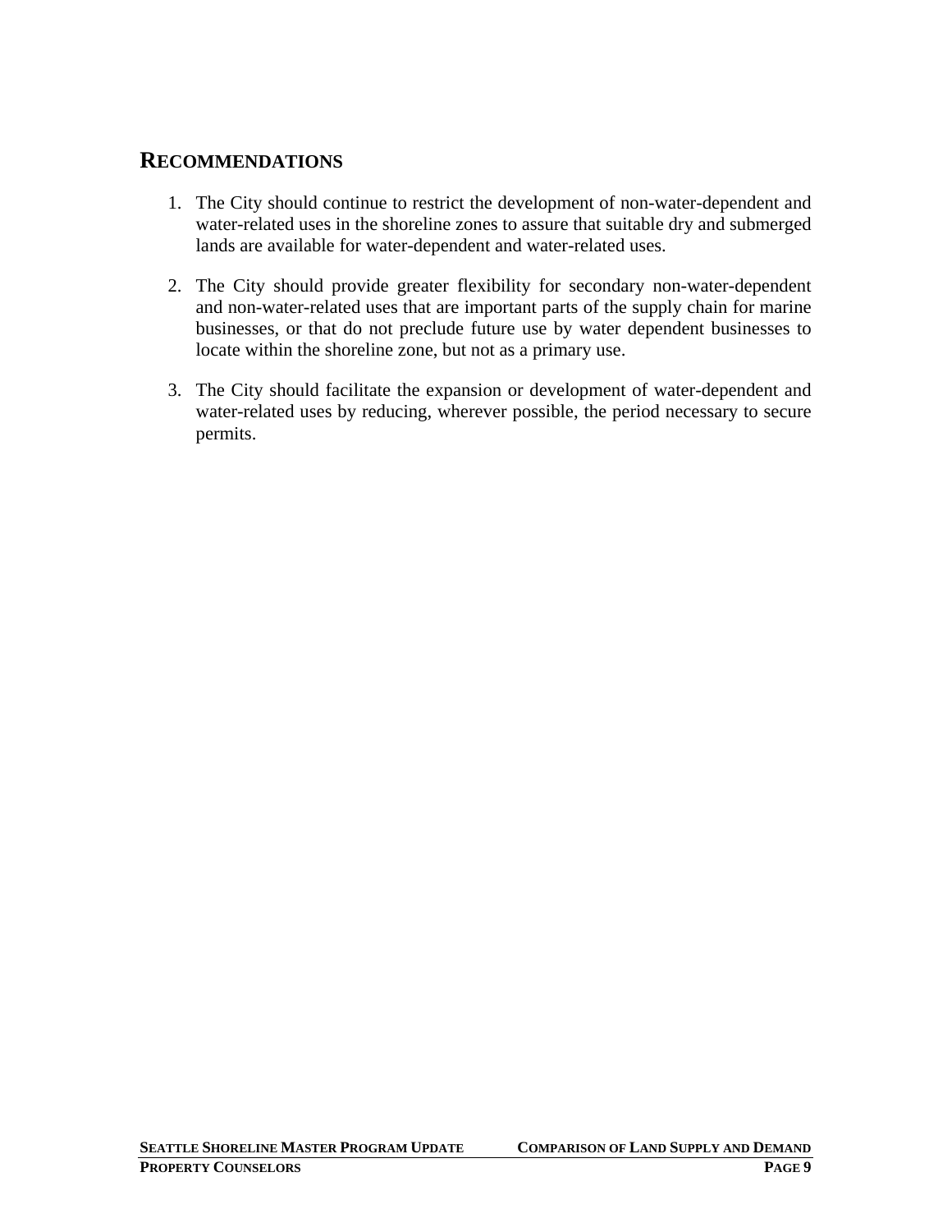## RECOMMENDATIONS

1. The City should continue to restrict the development of non-water-dependent and water-related uses in the shoreline zones to assure that suitable dry and submerged lands are available for water-dependent and water-related uses.

2. The City should provide greater flexibility for secondary non-water-dependent and non-water-related uses that are important parts of the supply chain for marine businesses, or that do not preclude future use by water dependent businesses to locate within the shoreline zone, but not as a primary use.

3. The City should facilitate the expansion or development of water-dependent and water-related uses by reducing, wherever possible, the period necessary to secure permits.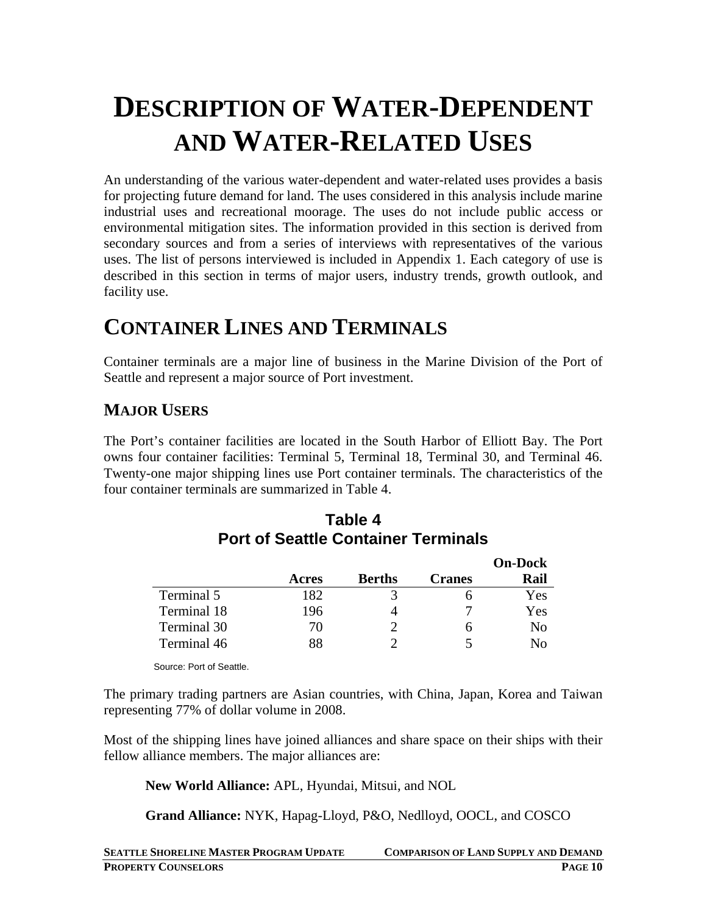# DESCRIPTION OF WATER-DEPENDENT AND WATER-RELATED USES

An understanding of the various water-dependent and water-related uses provides a basis for projecting future demand for land. The uses considered in this analysis include marine industrial uses and recreational moorage. The uses do not include public access or environmental mitigation sites. The information provided in this section is derived from secondary sources and from a series of interviews with representatives of the various uses. The list of persons interviewed is included in Appendix 1. Each category of use is described in this section in terms of major users, industry trends, growth outlook, and facility use.

# CONTAINER LINES AND TERMINALS

Container terminals are a major line of business in the Marine Division of the Port of Seattle and represent a major source of Port investment.

## MAJOR USERS

The Port's container facilities are located in the South Harbor of Elliott Bay. The Port owns four container facilities: Terminal 5, Terminal 18, Terminal 30, and Terminal 46. Twenty-one major shipping lines use Port container terminals. The characteristics of the four container terminals are summarized in Table 4.

**Table 4**
**Port of Seattle Container Terminals**

| | Acres | Berths | Cranes | On-Dock Rail |
|---|---|---|---|---|
| Terminal 5 | 182 | 3 | 6 | Yes |
| Terminal 18 | 196 | 4 | 7 | Yes |
| Terminal 30 | 70 | 2 | 6 | No |
| Terminal 46 | 88 | 2 | 5 | No |

Source: Port of Seattle.

The primary trading partners are Asian countries, with China, Japan, Korea and Taiwan representing 77% of dollar volume in 2008.

Most of the shipping lines have joined alliances and share space on their ships with their fellow alliance members. The major alliances are:

**New World Alliance:** APL, Hyundai, Mitsui, and NOL

**Grand Alliance:** NYK, Hapag-Lloyd, P&O, Nedlloyd, OOCL, and COSCO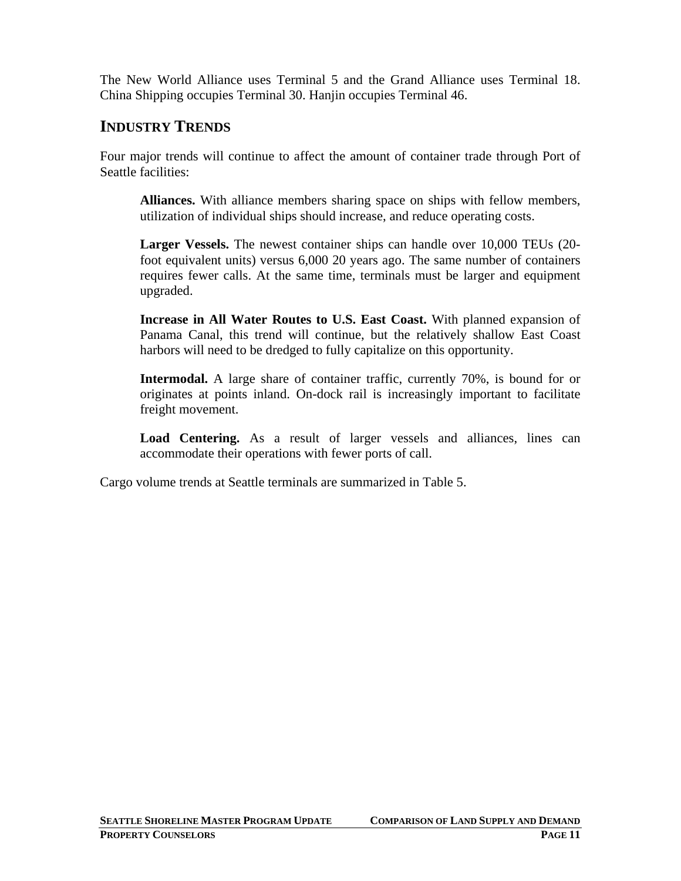The New World Alliance uses Terminal 5 and the Grand Alliance uses Terminal 18. China Shipping occupies Terminal 30. Hanjin occupies Terminal 46.

## INDUSTRY TRENDS

Four major trends will continue to affect the amount of container trade through Port of Seattle facilities:

> **Alliances.** With alliance members sharing space on ships with fellow members, utilization of individual ships should increase, and reduce operating costs.
>
> **Larger Vessels.** The newest container ships can handle over 10,000 TEUs (20-foot equivalent units) versus 6,000 20 years ago. The same number of containers requires fewer calls. At the same time, terminals must be larger and equipment upgraded.
>
> **Increase in All Water Routes to U.S. East Coast.** With planned expansion of Panama Canal, this trend will continue, but the relatively shallow East Coast harbors will need to be dredged to fully capitalize on this opportunity.
>
> **Intermodal.** A large share of container traffic, currently 70%, is bound for or originates at points inland. On-dock rail is increasingly important to facilitate freight movement.
>
> **Load Centering.** As a result of larger vessels and alliances, lines can accommodate their operations with fewer ports of call.

Cargo volume trends at Seattle terminals are summarized in Table 5.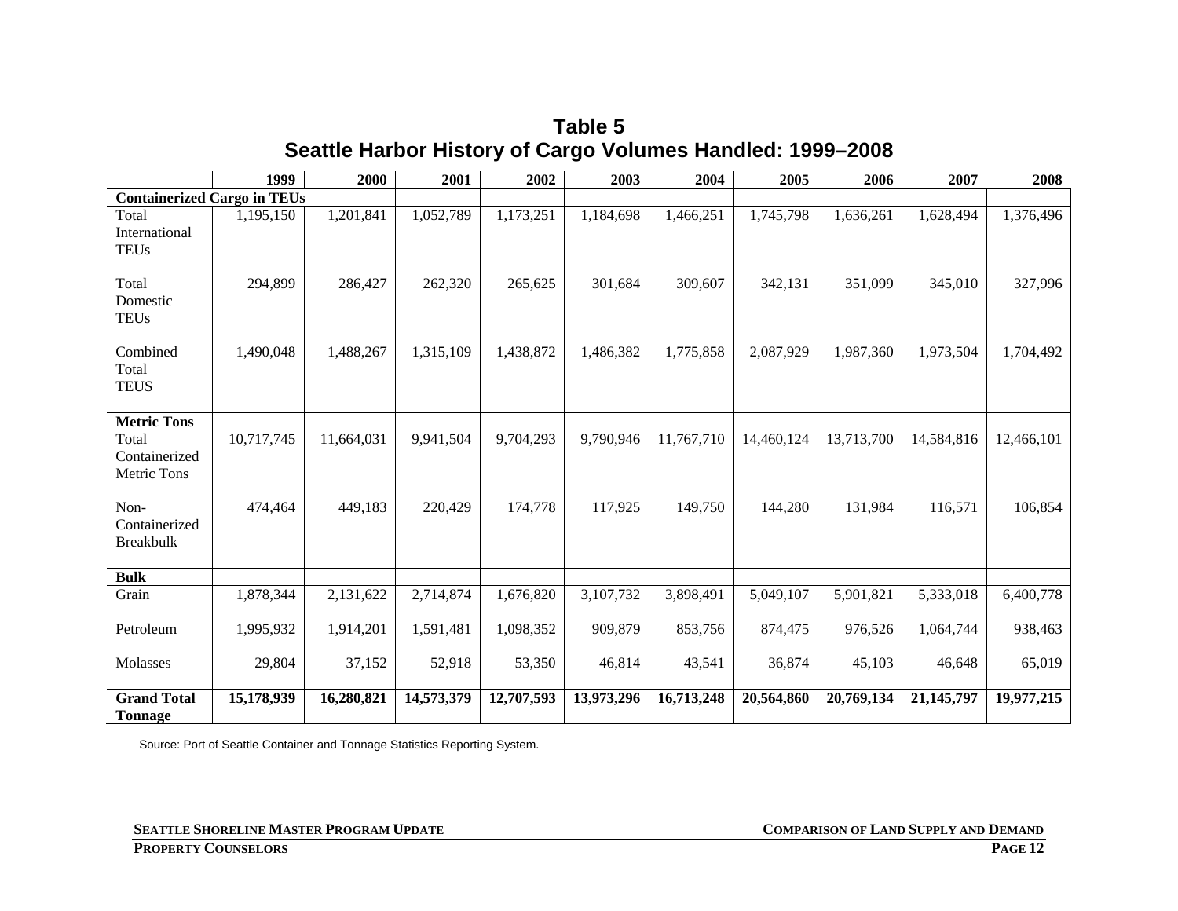# Table 5
## Seattle Harbor History of Cargo Volumes Handled: 1999–2008

| | 1999 | 2000 | 2001 | 2002 | 2003 | 2004 | 2005 | 2006 | 2007 | 2008 |
|---|---|---|---|---|---|---|---|---|---|---|
| **Containerized Cargo in TEUs** | | | | | | | | | | |
| Total International TEUs | 1,195,150 | 1,201,841 | 1,052,789 | 1,173,251 | 1,184,698 | 1,466,251 | 1,745,798 | 1,636,261 | 1,628,494 | 1,376,496 |
| Total Domestic TEUs | 294,899 | 286,427 | 262,320 | 265,625 | 301,684 | 309,607 | 342,131 | 351,099 | 345,010 | 327,996 |
| Combined Total TEUS | 1,490,048 | 1,488,267 | 1,315,109 | 1,438,872 | 1,486,382 | 1,775,858 | 2,087,929 | 1,987,360 | 1,973,504 | 1,704,492 |
| **Metric Tons** | | | | | | | | | | |
| Total Containerized Metric Tons | 10,717,745 | 11,664,031 | 9,941,504 | 9,704,293 | 9,790,946 | 11,767,710 | 14,460,124 | 13,713,700 | 14,584,816 | 12,466,101 |
| Non-Containerized Breakbulk | 474,464 | 449,183 | 220,429 | 174,778 | 117,925 | 149,750 | 144,280 | 131,984 | 116,571 | 106,854 |
| **Bulk** | | | | | | | | | | |
| Grain | 1,878,344 | 2,131,622 | 2,714,874 | 1,676,820 | 3,107,732 | 3,898,491 | 5,049,107 | 5,901,821 | 5,333,018 | 6,400,778 |
| Petroleum | 1,995,932 | 1,914,201 | 1,591,481 | 1,098,352 | 909,879 | 853,756 | 874,475 | 976,526 | 1,064,744 | 938,463 |
| Molasses | 29,804 | 37,152 | 52,918 | 53,350 | 46,814 | 43,541 | 36,874 | 45,103 | 46,648 | 65,019 |
| **Grand Total Tonnage** | **15,178,939** | **16,280,821** | **14,573,379** | **12,707,593** | **13,973,296** | **16,713,248** | **20,564,860** | **20,769,134** | **21,145,797** | **19,977,215** |

Source: Port of Seattle Container and Tonnage Statistics Reporting System.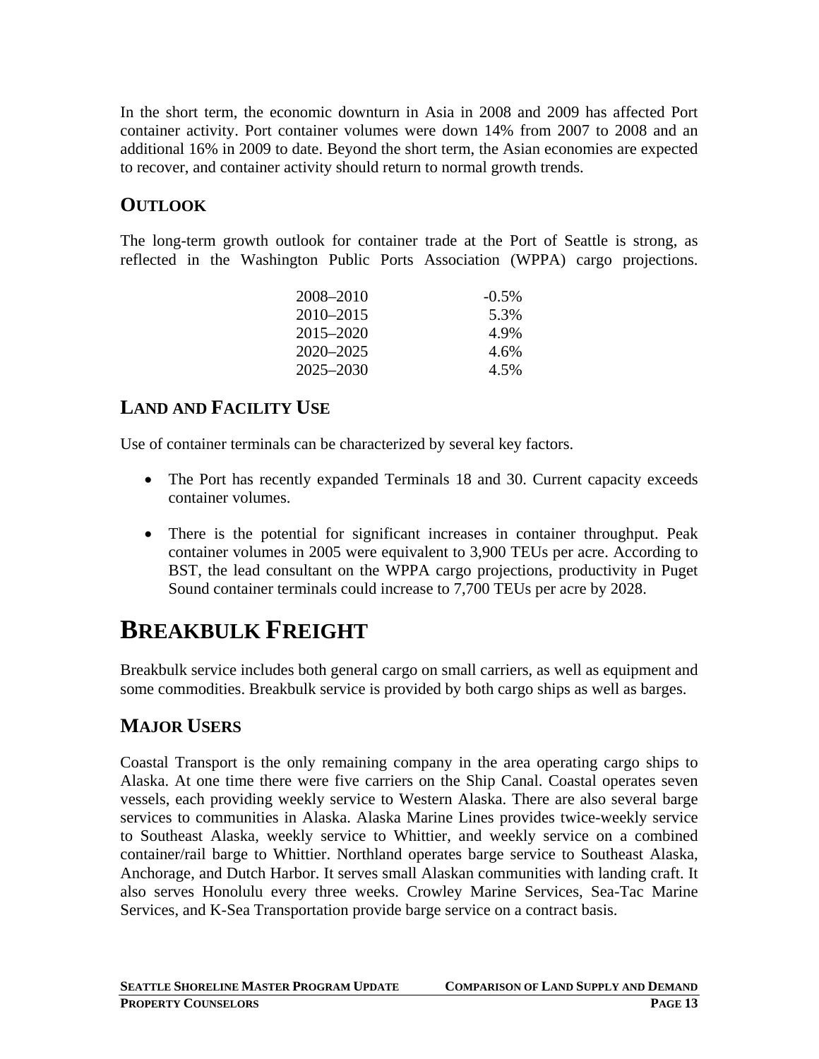In the short term, the economic downturn in Asia in 2008 and 2009 has affected Port container activity. Port container volumes were down 14% from 2007 to 2008 and an additional 16% in 2009 to date. Beyond the short term, the Asian economies are expected to recover, and container activity should return to normal growth trends.

### OUTLOOK

The long-term growth outlook for container trade at the Port of Seattle is strong, as reflected in the Washington Public Ports Association (WPPA) cargo projections.

| | |
|---|---|
| 2008–2010 | -0.5% |
| 2010–2015 | 5.3% |
| 2015–2020 | 4.9% |
| 2020–2025 | 4.6% |
| 2025–2030 | 4.5% |

### LAND AND FACILITY USE

Use of container terminals can be characterized by several key factors.

- The Port has recently expanded Terminals 18 and 30. Current capacity exceeds container volumes.
- There is the potential for significant increases in container throughput. Peak container volumes in 2005 were equivalent to 3,900 TEUs per acre. According to BST, the lead consultant on the WPPA cargo projections, productivity in Puget Sound container terminals could increase to 7,700 TEUs per acre by 2028.

## BREAKBULK FREIGHT

Breakbulk service includes both general cargo on small carriers, as well as equipment and some commodities. Breakbulk service is provided by both cargo ships as well as barges.

### MAJOR USERS

Coastal Transport is the only remaining company in the area operating cargo ships to Alaska. At one time there were five carriers on the Ship Canal. Coastal operates seven vessels, each providing weekly service to Western Alaska. There are also several barge services to communities in Alaska. Alaska Marine Lines provides twice-weekly service to Southeast Alaska, weekly service to Whittier, and weekly service on a combined container/rail barge to Whittier. Northland operates barge service to Southeast Alaska, Anchorage, and Dutch Harbor. It serves small Alaskan communities with landing craft. It also serves Honolulu every three weeks. Crowley Marine Services, Sea-Tac Marine Services, and K-Sea Transportation provide barge service on a contract basis.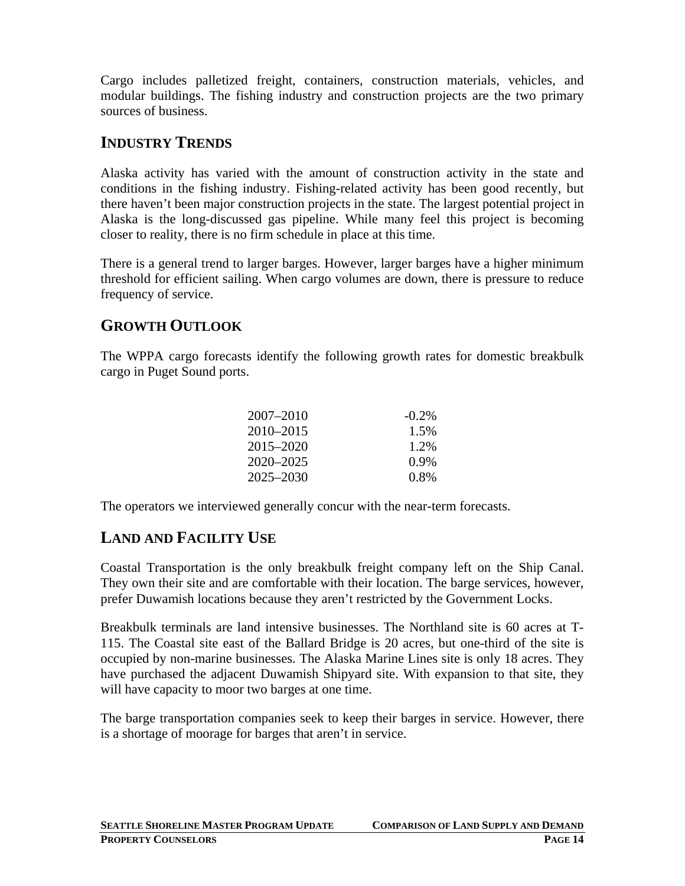Cargo includes palletized freight, containers, construction materials, vehicles, and modular buildings. The fishing industry and construction projects are the two primary sources of business.

## INDUSTRY TRENDS

Alaska activity has varied with the amount of construction activity in the state and conditions in the fishing industry. Fishing-related activity has been good recently, but there haven't been major construction projects in the state. The largest potential project in Alaska is the long-discussed gas pipeline. While many feel this project is becoming closer to reality, there is no firm schedule in place at this time.

There is a general trend to larger barges. However, larger barges have a higher minimum threshold for efficient sailing. When cargo volumes are down, there is pressure to reduce frequency of service.

## GROWTH OUTLOOK

The WPPA cargo forecasts identify the following growth rates for domestic breakbulk cargo in Puget Sound ports.

| | |
|---|---|
| 2007–2010 | -0.2% |
| 2010–2015 | 1.5% |
| 2015–2020 | 1.2% |
| 2020–2025 | 0.9% |
| 2025–2030 | 0.8% |

The operators we interviewed generally concur with the near-term forecasts.

## LAND AND FACILITY USE

Coastal Transportation is the only breakbulk freight company left on the Ship Canal. They own their site and are comfortable with their location. The barge services, however, prefer Duwamish locations because they aren't restricted by the Government Locks.

Breakbulk terminals are land intensive businesses. The Northland site is 60 acres at T-115. The Coastal site east of the Ballard Bridge is 20 acres, but one-third of the site is occupied by non-marine businesses. The Alaska Marine Lines site is only 18 acres. They have purchased the adjacent Duwamish Shipyard site. With expansion to that site, they will have capacity to moor two barges at one time.

The barge transportation companies seek to keep their barges in service. However, there is a shortage of moorage for barges that aren't in service.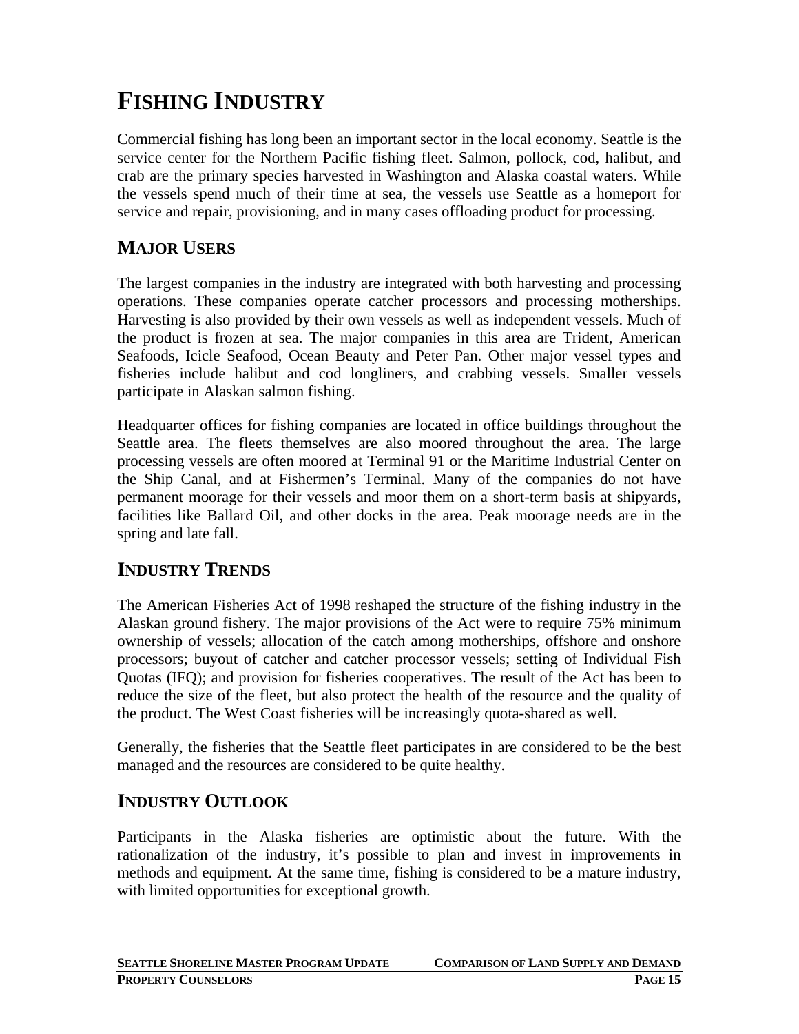# FISHING INDUSTRY

Commercial fishing has long been an important sector in the local economy. Seattle is the service center for the Northern Pacific fishing fleet. Salmon, pollock, cod, halibut, and crab are the primary species harvested in Washington and Alaska coastal waters. While the vessels spend much of their time at sea, the vessels use Seattle as a homeport for service and repair, provisioning, and in many cases offloading product for processing.

## MAJOR USERS

The largest companies in the industry are integrated with both harvesting and processing operations. These companies operate catcher processors and processing motherships. Harvesting is also provided by their own vessels as well as independent vessels. Much of the product is frozen at sea. The major companies in this area are Trident, American Seafoods, Icicle Seafood, Ocean Beauty and Peter Pan. Other major vessel types and fisheries include halibut and cod longliners, and crabbing vessels. Smaller vessels participate in Alaskan salmon fishing.

Headquarter offices for fishing companies are located in office buildings throughout the Seattle area. The fleets themselves are also moored throughout the area. The large processing vessels are often moored at Terminal 91 or the Maritime Industrial Center on the Ship Canal, and at Fishermen's Terminal. Many of the companies do not have permanent moorage for their vessels and moor them on a short-term basis at shipyards, facilities like Ballard Oil, and other docks in the area. Peak moorage needs are in the spring and late fall.

## INDUSTRY TRENDS

The American Fisheries Act of 1998 reshaped the structure of the fishing industry in the Alaskan ground fishery. The major provisions of the Act were to require 75% minimum ownership of vessels; allocation of the catch among motherships, offshore and onshore processors; buyout of catcher and catcher processor vessels; setting of Individual Fish Quotas (IFQ); and provision for fisheries cooperatives. The result of the Act has been to reduce the size of the fleet, but also protect the health of the resource and the quality of the product. The West Coast fisheries will be increasingly quota-shared as well.

Generally, the fisheries that the Seattle fleet participates in are considered to be the best managed and the resources are considered to be quite healthy.

## INDUSTRY OUTLOOK

Participants in the Alaska fisheries are optimistic about the future. With the rationalization of the industry, it's possible to plan and invest in improvements in methods and equipment. At the same time, fishing is considered to be a mature industry, with limited opportunities for exceptional growth.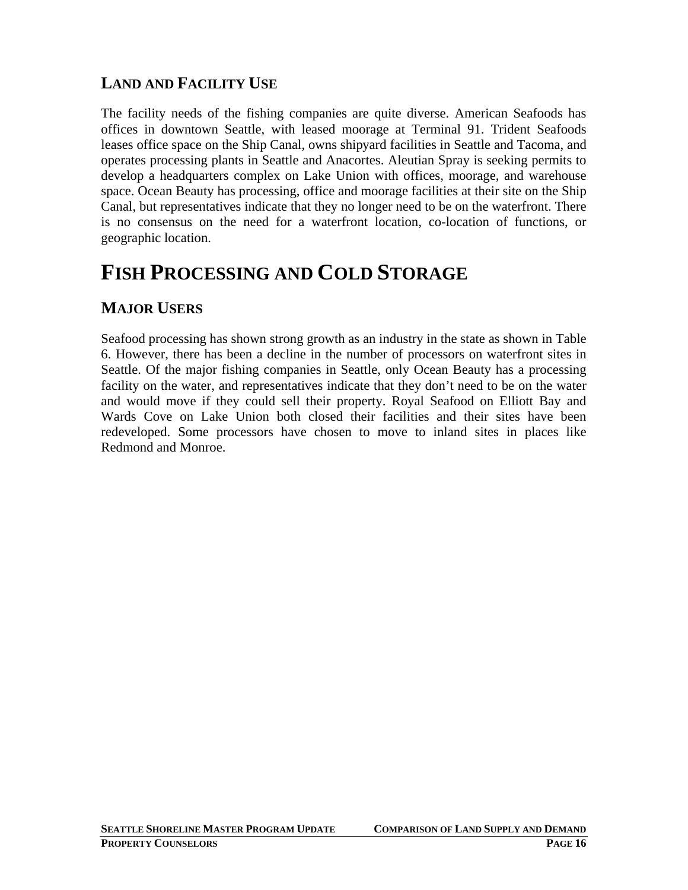### LAND AND FACILITY USE

The facility needs of the fishing companies are quite diverse. American Seafoods has offices in downtown Seattle, with leased moorage at Terminal 91. Trident Seafoods leases office space on the Ship Canal, owns shipyard facilities in Seattle and Tacoma, and operates processing plants in Seattle and Anacortes. Aleutian Spray is seeking permits to develop a headquarters complex on Lake Union with offices, moorage, and warehouse space. Ocean Beauty has processing, office and moorage facilities at their site on the Ship Canal, but representatives indicate that they no longer need to be on the waterfront. There is no consensus on the need for a waterfront location, co-location of functions, or geographic location.

## FISH PROCESSING AND COLD STORAGE

### MAJOR USERS

Seafood processing has shown strong growth as an industry in the state as shown in Table 6. However, there has been a decline in the number of processors on waterfront sites in Seattle. Of the major fishing companies in Seattle, only Ocean Beauty has a processing facility on the water, and representatives indicate that they don't need to be on the water and would move if they could sell their property. Royal Seafood on Elliott Bay and Wards Cove on Lake Union both closed their facilities and their sites have been redeveloped. Some processors have chosen to move to inland sites in places like Redmond and Monroe.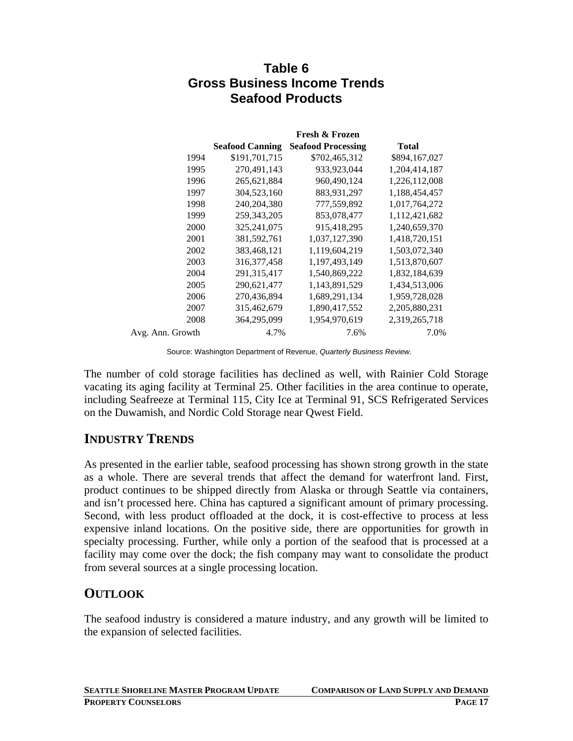## Table 6
## Gross Business Income Trends
## Seafood Products

| | Seafood Canning | Fresh & Frozen Seafood Processing | Total |
|---|---|---|---|
| 1994 | $191,701,715 | $702,465,312 | $894,167,027 |
| 1995 | 270,491,143 | 933,923,044 | 1,204,414,187 |
| 1996 | 265,621,884 | 960,490,124 | 1,226,112,008 |
| 1997 | 304,523,160 | 883,931,297 | 1,188,454,457 |
| 1998 | 240,204,380 | 777,559,892 | 1,017,764,272 |
| 1999 | 259,343,205 | 853,078,477 | 1,112,421,682 |
| 2000 | 325,241,075 | 915,418,295 | 1,240,659,370 |
| 2001 | 381,592,761 | 1,037,127,390 | 1,418,720,151 |
| 2002 | 383,468,121 | 1,119,604,219 | 1,503,072,340 |
| 2003 | 316,377,458 | 1,197,493,149 | 1,513,870,607 |
| 2004 | 291,315,417 | 1,540,869,222 | 1,832,184,639 |
| 2005 | 290,621,477 | 1,143,891,529 | 1,434,513,006 |
| 2006 | 270,436,894 | 1,689,291,134 | 1,959,728,028 |
| 2007 | 315,462,679 | 1,890,417,552 | 2,205,880,231 |
| 2008 | 364,295,099 | 1,954,970,619 | 2,319,265,718 |
| Avg. Ann. Growth | 4.7% | 7.6% | 7.0% |

Source: Washington Department of Revenue, *Quarterly Business Review.*

The number of cold storage facilities has declined as well, with Rainier Cold Storage vacating its aging facility at Terminal 25. Other facilities in the area continue to operate, including Seafreeze at Terminal 115, City Ice at Terminal 91, SCS Refrigerated Services on the Duwamish, and Nordic Cold Storage near Qwest Field.

## INDUSTRY TRENDS

As presented in the earlier table, seafood processing has shown strong growth in the state as a whole. There are several trends that affect the demand for waterfront land. First, product continues to be shipped directly from Alaska or through Seattle via containers, and isn't processed here. China has captured a significant amount of primary processing. Second, with less product offloaded at the dock, it is cost-effective to process at less expensive inland locations. On the positive side, there are opportunities for growth in specialty processing. Further, while only a portion of the seafood that is processed at a facility may come over the dock; the fish company may want to consolidate the product from several sources at a single processing location.

## OUTLOOK

The seafood industry is considered a mature industry, and any growth will be limited to the expansion of selected facilities.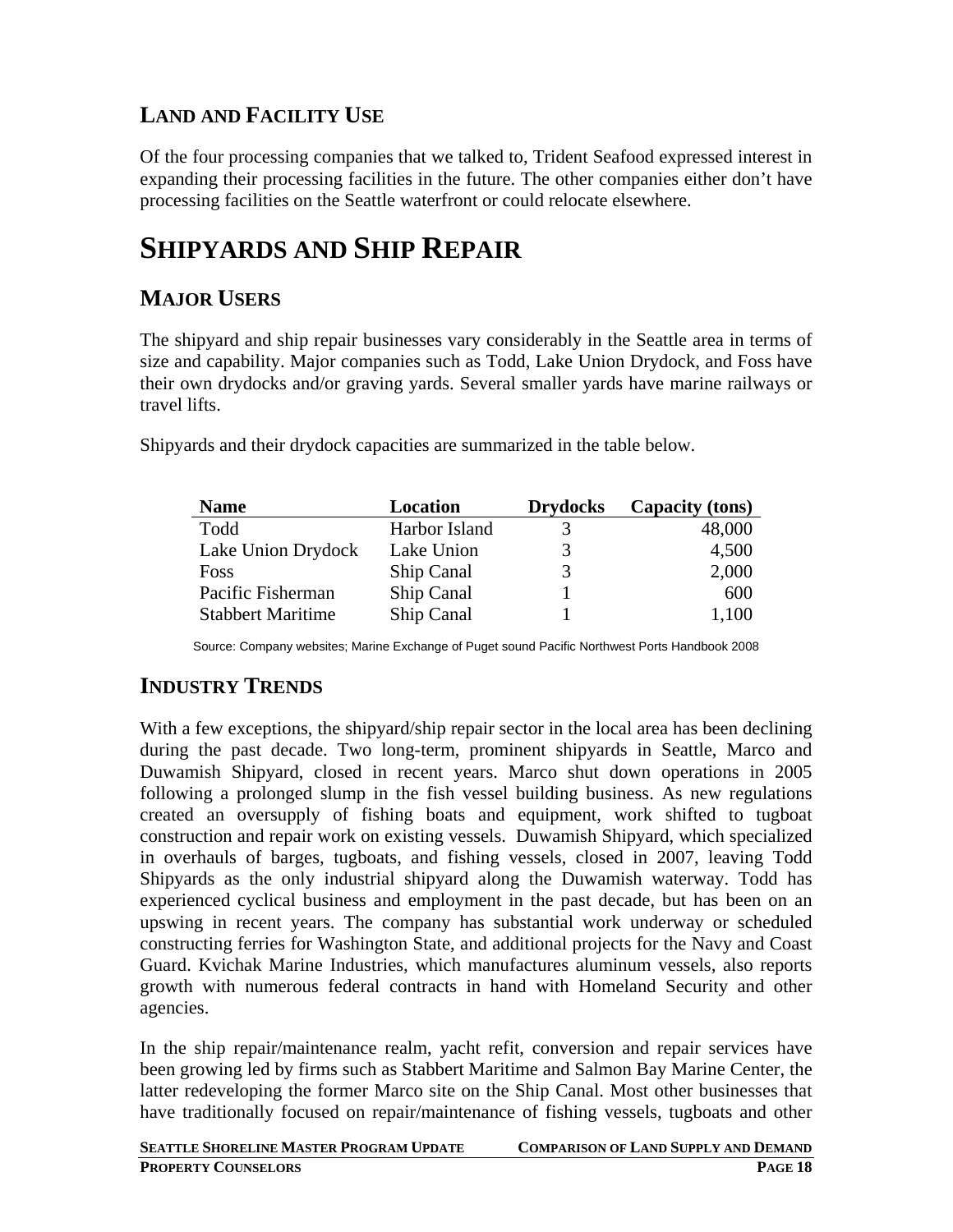### Land and Facility Use

Of the four processing companies that we talked to, Trident Seafood expressed interest in expanding their processing facilities in the future. The other companies either don't have processing facilities on the Seattle waterfront or could relocate elsewhere.

## Shipyards and Ship Repair

### Major Users

The shipyard and ship repair businesses vary considerably in the Seattle area in terms of size and capability. Major companies such as Todd, Lake Union Drydock, and Foss have their own drydocks and/or graving yards. Several smaller yards have marine railways or travel lifts.

Shipyards and their drydock capacities are summarized in the table below.

| Name | Location | Drydocks | Capacity (tons) |
|---|---|---|---|
| Todd | Harbor Island | 3 | 48,000 |
| Lake Union Drydock | Lake Union | 3 | 4,500 |
| Foss | Ship Canal | 3 | 2,000 |
| Pacific Fisherman | Ship Canal | 1 | 600 |
| Stabbert Maritime | Ship Canal | 1 | 1,100 |

Source: Company websites; Marine Exchange of Puget sound Pacific Northwest Ports Handbook 2008

### Industry Trends

With a few exceptions, the shipyard/ship repair sector in the local area has been declining during the past decade. Two long-term, prominent shipyards in Seattle, Marco and Duwamish Shipyard, closed in recent years. Marco shut down operations in 2005 following a prolonged slump in the fish vessel building business. As new regulations created an oversupply of fishing boats and equipment, work shifted to tugboat construction and repair work on existing vessels. Duwamish Shipyard, which specialized in overhauls of barges, tugboats, and fishing vessels, closed in 2007, leaving Todd Shipyards as the only industrial shipyard along the Duwamish waterway. Todd has experienced cyclical business and employment in the past decade, but has been on an upswing in recent years. The company has substantial work underway or scheduled constructing ferries for Washington State, and additional projects for the Navy and Coast Guard. Kvichak Marine Industries, which manufactures aluminum vessels, also reports growth with numerous federal contracts in hand with Homeland Security and other agencies.

In the ship repair/maintenance realm, yacht refit, conversion and repair services have been growing led by firms such as Stabbert Maritime and Salmon Bay Marine Center, the latter redeveloping the former Marco site on the Ship Canal. Most other businesses that have traditionally focused on repair/maintenance of fishing vessels, tugboats and other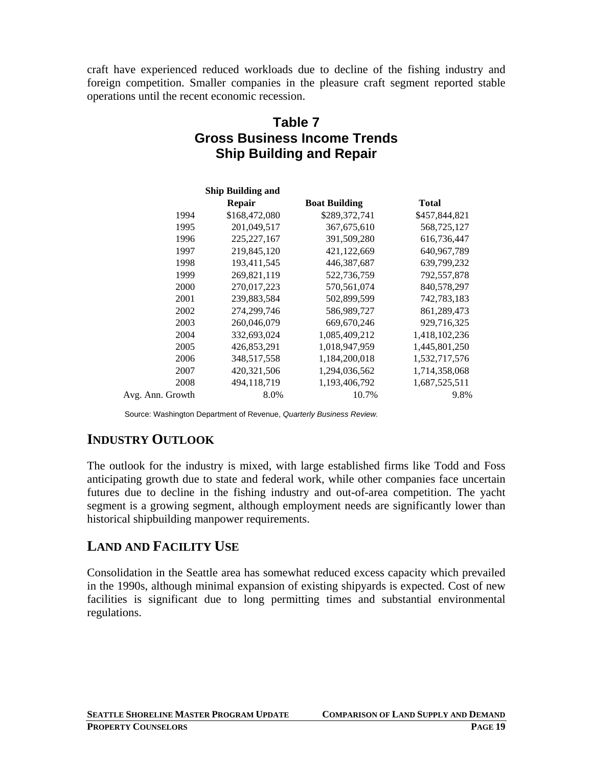craft have experienced reduced workloads due to decline of the fishing industry and foreign competition. Smaller companies in the pleasure craft segment reported stable operations until the recent economic recession.

**Table 7**
**Gross Business Income Trends**
**Ship Building and Repair**

| | Ship Building and Repair | Boat Building | Total |
|---|---|---|---|
| 1994 | $168,472,080 | $289,372,741 | $457,844,821 |
| 1995 | 201,049,517 | 367,675,610 | 568,725,127 |
| 1996 | 225,227,167 | 391,509,280 | 616,736,447 |
| 1997 | 219,845,120 | 421,122,669 | 640,967,789 |
| 1998 | 193,411,545 | 446,387,687 | 639,799,232 |
| 1999 | 269,821,119 | 522,736,759 | 792,557,878 |
| 2000 | 270,017,223 | 570,561,074 | 840,578,297 |
| 2001 | 239,883,584 | 502,899,599 | 742,783,183 |
| 2002 | 274,299,746 | 586,989,727 | 861,289,473 |
| 2003 | 260,046,079 | 669,670,246 | 929,716,325 |
| 2004 | 332,693,024 | 1,085,409,212 | 1,418,102,236 |
| 2005 | 426,853,291 | 1,018,947,959 | 1,445,801,250 |
| 2006 | 348,517,558 | 1,184,200,018 | 1,532,717,576 |
| 2007 | 420,321,506 | 1,294,036,562 | 1,714,358,068 |
| 2008 | 494,118,719 | 1,193,406,792 | 1,687,525,511 |
| Avg. Ann. Growth | 8.0% | 10.7% | 9.8% |

Source: Washington Department of Revenue, *Quarterly Business Review.*

## INDUSTRY OUTLOOK

The outlook for the industry is mixed, with large established firms like Todd and Foss anticipating growth due to state and federal work, while other companies face uncertain futures due to decline in the fishing industry and out-of-area competition. The yacht segment is a growing segment, although employment needs are significantly lower than historical shipbuilding manpower requirements.

## LAND AND FACILITY USE

Consolidation in the Seattle area has somewhat reduced excess capacity which prevailed in the 1990s, although minimal expansion of existing shipyards is expected. Cost of new facilities is significant due to long permitting times and substantial environmental regulations.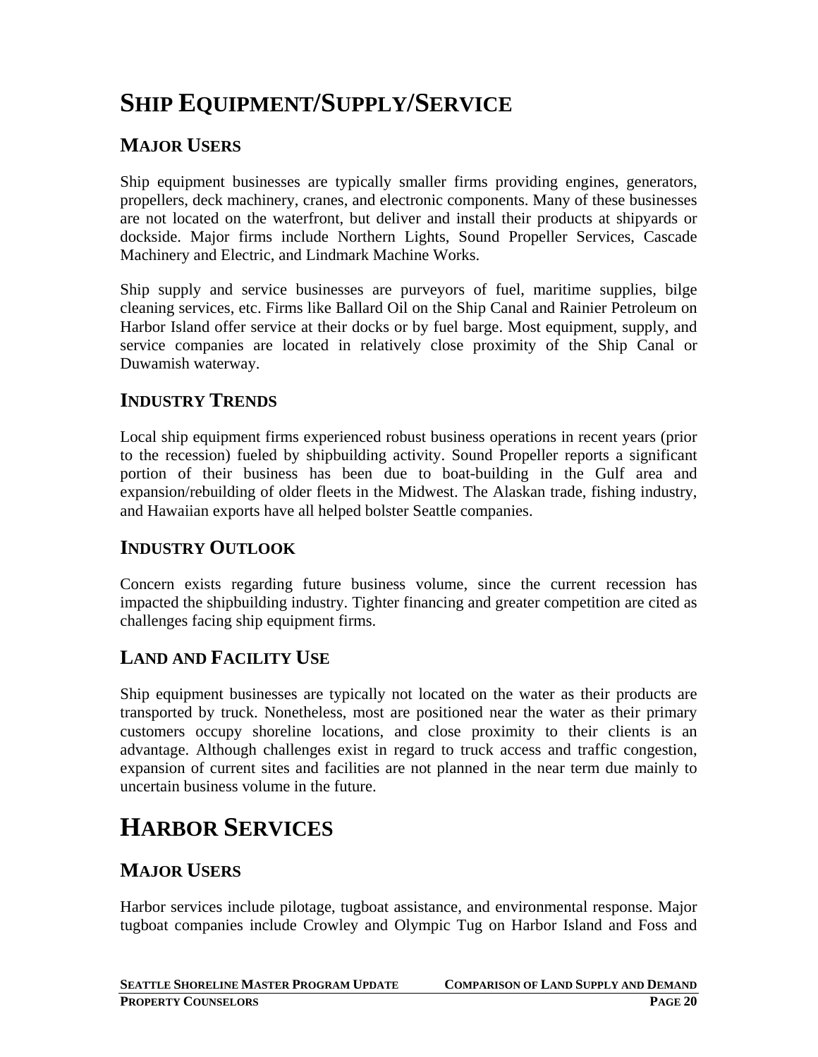# Ship Equipment/Supply/Service

## Major Users

Ship equipment businesses are typically smaller firms providing engines, generators, propellers, deck machinery, cranes, and electronic components. Many of these businesses are not located on the waterfront, but deliver and install their products at shipyards or dockside. Major firms include Northern Lights, Sound Propeller Services, Cascade Machinery and Electric, and Lindmark Machine Works.

Ship supply and service businesses are purveyors of fuel, maritime supplies, bilge cleaning services, etc. Firms like Ballard Oil on the Ship Canal and Rainier Petroleum on Harbor Island offer service at their docks or by fuel barge. Most equipment, supply, and service companies are located in relatively close proximity of the Ship Canal or Duwamish waterway.

## Industry Trends

Local ship equipment firms experienced robust business operations in recent years (prior to the recession) fueled by shipbuilding activity. Sound Propeller reports a significant portion of their business has been due to boat-building in the Gulf area and expansion/rebuilding of older fleets in the Midwest. The Alaskan trade, fishing industry, and Hawaiian exports have all helped bolster Seattle companies.

## Industry Outlook

Concern exists regarding future business volume, since the current recession has impacted the shipbuilding industry. Tighter financing and greater competition are cited as challenges facing ship equipment firms.

## Land and Facility Use

Ship equipment businesses are typically not located on the water as their products are transported by truck. Nonetheless, most are positioned near the water as their primary customers occupy shoreline locations, and close proximity to their clients is an advantage. Although challenges exist in regard to truck access and traffic congestion, expansion of current sites and facilities are not planned in the near term due mainly to uncertain business volume in the future.

# Harbor Services

## Major Users

Harbor services include pilotage, tugboat assistance, and environmental response. Major tugboat companies include Crowley and Olympic Tug on Harbor Island and Foss and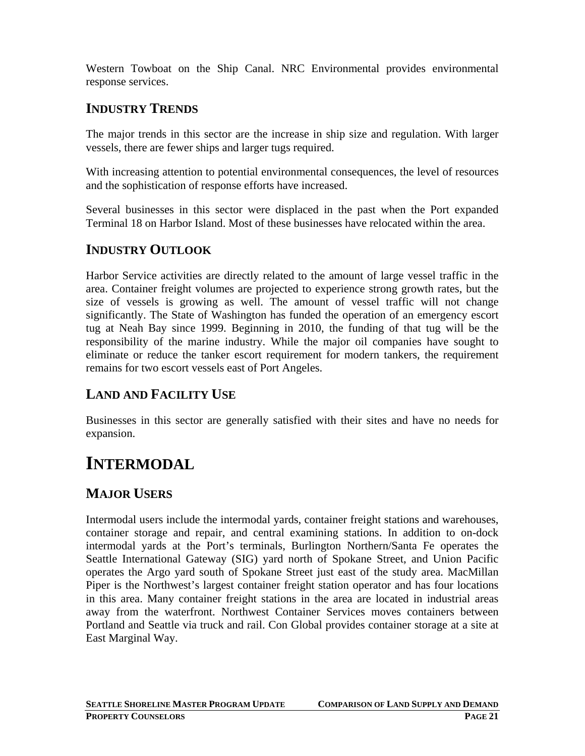Western Towboat on the Ship Canal. NRC Environmental provides environmental response services.

### INDUSTRY TRENDS

The major trends in this sector are the increase in ship size and regulation. With larger vessels, there are fewer ships and larger tugs required.

With increasing attention to potential environmental consequences, the level of resources and the sophistication of response efforts have increased.

Several businesses in this sector were displaced in the past when the Port expanded Terminal 18 on Harbor Island. Most of these businesses have relocated within the area.

### INDUSTRY OUTLOOK

Harbor Service activities are directly related to the amount of large vessel traffic in the area. Container freight volumes are projected to experience strong growth rates, but the size of vessels is growing as well. The amount of vessel traffic will not change significantly. The State of Washington has funded the operation of an emergency escort tug at Neah Bay since 1999. Beginning in 2010, the funding of that tug will be the responsibility of the marine industry. While the major oil companies have sought to eliminate or reduce the tanker escort requirement for modern tankers, the requirement remains for two escort vessels east of Port Angeles.

### LAND AND FACILITY USE

Businesses in this sector are generally satisfied with their sites and have no needs for expansion.

## INTERMODAL

### MAJOR USERS

Intermodal users include the intermodal yards, container freight stations and warehouses, container storage and repair, and central examining stations. In addition to on-dock intermodal yards at the Port's terminals, Burlington Northern/Santa Fe operates the Seattle International Gateway (SIG) yard north of Spokane Street, and Union Pacific operates the Argo yard south of Spokane Street just east of the study area. MacMillan Piper is the Northwest's largest container freight station operator and has four locations in this area. Many container freight stations in the area are located in industrial areas away from the waterfront. Northwest Container Services moves containers between Portland and Seattle via truck and rail. Con Global provides container storage at a site at East Marginal Way.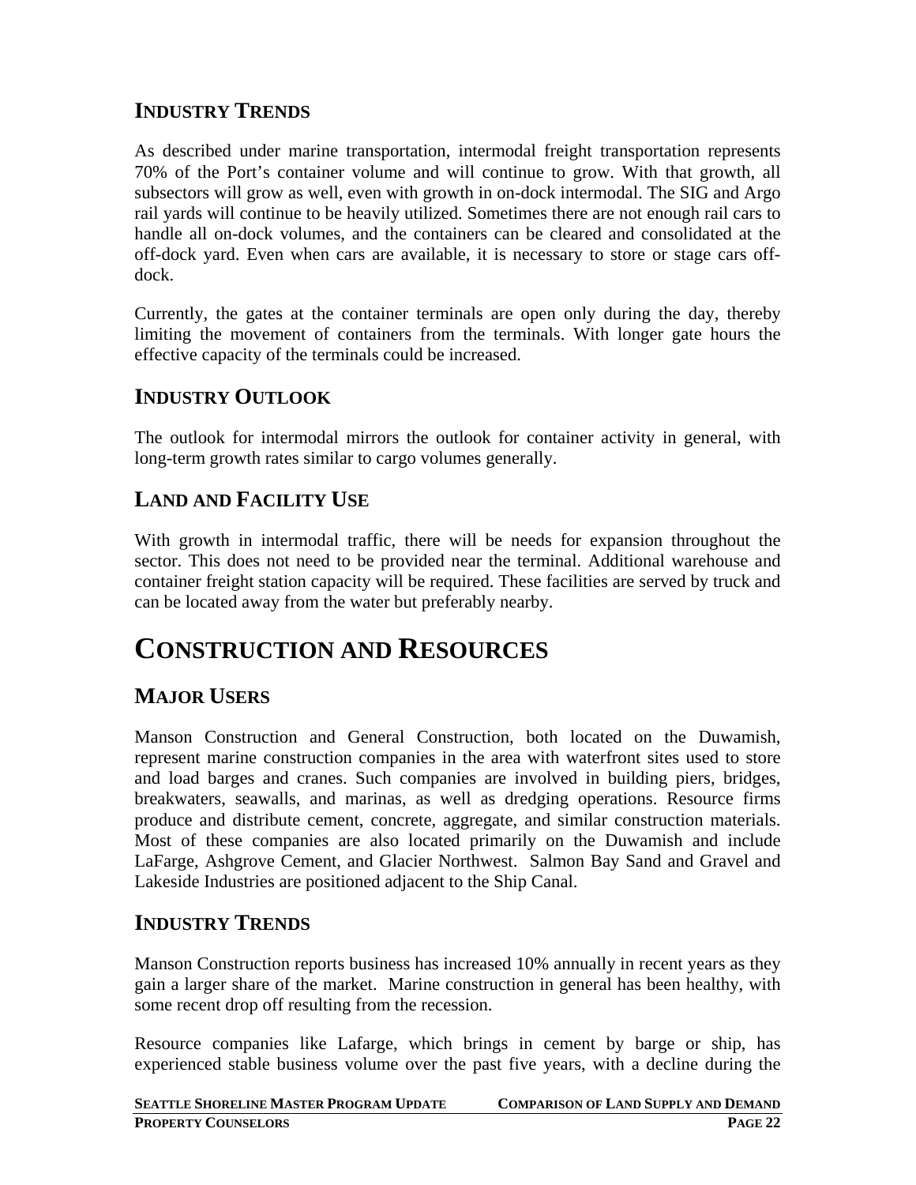### INDUSTRY TRENDS

As described under marine transportation, intermodal freight transportation represents 70% of the Port's container volume and will continue to grow. With that growth, all subsectors will grow as well, even with growth in on-dock intermodal. The SIG and Argo rail yards will continue to be heavily utilized. Sometimes there are not enough rail cars to handle all on-dock volumes, and the containers can be cleared and consolidated at the off-dock yard. Even when cars are available, it is necessary to store or stage cars off-dock.

Currently, the gates at the container terminals are open only during the day, thereby limiting the movement of containers from the terminals. With longer gate hours the effective capacity of the terminals could be increased.

### INDUSTRY OUTLOOK

The outlook for intermodal mirrors the outlook for container activity in general, with long-term growth rates similar to cargo volumes generally.

### LAND AND FACILITY USE

With growth in intermodal traffic, there will be needs for expansion throughout the sector. This does not need to be provided near the terminal. Additional warehouse and container freight station capacity will be required. These facilities are served by truck and can be located away from the water but preferably nearby.

## CONSTRUCTION AND RESOURCES

### MAJOR USERS

Manson Construction and General Construction, both located on the Duwamish, represent marine construction companies in the area with waterfront sites used to store and load barges and cranes. Such companies are involved in building piers, bridges, breakwaters, seawalls, and marinas, as well as dredging operations. Resource firms produce and distribute cement, concrete, aggregate, and similar construction materials. Most of these companies are also located primarily on the Duwamish and include LaFarge, Ashgrove Cement, and Glacier Northwest. Salmon Bay Sand and Gravel and Lakeside Industries are positioned adjacent to the Ship Canal.

### INDUSTRY TRENDS

Manson Construction reports business has increased 10% annually in recent years as they gain a larger share of the market. Marine construction in general has been healthy, with some recent drop off resulting from the recession.

Resource companies like Lafarge, which brings in cement by barge or ship, has experienced stable business volume over the past five years, with a decline during the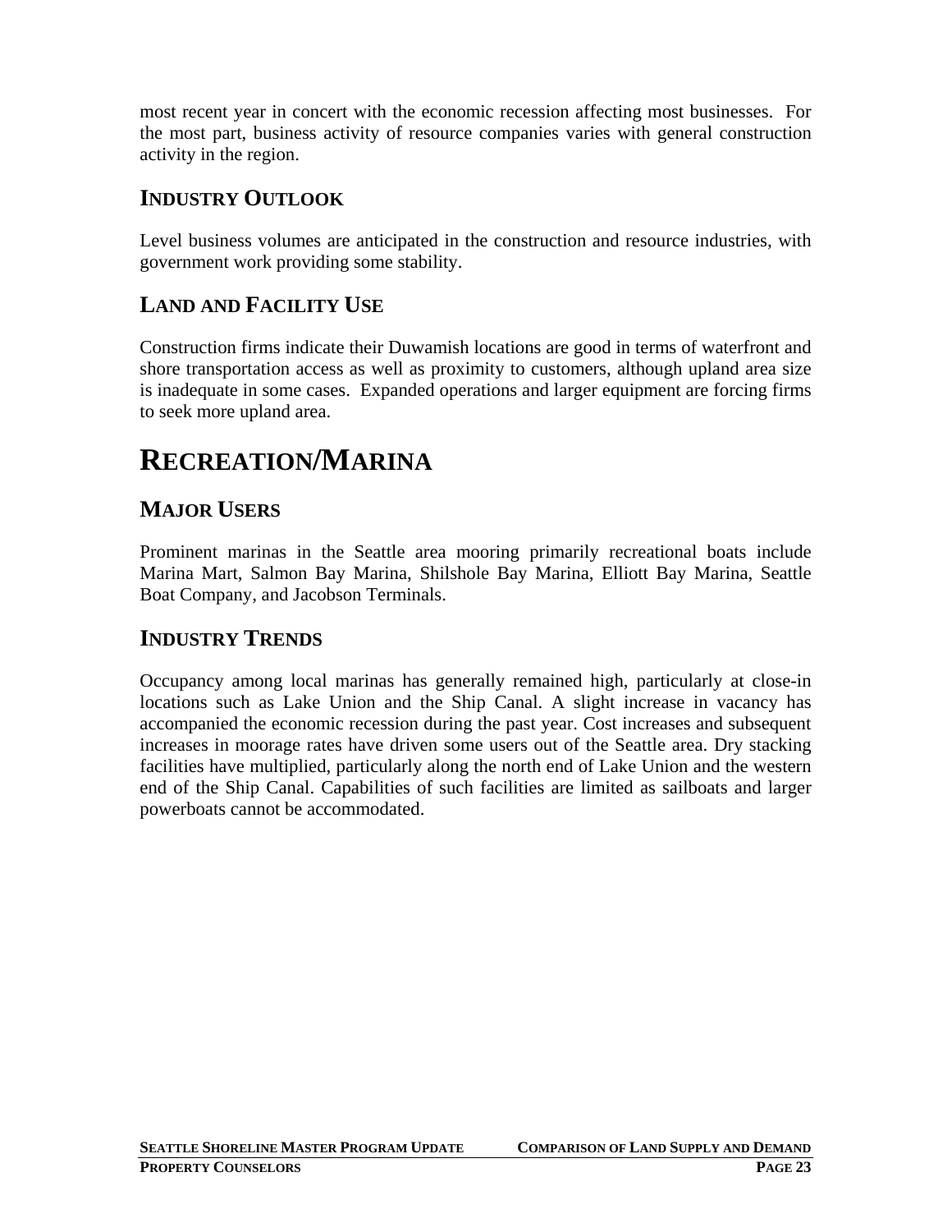most recent year in concert with the economic recession affecting most businesses. For the most part, business activity of resource companies varies with general construction activity in the region.

### Industry Outlook

Level business volumes are anticipated in the construction and resource industries, with government work providing some stability.

### Land and Facility Use

Construction firms indicate their Duwamish locations are good in terms of waterfront and shore transportation access as well as proximity to customers, although upland area size is inadequate in some cases. Expanded operations and larger equipment are forcing firms to seek more upland area.

## Recreation/Marina

### Major Users

Prominent marinas in the Seattle area mooring primarily recreational boats include Marina Mart, Salmon Bay Marina, Shilshole Bay Marina, Elliott Bay Marina, Seattle Boat Company, and Jacobson Terminals.

### Industry Trends

Occupancy among local marinas has generally remained high, particularly at close-in locations such as Lake Union and the Ship Canal. A slight increase in vacancy has accompanied the economic recession during the past year. Cost increases and subsequent increases in moorage rates have driven some users out of the Seattle area. Dry stacking facilities have multiplied, particularly along the north end of Lake Union and the western end of the Ship Canal. Capabilities of such facilities are limited as sailboats and larger powerboats cannot be accommodated.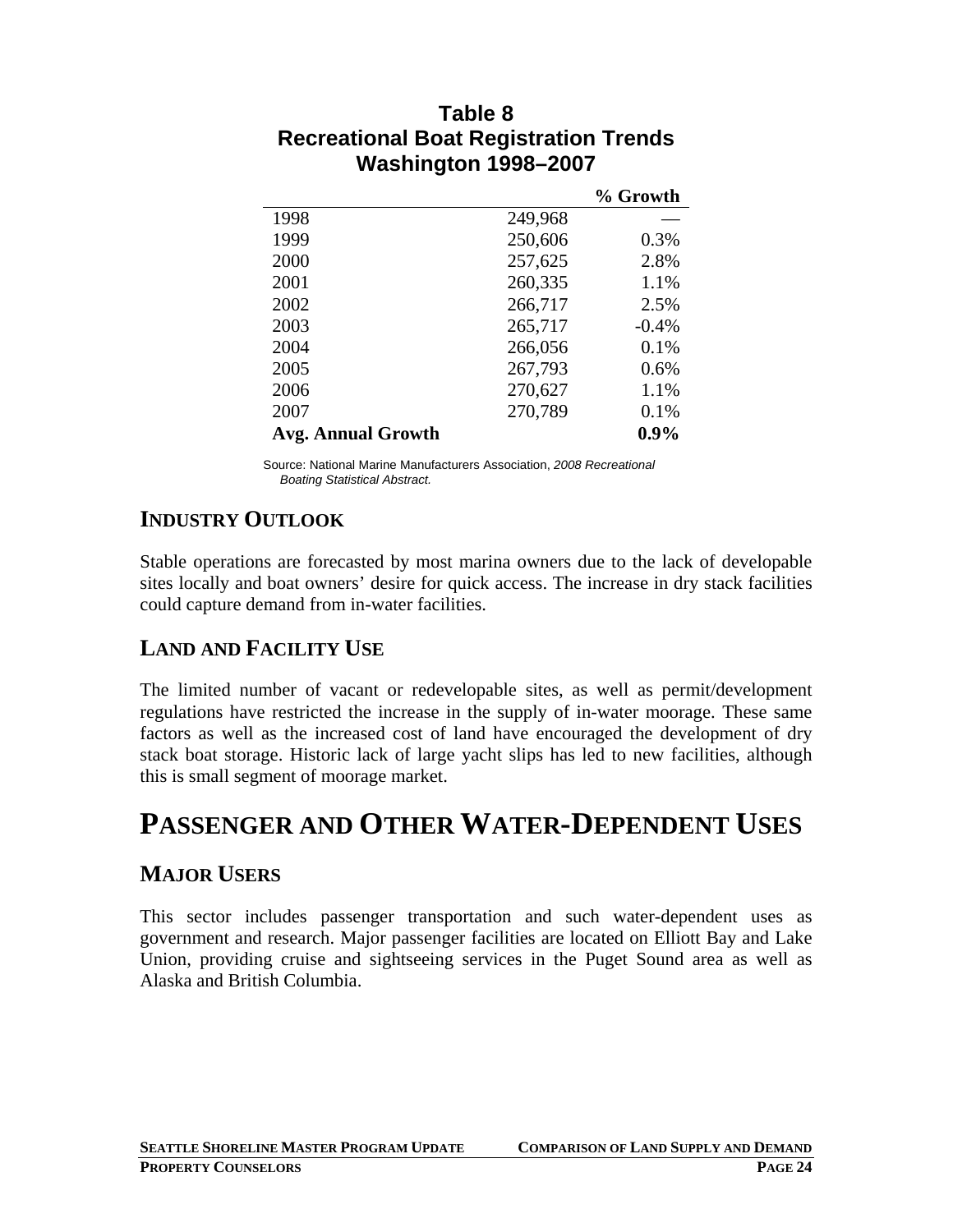**Table 8**
**Recreational Boat Registration Trends**
**Washington 1998–2007**

| | | % Growth |
|---|---|---|
| 1998 | 249,968 | — |
| 1999 | 250,606 | 0.3% |
| 2000 | 257,625 | 2.8% |
| 2001 | 260,335 | 1.1% |
| 2002 | 266,717 | 2.5% |
| 2003 | 265,717 | -0.4% |
| 2004 | 266,056 | 0.1% |
| 2005 | 267,793 | 0.6% |
| 2006 | 270,627 | 1.1% |
| 2007 | 270,789 | 0.1% |
| **Avg. Annual Growth** | | **0.9%** |

Source: National Marine Manufacturers Association, *2008 Recreational Boating Statistical Abstract.*

## INDUSTRY OUTLOOK

Stable operations are forecasted by most marina owners due to the lack of developable sites locally and boat owners' desire for quick access. The increase in dry stack facilities could capture demand from in-water facilities.

## LAND AND FACILITY USE

The limited number of vacant or redevelopable sites, as well as permit/development regulations have restricted the increase in the supply of in-water moorage. These same factors as well as the increased cost of land have encouraged the development of dry stack boat storage. Historic lack of large yacht slips has led to new facilities, although this is small segment of moorage market.

# PASSENGER AND OTHER WATER-DEPENDENT USES

## MAJOR USERS

This sector includes passenger transportation and such water-dependent uses as government and research. Major passenger facilities are located on Elliott Bay and Lake Union, providing cruise and sightseeing services in the Puget Sound area as well as Alaska and British Columbia.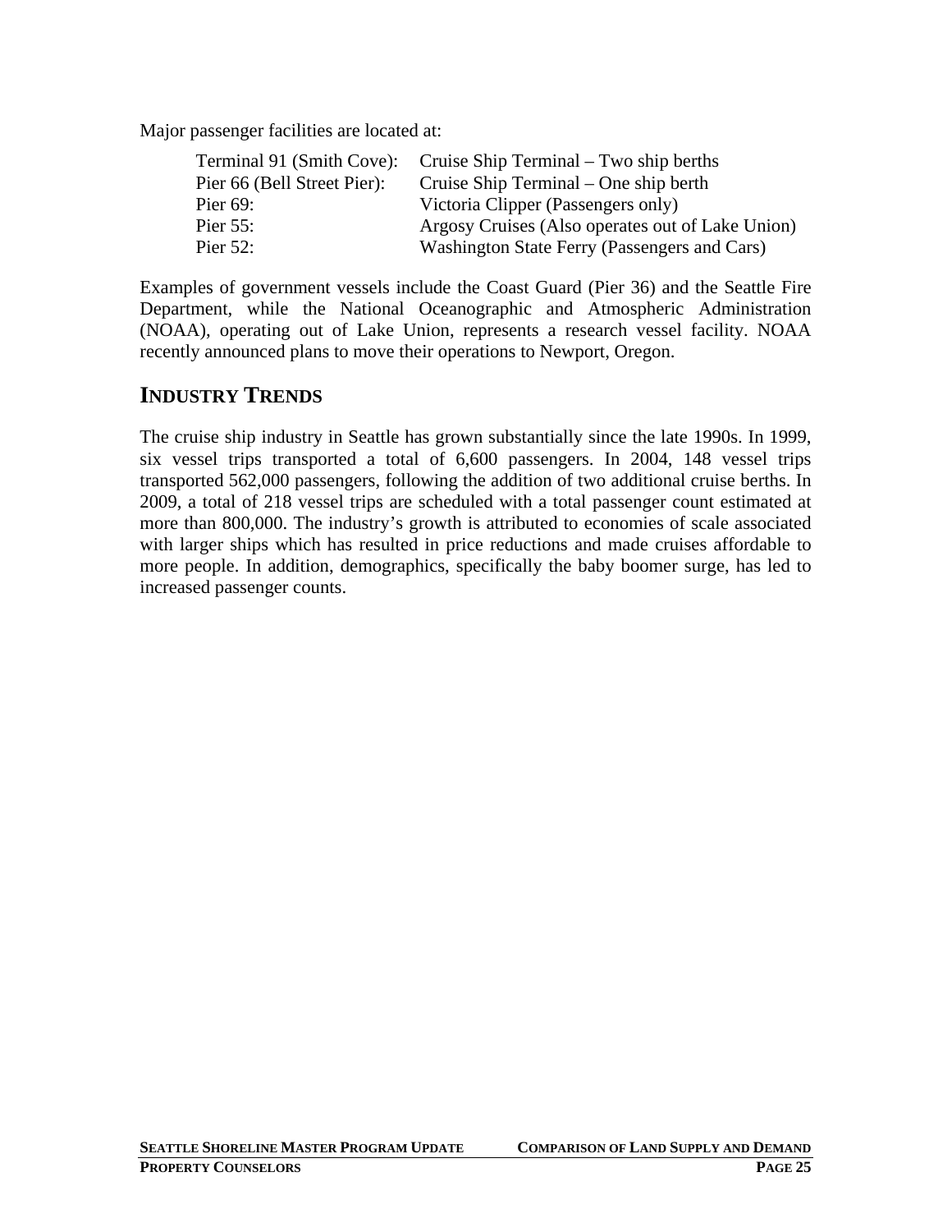Major passenger facilities are located at:

| | |
|---|---|
| Terminal 91 (Smith Cove): | Cruise Ship Terminal – Two ship berths |
| Pier 66 (Bell Street Pier): | Cruise Ship Terminal – One ship berth |
| Pier 69: | Victoria Clipper (Passengers only) |
| Pier 55: | Argosy Cruises (Also operates out of Lake Union) |
| Pier 52: | Washington State Ferry (Passengers and Cars) |

Examples of government vessels include the Coast Guard (Pier 36) and the Seattle Fire Department, while the National Oceanographic and Atmospheric Administration (NOAA), operating out of Lake Union, represents a research vessel facility. NOAA recently announced plans to move their operations to Newport, Oregon.

## INDUSTRY TRENDS

The cruise ship industry in Seattle has grown substantially since the late 1990s. In 1999, six vessel trips transported a total of 6,600 passengers. In 2004, 148 vessel trips transported 562,000 passengers, following the addition of two additional cruise berths. In 2009, a total of 218 vessel trips are scheduled with a total passenger count estimated at more than 800,000. The industry's growth is attributed to economies of scale associated with larger ships which has resulted in price reductions and made cruises affordable to more people. In addition, demographics, specifically the baby boomer surge, has led to increased passenger counts.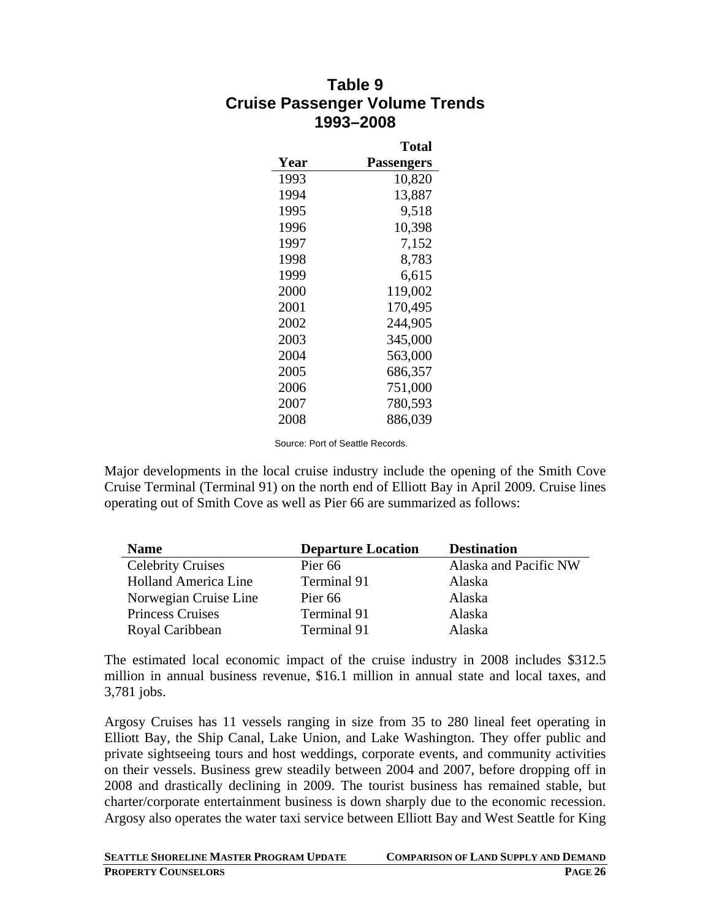### Table 9
### Cruise Passenger Volume Trends
### 1993–2008

| Year | Total Passengers |
|---|---|
| 1993 | 10,820 |
| 1994 | 13,887 |
| 1995 | 9,518 |
| 1996 | 10,398 |
| 1997 | 7,152 |
| 1998 | 8,783 |
| 1999 | 6,615 |
| 2000 | 119,002 |
| 2001 | 170,495 |
| 2002 | 244,905 |
| 2003 | 345,000 |
| 2004 | 563,000 |
| 2005 | 686,357 |
| 2006 | 751,000 |
| 2007 | 780,593 |
| 2008 | 886,039 |

Source: Port of Seattle Records.

Major developments in the local cruise industry include the opening of the Smith Cove Cruise Terminal (Terminal 91) on the north end of Elliott Bay in April 2009. Cruise lines operating out of Smith Cove as well as Pier 66 are summarized as follows:

| Name | Departure Location | Destination |
|---|---|---|
| Celebrity Cruises | Pier 66 | Alaska and Pacific NW |
| Holland America Line | Terminal 91 | Alaska |
| Norwegian Cruise Line | Pier 66 | Alaska |
| Princess Cruises | Terminal 91 | Alaska |
| Royal Caribbean | Terminal 91 | Alaska |

The estimated local economic impact of the cruise industry in 2008 includes $312.5 million in annual business revenue, $16.1 million in annual state and local taxes, and 3,781 jobs.

Argosy Cruises has 11 vessels ranging in size from 35 to 280 lineal feet operating in Elliott Bay, the Ship Canal, Lake Union, and Lake Washington. They offer public and private sightseeing tours and host weddings, corporate events, and community activities on their vessels. Business grew steadily between 2004 and 2007, before dropping off in 2008 and drastically declining in 2009. The tourist business has remained stable, but charter/corporate entertainment business is down sharply due to the economic recession. Argosy also operates the water taxi service between Elliott Bay and West Seattle for King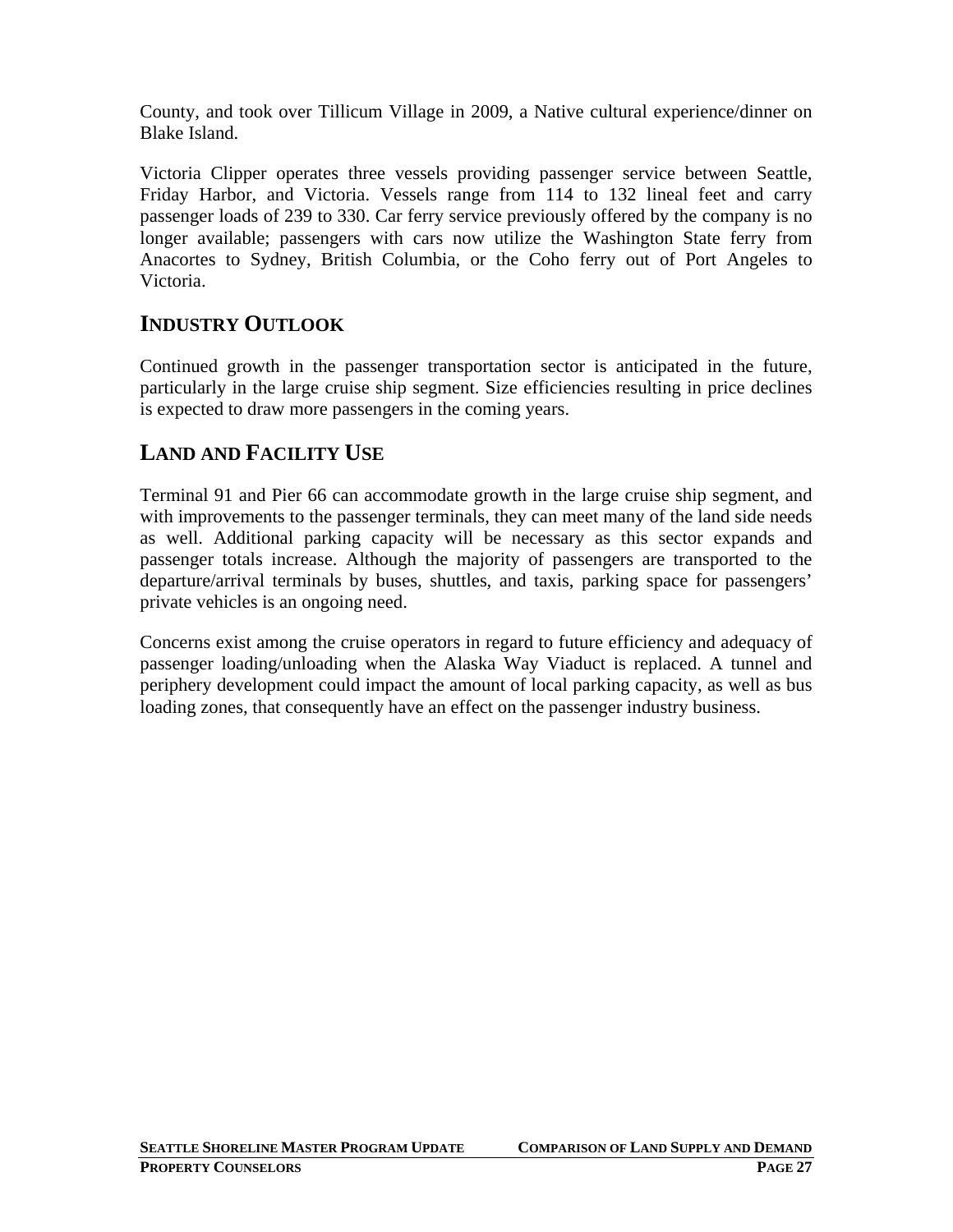County, and took over Tillicum Village in 2009, a Native cultural experience/dinner on Blake Island.

Victoria Clipper operates three vessels providing passenger service between Seattle, Friday Harbor, and Victoria. Vessels range from 114 to 132 lineal feet and carry passenger loads of 239 to 330. Car ferry service previously offered by the company is no longer available; passengers with cars now utilize the Washington State ferry from Anacortes to Sydney, British Columbia, or the Coho ferry out of Port Angeles to Victoria.

## INDUSTRY OUTLOOK

Continued growth in the passenger transportation sector is anticipated in the future, particularly in the large cruise ship segment. Size efficiencies resulting in price declines is expected to draw more passengers in the coming years.

## LAND AND FACILITY USE

Terminal 91 and Pier 66 can accommodate growth in the large cruise ship segment, and with improvements to the passenger terminals, they can meet many of the land side needs as well. Additional parking capacity will be necessary as this sector expands and passenger totals increase. Although the majority of passengers are transported to the departure/arrival terminals by buses, shuttles, and taxis, parking space for passengers' private vehicles is an ongoing need.

Concerns exist among the cruise operators in regard to future efficiency and adequacy of passenger loading/unloading when the Alaska Way Viaduct is replaced. A tunnel and periphery development could impact the amount of local parking capacity, as well as bus loading zones, that consequently have an effect on the passenger industry business.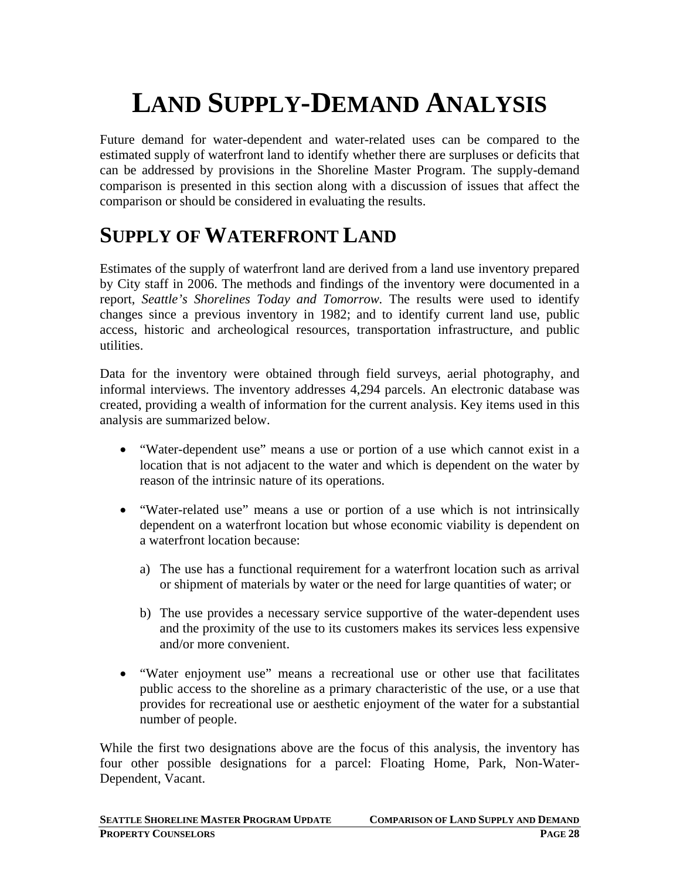# LAND SUPPLY-DEMAND ANALYSIS

Future demand for water-dependent and water-related uses can be compared to the estimated supply of waterfront land to identify whether there are surpluses or deficits that can be addressed by provisions in the Shoreline Master Program. The supply-demand comparison is presented in this section along with a discussion of issues that affect the comparison or should be considered in evaluating the results.

## SUPPLY OF WATERFRONT LAND

Estimates of the supply of waterfront land are derived from a land use inventory prepared by City staff in 2006. The methods and findings of the inventory were documented in a report, *Seattle's Shorelines Today and Tomorrow.* The results were used to identify changes since a previous inventory in 1982; and to identify current land use, public access, historic and archeological resources, transportation infrastructure, and public utilities.

Data for the inventory were obtained through field surveys, aerial photography, and informal interviews. The inventory addresses 4,294 parcels. An electronic database was created, providing a wealth of information for the current analysis. Key items used in this analysis are summarized below.

- "Water-dependent use" means a use or portion of a use which cannot exist in a location that is not adjacent to the water and which is dependent on the water by reason of the intrinsic nature of its operations.

- "Water-related use" means a use or portion of a use which is not intrinsically dependent on a waterfront location but whose economic viability is dependent on a waterfront location because:

  a) The use has a functional requirement for a waterfront location such as arrival or shipment of materials by water or the need for large quantities of water; or

  b) The use provides a necessary service supportive of the water-dependent uses and the proximity of the use to its customers makes its services less expensive and/or more convenient.

- "Water enjoyment use" means a recreational use or other use that facilitates public access to the shoreline as a primary characteristic of the use, or a use that provides for recreational use or aesthetic enjoyment of the water for a substantial number of people.

While the first two designations above are the focus of this analysis, the inventory has four other possible designations for a parcel: Floating Home, Park, Non-Water-Dependent, Vacant.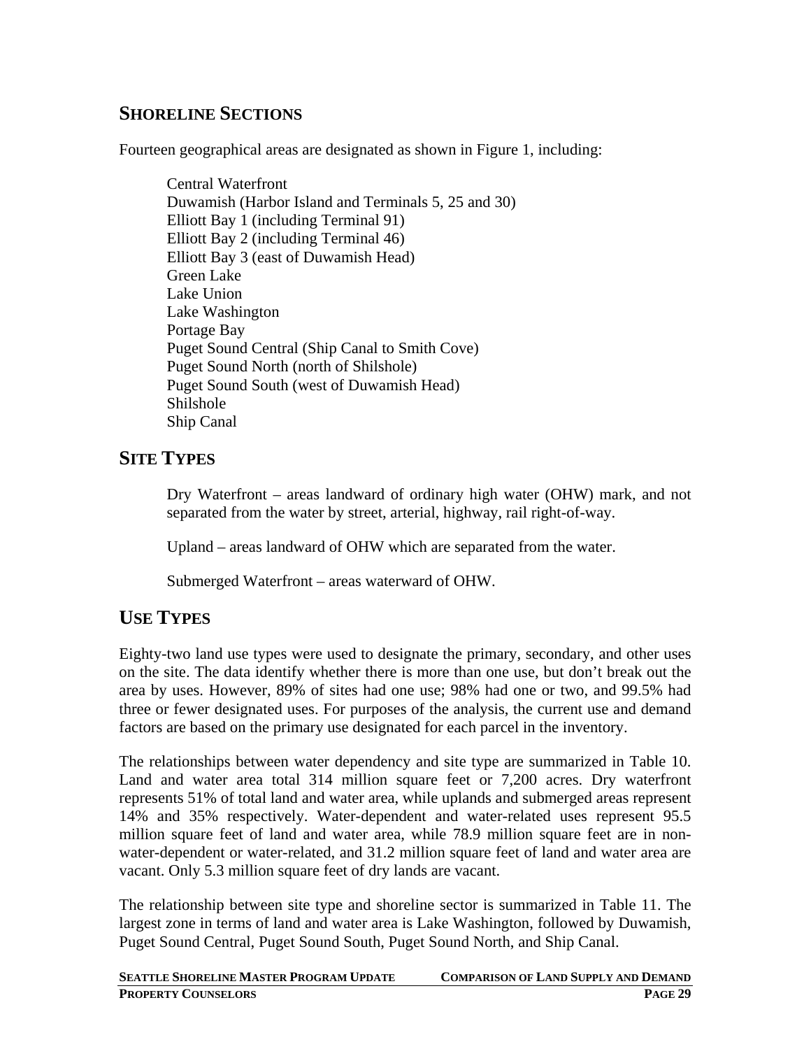## SHORELINE SECTIONS

Fourteen geographical areas are designated as shown in Figure 1, including:

Central Waterfront
Duwamish (Harbor Island and Terminals 5, 25 and 30)
Elliott Bay 1 (including Terminal 91)
Elliott Bay 2 (including Terminal 46)
Elliott Bay 3 (east of Duwamish Head)
Green Lake
Lake Union
Lake Washington
Portage Bay
Puget Sound Central (Ship Canal to Smith Cove)
Puget Sound North (north of Shilshole)
Puget Sound South (west of Duwamish Head)
Shilshole
Ship Canal

## SITE TYPES

Dry Waterfront – areas landward of ordinary high water (OHW) mark, and not separated from the water by street, arterial, highway, rail right-of-way.

Upland – areas landward of OHW which are separated from the water.

Submerged Waterfront – areas waterward of OHW.

## USE TYPES

Eighty-two land use types were used to designate the primary, secondary, and other uses on the site. The data identify whether there is more than one use, but don't break out the area by uses. However, 89% of sites had one use; 98% had one or two, and 99.5% had three or fewer designated uses. For purposes of the analysis, the current use and demand factors are based on the primary use designated for each parcel in the inventory.

The relationships between water dependency and site type are summarized in Table 10. Land and water area total 314 million square feet or 7,200 acres. Dry waterfront represents 51% of total land and water area, while uplands and submerged areas represent 14% and 35% respectively. Water-dependent and water-related uses represent 95.5 million square feet of land and water area, while 78.9 million square feet are in non-water-dependent or water-related, and 31.2 million square feet of land and water area are vacant. Only 5.3 million square feet of dry lands are vacant.

The relationship between site type and shoreline sector is summarized in Table 11. The largest zone in terms of land and water area is Lake Washington, followed by Duwamish, Puget Sound Central, Puget Sound South, Puget Sound North, and Ship Canal.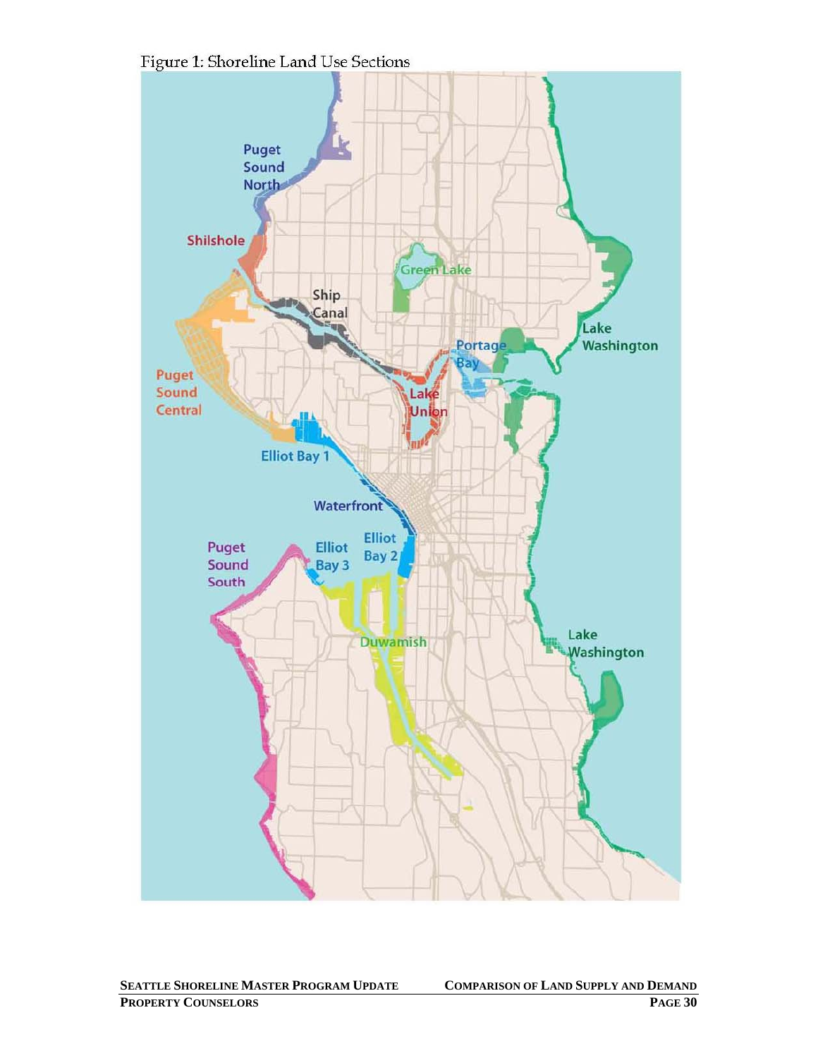Figure 1: Shoreline Land Use Sections

Puget Sound North

Shilshole

Green Lake

Ship Canal

Lake Washington

Portage Bay

Puget Sound Central

Lake Union

Elliot Bay 1

Waterfront

Puget Sound South

Elliot Bay 3

Elliot Bay 2

Duwamish

Lake Washington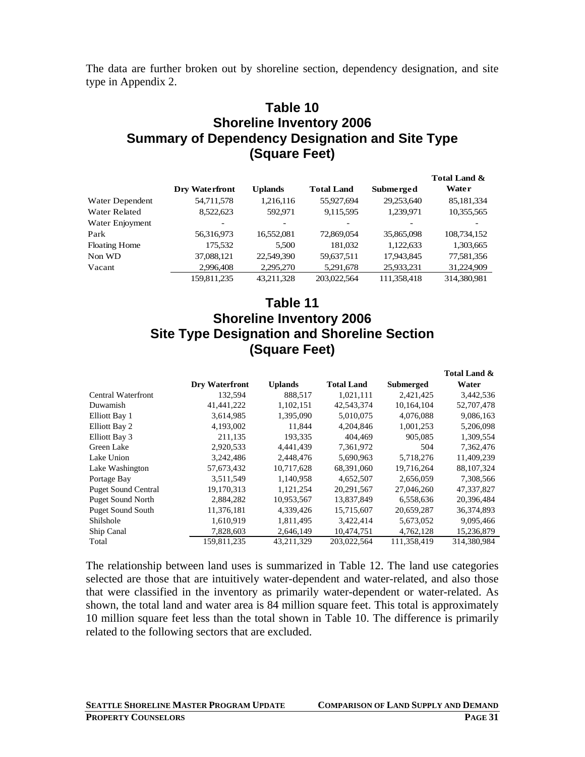The data are further broken out by shoreline section, dependency designation, and site type in Appendix 2.

## Table 10
## Shoreline Inventory 2006
## Summary of Dependency Designation and Site Type
## (Square Feet)

| | Dry Waterfront | Uplands | Total Land | Submerged | Total Land & Water |
|---|---|---|---|---|---|
| Water Dependent | 54,711,578 | 1,216,116 | 55,927,694 | 29,253,640 | 85,181,334 |
| Water Related | 8,522,623 | 592,971 | 9,115,595 | 1,239,971 | 10,355,565 |
| Water Enjoyment | - | - | - | - | - |
| Park | 56,316,973 | 16,552,081 | 72,869,054 | 35,865,098 | 108,734,152 |
| Floating Home | 175,532 | 5,500 | 181,032 | 1,122,633 | 1,303,665 |
| Non WD | 37,088,121 | 22,549,390 | 59,637,511 | 17,943,845 | 77,581,356 |
| Vacant | 2,996,408 | 2,295,270 | 5,291,678 | 25,933,231 | 31,224,909 |
| | 159,811,235 | 43,211,328 | 203,022,564 | 111,358,418 | 314,380,981 |

## Table 11
## Shoreline Inventory 2006
## Site Type Designation and Shoreline Section
## (Square Feet)

| | Dry Waterfront | Uplands | Total Land | Submerged | Total Land & Water |
|---|---|---|---|---|---|
| Central Waterfront | 132,594 | 888,517 | 1,021,111 | 2,421,425 | 3,442,536 |
| Duwamish | 41,441,222 | 1,102,151 | 42,543,374 | 10,164,104 | 52,707,478 |
| Elliott Bay 1 | 3,614,985 | 1,395,090 | 5,010,075 | 4,076,088 | 9,086,163 |
| Elliott Bay 2 | 4,193,002 | 11,844 | 4,204,846 | 1,001,253 | 5,206,098 |
| Elliott Bay 3 | 211,135 | 193,335 | 404,469 | 905,085 | 1,309,554 |
| Green Lake | 2,920,533 | 4,441,439 | 7,361,972 | 504 | 7,362,476 |
| Lake Union | 3,242,486 | 2,448,476 | 5,690,963 | 5,718,276 | 11,409,239 |
| Lake Washington | 57,673,432 | 10,717,628 | 68,391,060 | 19,716,264 | 88,107,324 |
| Portage Bay | 3,511,549 | 1,140,958 | 4,652,507 | 2,656,059 | 7,308,566 |
| Puget Sound Central | 19,170,313 | 1,121,254 | 20,291,567 | 27,046,260 | 47,337,827 |
| Puget Sound North | 2,884,282 | 10,953,567 | 13,837,849 | 6,558,636 | 20,396,484 |
| Puget Sound South | 11,376,181 | 4,339,426 | 15,715,607 | 20,659,287 | 36,374,893 |
| Shilshole | 1,610,919 | 1,811,495 | 3,422,414 | 5,673,052 | 9,095,466 |
| Ship Canal | 7,828,603 | 2,646,149 | 10,474,751 | 4,762,128 | 15,236,879 |
| Total | 159,811,235 | 43,211,329 | 203,022,564 | 111,358,419 | 314,380,984 |

The relationship between land uses is summarized in Table 12. The land use categories selected are those that are intuitively water-dependent and water-related, and also those that were classified in the inventory as primarily water-dependent or water-related. As shown, the total land and water area is 84 million square feet. This total is approximately 10 million square feet less than the total shown in Table 10. The difference is primarily related to the following sectors that are excluded.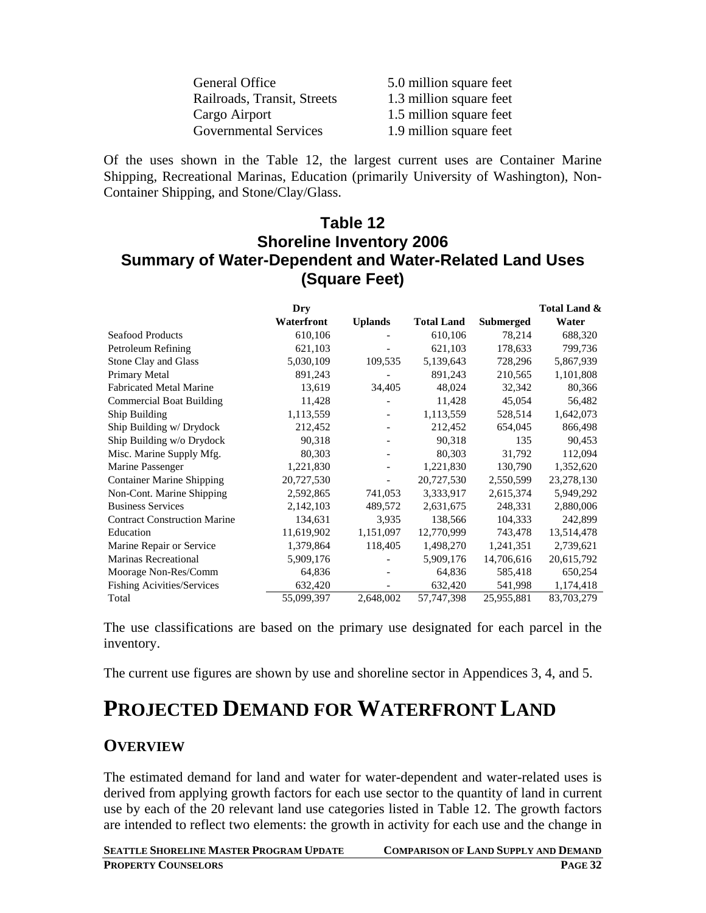| | |
|---|---|
| General Office | 5.0 million square feet |
| Railroads, Transit, Streets | 1.3 million square feet |
| Cargo Airport | 1.5 million square feet |
| Governmental Services | 1.9 million square feet |

Of the uses shown in the Table 12, the largest current uses are Container Marine Shipping, Recreational Marinas, Education (primarily University of Washington), Non-Container Shipping, and Stone/Clay/Glass.

### Table 12
### Shoreline Inventory 2006
### Summary of Water-Dependent and Water-Related Land Uses
### (Square Feet)

| | Dry Waterfront | Uplands | Total Land | Submerged | Total Land & Water |
|---|---|---|---|---|---|
| Seafood Products | 610,106 | - | 610,106 | 78,214 | 688,320 |
| Petroleum Refining | 621,103 | - | 621,103 | 178,633 | 799,736 |
| Stone Clay and Glass | 5,030,109 | 109,535 | 5,139,643 | 728,296 | 5,867,939 |
| Primary Metal | 891,243 | - | 891,243 | 210,565 | 1,101,808 |
| Fabricated Metal Marine | 13,619 | 34,405 | 48,024 | 32,342 | 80,366 |
| Commercial Boat Building | 11,428 | - | 11,428 | 45,054 | 56,482 |
| Ship Building | 1,113,559 | - | 1,113,559 | 528,514 | 1,642,073 |
| Ship Building w/ Drydock | 212,452 | - | 212,452 | 654,045 | 866,498 |
| Ship Building w/o Drydock | 90,318 | - | 90,318 | 135 | 90,453 |
| Misc. Marine Supply Mfg. | 80,303 | - | 80,303 | 31,792 | 112,094 |
| Marine Passenger | 1,221,830 | - | 1,221,830 | 130,790 | 1,352,620 |
| Container Marine Shipping | 20,727,530 | - | 20,727,530 | 2,550,599 | 23,278,130 |
| Non-Cont. Marine Shipping | 2,592,865 | 741,053 | 3,333,917 | 2,615,374 | 5,949,292 |
| Business Services | 2,142,103 | 489,572 | 2,631,675 | 248,331 | 2,880,006 |
| Contract Construction Marine | 134,631 | 3,935 | 138,566 | 104,333 | 242,899 |
| Education | 11,619,902 | 1,151,097 | 12,770,999 | 743,478 | 13,514,478 |
| Marine Repair or Service | 1,379,864 | 118,405 | 1,498,270 | 1,241,351 | 2,739,621 |
| Marinas Recreational | 5,909,176 | - | 5,909,176 | 14,706,616 | 20,615,792 |
| Moorage Non-Res/Comm | 64,836 | - | 64,836 | 585,418 | 650,254 |
| Fishing Acivities/Services | 632,420 | - | 632,420 | 541,998 | 1,174,418 |
| Total | 55,099,397 | 2,648,002 | 57,747,398 | 25,955,881 | 83,703,279 |

The use classifications are based on the primary use designated for each parcel in the inventory.

The current use figures are shown by use and shoreline sector in Appendices 3, 4, and 5.

# PROJECTED DEMAND FOR WATERFRONT LAND

## OVERVIEW

The estimated demand for land and water for water-dependent and water-related uses is derived from applying growth factors for each use sector to the quantity of land in current use by each of the 20 relevant land use categories listed in Table 12. The growth factors are intended to reflect two elements: the growth in activity for each use and the change in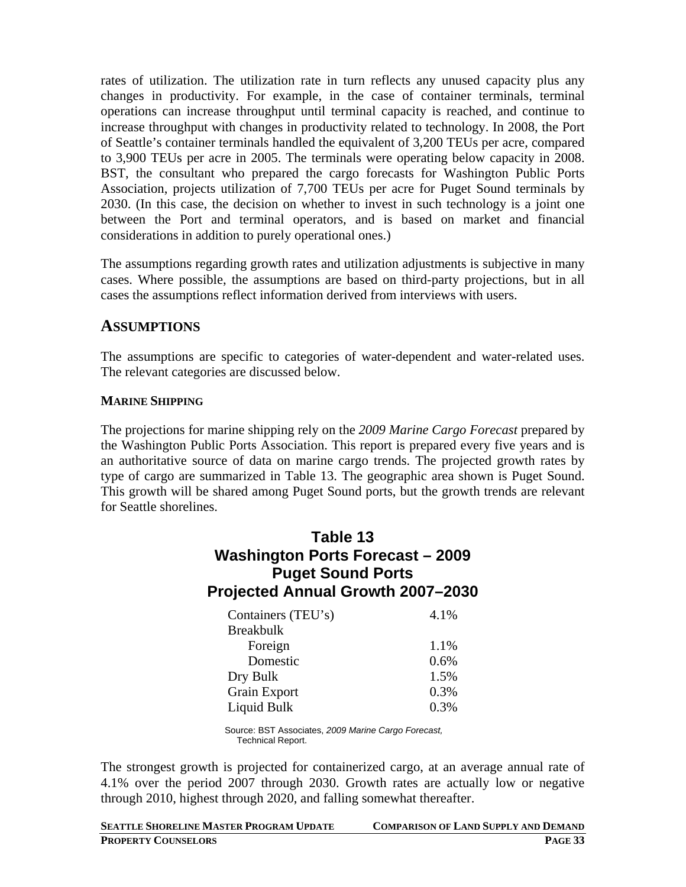rates of utilization. The utilization rate in turn reflects any unused capacity plus any changes in productivity. For example, in the case of container terminals, terminal operations can increase throughput until terminal capacity is reached, and continue to increase throughput with changes in productivity related to technology. In 2008, the Port of Seattle's container terminals handled the equivalent of 3,200 TEUs per acre, compared to 3,900 TEUs per acre in 2005. The terminals were operating below capacity in 2008. BST, the consultant who prepared the cargo forecasts for Washington Public Ports Association, projects utilization of 7,700 TEUs per acre for Puget Sound terminals by 2030. (In this case, the decision on whether to invest in such technology is a joint one between the Port and terminal operators, and is based on market and financial considerations in addition to purely operational ones.)

The assumptions regarding growth rates and utilization adjustments is subjective in many cases. Where possible, the assumptions are based on third-party projections, but in all cases the assumptions reflect information derived from interviews with users.

## ASSUMPTIONS

The assumptions are specific to categories of water-dependent and water-related uses. The relevant categories are discussed below.

### MARINE SHIPPING

The projections for marine shipping rely on the *2009 Marine Cargo Forecast* prepared by the Washington Public Ports Association. This report is prepared every five years and is an authoritative source of data on marine cargo trends. The projected growth rates by type of cargo are summarized in Table 13. The geographic area shown is Puget Sound. This growth will be shared among Puget Sound ports, but the growth trends are relevant for Seattle shorelines.

**Table 13**
**Washington Ports Forecast – 2009**
**Puget Sound Ports**
**Projected Annual Growth 2007–2030**

| Cargo | Growth |
|---|---|
| Containers (TEU's) | 4.1% |
| Breakbulk | |
| Foreign | 1.1% |
| Domestic | 0.6% |
| Dry Bulk | 1.5% |
| Grain Export | 0.3% |
| Liquid Bulk | 0.3% |

Source: BST Associates, *2009 Marine Cargo Forecast,* Technical Report.

The strongest growth is projected for containerized cargo, at an average annual rate of 4.1% over the period 2007 through 2030. Growth rates are actually low or negative through 2010, highest through 2020, and falling somewhat thereafter.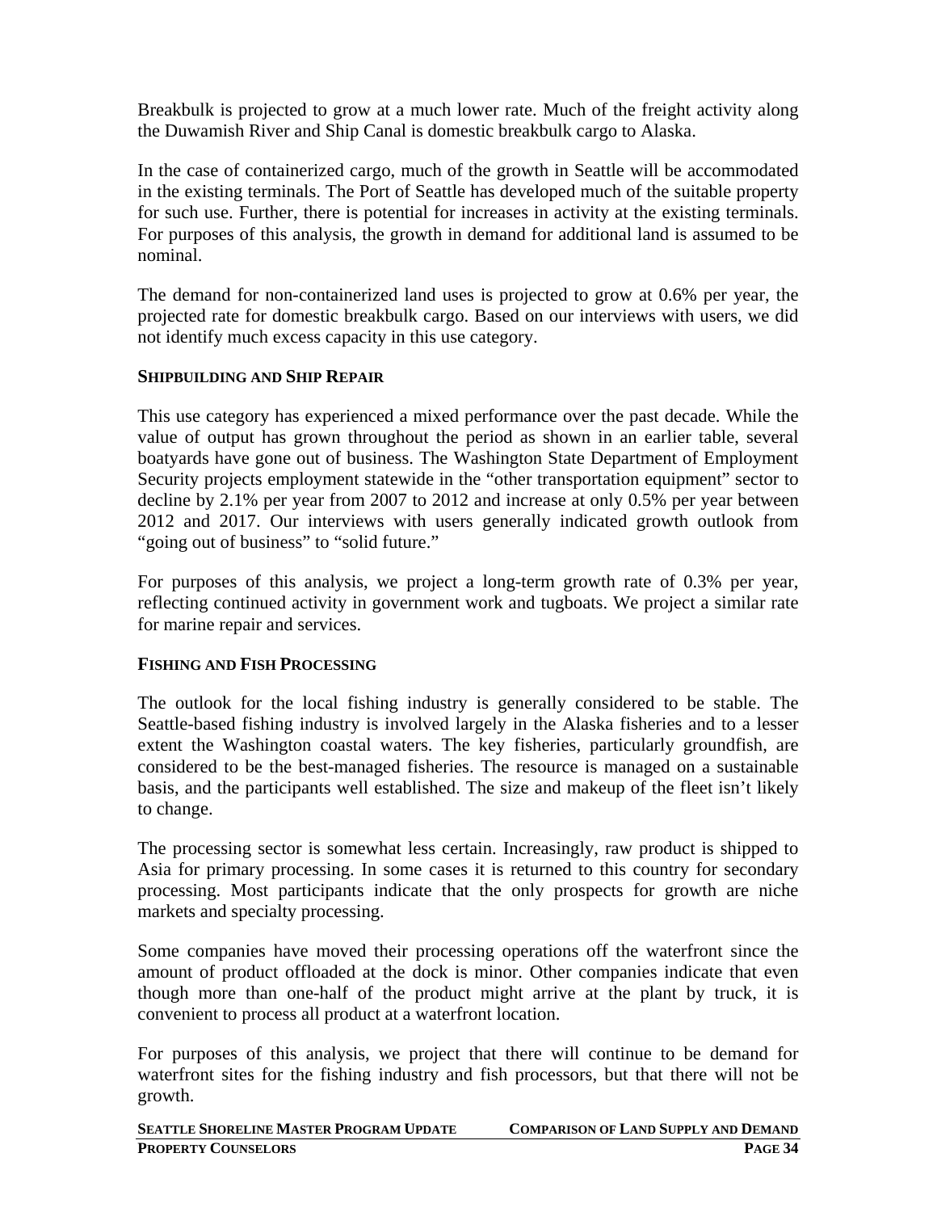Breakbulk is projected to grow at a much lower rate. Much of the freight activity along the Duwamish River and Ship Canal is domestic breakbulk cargo to Alaska.

In the case of containerized cargo, much of the growth in Seattle will be accommodated in the existing terminals. The Port of Seattle has developed much of the suitable property for such use. Further, there is potential for increases in activity at the existing terminals. For purposes of this analysis, the growth in demand for additional land is assumed to be nominal.

The demand for non-containerized land uses is projected to grow at 0.6% per year, the projected rate for domestic breakbulk cargo. Based on our interviews with users, we did not identify much excess capacity in this use category.

### SHIPBUILDING AND SHIP REPAIR

This use category has experienced a mixed performance over the past decade. While the value of output has grown throughout the period as shown in an earlier table, several boatyards have gone out of business. The Washington State Department of Employment Security projects employment statewide in the "other transportation equipment" sector to decline by 2.1% per year from 2007 to 2012 and increase at only 0.5% per year between 2012 and 2017. Our interviews with users generally indicated growth outlook from "going out of business" to "solid future."

For purposes of this analysis, we project a long-term growth rate of 0.3% per year, reflecting continued activity in government work and tugboats. We project a similar rate for marine repair and services.

### FISHING AND FISH PROCESSING

The outlook for the local fishing industry is generally considered to be stable. The Seattle-based fishing industry is involved largely in the Alaska fisheries and to a lesser extent the Washington coastal waters. The key fisheries, particularly groundfish, are considered to be the best-managed fisheries. The resource is managed on a sustainable basis, and the participants well established. The size and makeup of the fleet isn't likely to change.

The processing sector is somewhat less certain. Increasingly, raw product is shipped to Asia for primary processing. In some cases it is returned to this country for secondary processing. Most participants indicate that the only prospects for growth are niche markets and specialty processing.

Some companies have moved their processing operations off the waterfront since the amount of product offloaded at the dock is minor. Other companies indicate that even though more than one-half of the product might arrive at the plant by truck, it is convenient to process all product at a waterfront location.

For purposes of this analysis, we project that there will continue to be demand for waterfront sites for the fishing industry and fish processors, but that there will not be growth.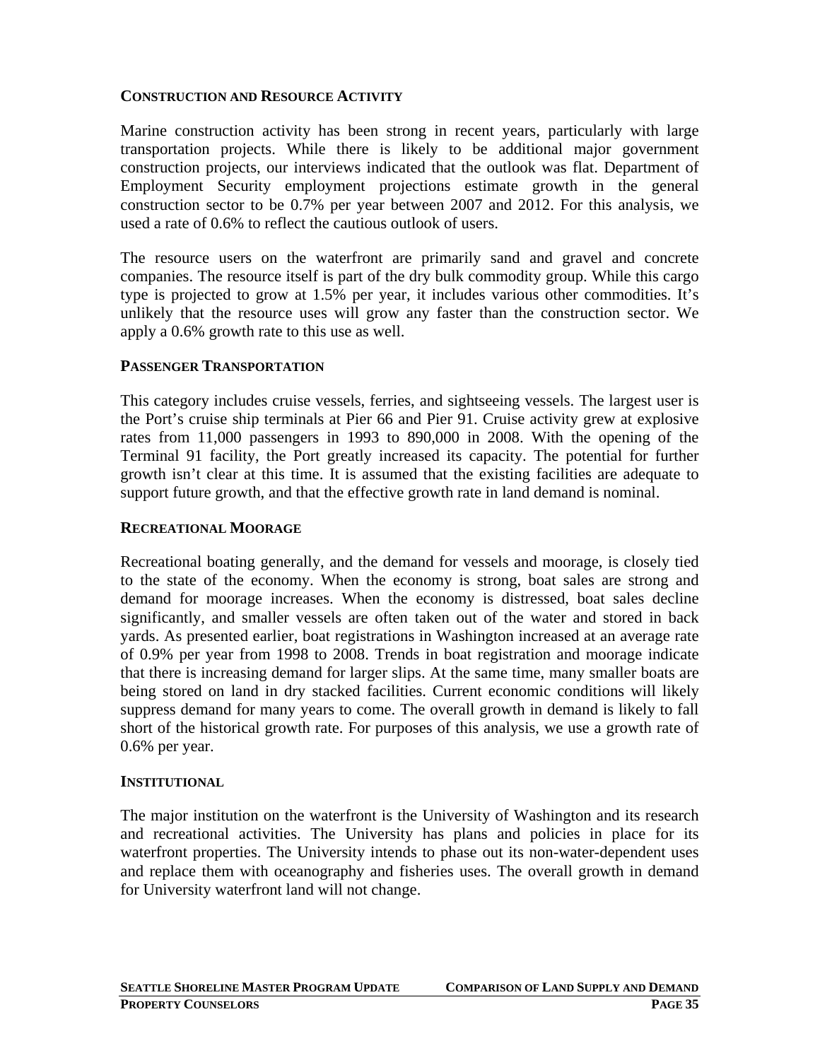### CONSTRUCTION AND RESOURCE ACTIVITY

Marine construction activity has been strong in recent years, particularly with large transportation projects. While there is likely to be additional major government construction projects, our interviews indicated that the outlook was flat. Department of Employment Security employment projections estimate growth in the general construction sector to be 0.7% per year between 2007 and 2012. For this analysis, we used a rate of 0.6% to reflect the cautious outlook of users.

The resource users on the waterfront are primarily sand and gravel and concrete companies. The resource itself is part of the dry bulk commodity group. While this cargo type is projected to grow at 1.5% per year, it includes various other commodities. It's unlikely that the resource uses will grow any faster than the construction sector. We apply a 0.6% growth rate to this use as well.

### PASSENGER TRANSPORTATION

This category includes cruise vessels, ferries, and sightseeing vessels. The largest user is the Port's cruise ship terminals at Pier 66 and Pier 91. Cruise activity grew at explosive rates from 11,000 passengers in 1993 to 890,000 in 2008. With the opening of the Terminal 91 facility, the Port greatly increased its capacity. The potential for further growth isn't clear at this time. It is assumed that the existing facilities are adequate to support future growth, and that the effective growth rate in land demand is nominal.

### RECREATIONAL MOORAGE

Recreational boating generally, and the demand for vessels and moorage, is closely tied to the state of the economy. When the economy is strong, boat sales are strong and demand for moorage increases. When the economy is distressed, boat sales decline significantly, and smaller vessels are often taken out of the water and stored in back yards. As presented earlier, boat registrations in Washington increased at an average rate of 0.9% per year from 1998 to 2008. Trends in boat registration and moorage indicate that there is increasing demand for larger slips. At the same time, many smaller boats are being stored on land in dry stacked facilities. Current economic conditions will likely suppress demand for many years to come. The overall growth in demand is likely to fall short of the historical growth rate. For purposes of this analysis, we use a growth rate of 0.6% per year.

### INSTITUTIONAL

The major institution on the waterfront is the University of Washington and its research and recreational activities. The University has plans and policies in place for its waterfront properties. The University intends to phase out its non-water-dependent uses and replace them with oceanography and fisheries uses. The overall growth in demand for University waterfront land will not change.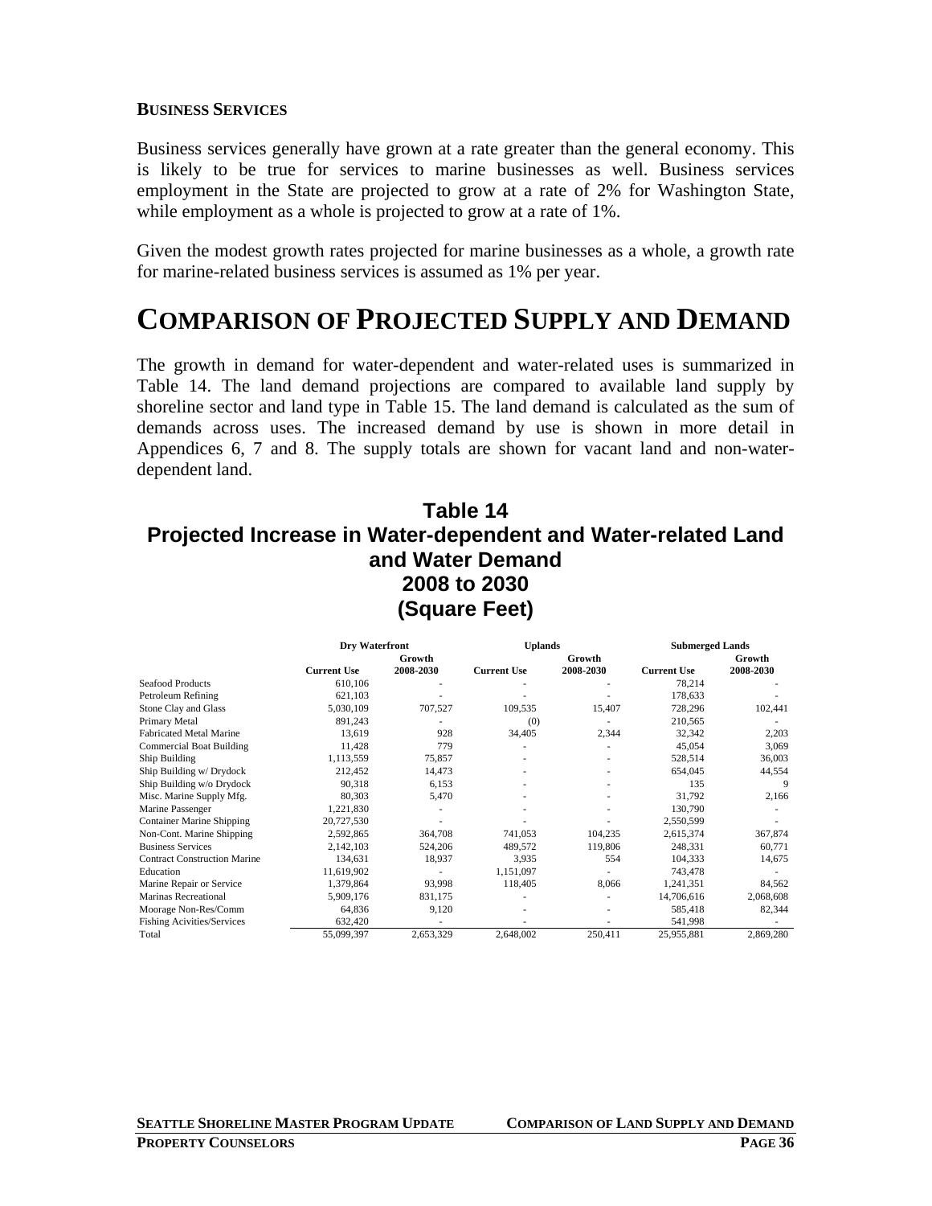**BUSINESS SERVICES**

Business services generally have grown at a rate greater than the general economy. This is likely to be true for services to marine businesses as well. Business services employment in the State are projected to grow at a rate of 2% for Washington State, while employment as a whole is projected to grow at a rate of 1%.

Given the modest growth rates projected for marine businesses as a whole, a growth rate for marine-related business services is assumed as 1% per year.

# COMPARISON OF PROJECTED SUPPLY AND DEMAND

The growth in demand for water-dependent and water-related uses is summarized in Table 14. The land demand projections are compared to available land supply by shoreline sector and land type in Table 15. The land demand is calculated as the sum of demands across uses. The increased demand by use is shown in more detail in Appendices 6, 7 and 8. The supply totals are shown for vacant land and non-water-dependent land.

## Table 14
## Projected Increase in Water-dependent and Water-related Land and Water Demand
## 2008 to 2030
## (Square Feet)

| | Dry Waterfront | | Uplands | | Submerged Lands | |
|---|---|---|---|---|---|---|
| | Current Use | Growth 2008-2030 | Current Use | Growth 2008-2030 | Current Use | Growth 2008-2030 |
| Seafood Products | 610,106 | - | - | - | 78,214 | - |
| Petroleum Refining | 621,103 | - | - | - | 178,633 | - |
| Stone Clay and Glass | 5,030,109 | 707,527 | 109,535 | 15,407 | 728,296 | 102,441 |
| Primary Metal | 891,243 | - | (0) | - | 210,565 | - |
| Fabricated Metal Marine | 13,619 | 928 | 34,405 | 2,344 | 32,342 | 2,203 |
| Commercial Boat Building | 11,428 | 779 | - | - | 45,054 | 3,069 |
| Ship Building | 1,113,559 | 75,857 | - | - | 528,514 | 36,003 |
| Ship Building w/ Drydock | 212,452 | 14,473 | - | - | 654,045 | 44,554 |
| Ship Building w/o Drydock | 90,318 | 6,153 | - | - | 135 | 9 |
| Misc. Marine Supply Mfg. | 80,303 | 5,470 | - | - | 31,792 | 2,166 |
| Marine Passenger | 1,221,830 | - | - | - | 130,790 | - |
| Container Marine Shipping | 20,727,530 | - | - | - | 2,550,599 | - |
| Non-Cont. Marine Shipping | 2,592,865 | 364,708 | 741,053 | 104,235 | 2,615,374 | 367,874 |
| Business Services | 2,142,103 | 524,206 | 489,572 | 119,806 | 248,331 | 60,771 |
| Contract Construction Marine | 134,631 | 18,937 | 3,935 | 554 | 104,333 | 14,675 |
| Education | 11,619,902 | - | 1,151,097 | - | 743,478 | - |
| Marine Repair or Service | 1,379,864 | 93,998 | 118,405 | 8,066 | 1,241,351 | 84,562 |
| Marinas Recreational | 5,909,176 | 831,175 | - | - | 14,706,616 | 2,068,608 |
| Moorage Non-Res/Comm | 64,836 | 9,120 | - | - | 585,418 | 82,344 |
| Fishing Acivities/Services | 632,420 | - | - | - | 541,998 | - |
| Total | 55,099,397 | 2,653,329 | 2,648,002 | 250,411 | 25,955,881 | 2,869,280 |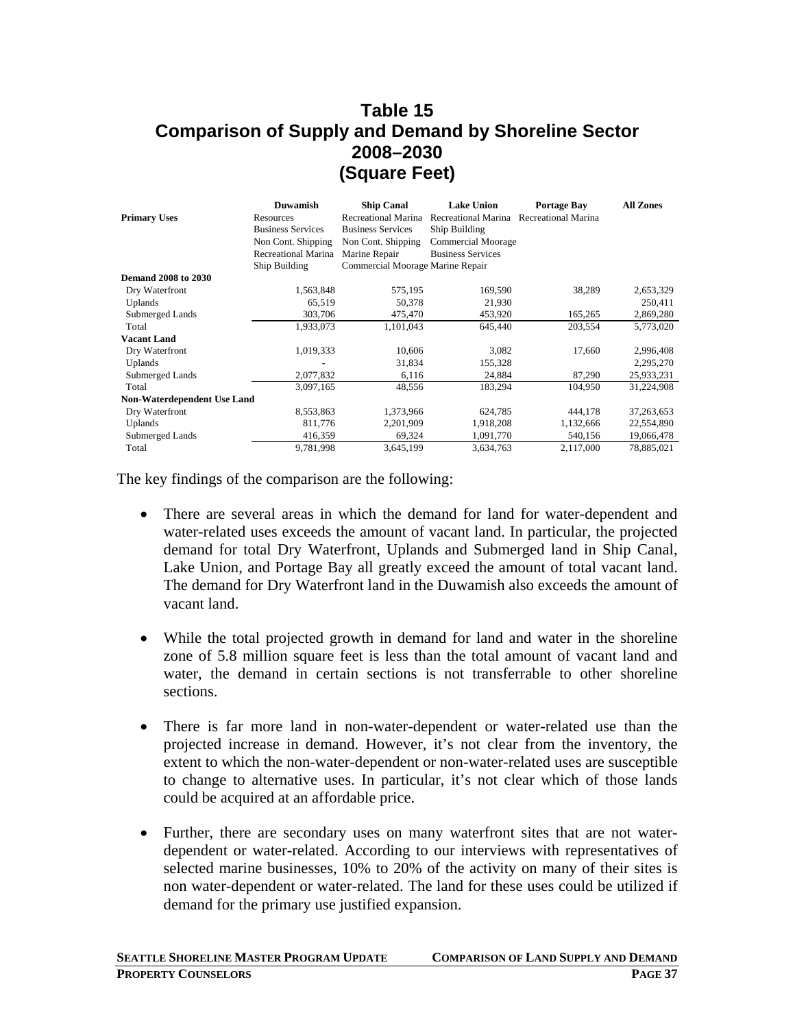# Table 15
# Comparison of Supply and Demand by Shoreline Sector
# 2008–2030
# (Square Feet)

| | Duwamish | Ship Canal | Lake Union | Portage Bay | All Zones |
|---|---|---|---|---|---|
| **Primary Uses** | Resources<br>Business Services<br>Non Cont. Shipping<br>Recreational Marina<br>Ship Building | Recreational Marina<br>Business Services<br>Non Cont. Shipping<br>Marine Repair<br>Commercial Moorage | Recreational Marina<br>Ship Building<br>Commercial Moorage<br>Business Services<br>Marine Repair | Recreational Marina | |
| **Demand 2008 to 2030** | | | | | |
| Dry Waterfront | 1,563,848 | 575,195 | 169,590 | 38,289 | 2,653,329 |
| Uplands | 65,519 | 50,378 | 21,930 | | 250,411 |
| Submerged Lands | 303,706 | 475,470 | 453,920 | 165,265 | 2,869,280 |
| Total | 1,933,073 | 1,101,043 | 645,440 | 203,554 | 5,773,020 |
| **Vacant Land** | | | | | |
| Dry Waterfront | 1,019,333 | 10,606 | 3,082 | 17,660 | 2,996,408 |
| Uplands | - | 31,834 | 155,328 | | 2,295,270 |
| Submerged Lands | 2,077,832 | 6,116 | 24,884 | 87,290 | 25,933,231 |
| Total | 3,097,165 | 48,556 | 183,294 | 104,950 | 31,224,908 |
| **Non-Waterdependent Use Land** | | | | | |
| Dry Waterfront | 8,553,863 | 1,373,966 | 624,785 | 444,178 | 37,263,653 |
| Uplands | 811,776 | 2,201,909 | 1,918,208 | 1,132,666 | 22,554,890 |
| Submerged Lands | 416,359 | 69,324 | 1,091,770 | 540,156 | 19,066,478 |
| Total | 9,781,998 | 3,645,199 | 3,634,763 | 2,117,000 | 78,885,021 |

The key findings of the comparison are the following:

- There are several areas in which the demand for land for water-dependent and water-related uses exceeds the amount of vacant land. In particular, the projected demand for total Dry Waterfront, Uplands and Submerged land in Ship Canal, Lake Union, and Portage Bay all greatly exceed the amount of total vacant land. The demand for Dry Waterfront land in the Duwamish also exceeds the amount of vacant land.

- While the total projected growth in demand for land and water in the shoreline zone of 5.8 million square feet is less than the total amount of vacant land and water, the demand in certain sections is not transferrable to other shoreline sections.

- There is far more land in non-water-dependent or water-related use than the projected increase in demand. However, it's not clear from the inventory, the extent to which the non-water-dependent or non-water-related uses are susceptible to change to alternative uses. In particular, it's not clear which of those lands could be acquired at an affordable price.

- Further, there are secondary uses on many waterfront sites that are not water-dependent or water-related. According to our interviews with representatives of selected marine businesses, 10% to 20% of the activity on many of their sites is non water-dependent or water-related. The land for these uses could be utilized if demand for the primary use justified expansion.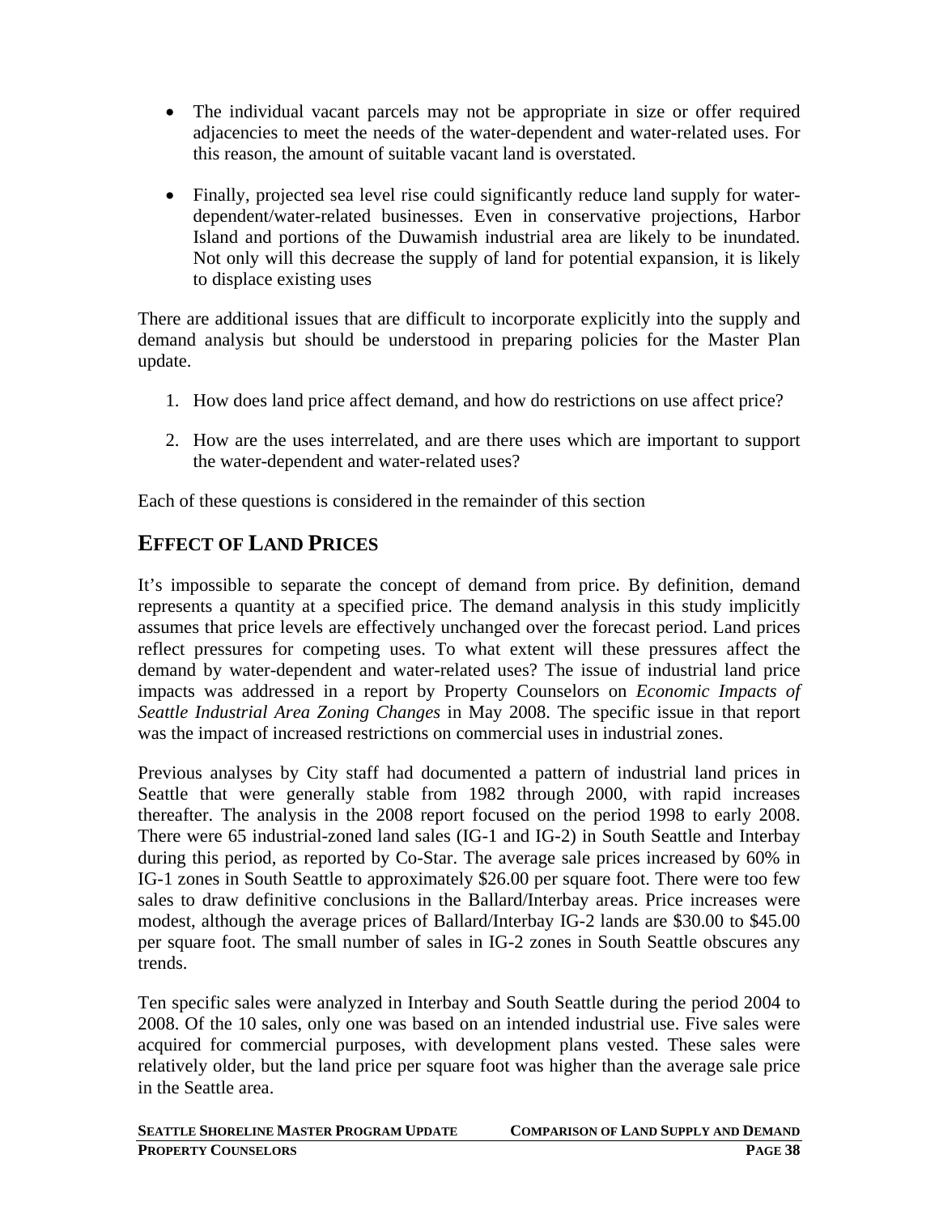- The individual vacant parcels may not be appropriate in size or offer required adjacencies to meet the needs of the water-dependent and water-related uses. For this reason, the amount of suitable vacant land is overstated.

- Finally, projected sea level rise could significantly reduce land supply for water-dependent/water-related businesses. Even in conservative projections, Harbor Island and portions of the Duwamish industrial area are likely to be inundated. Not only will this decrease the supply of land for potential expansion, it is likely to displace existing uses

There are additional issues that are difficult to incorporate explicitly into the supply and demand analysis but should be understood in preparing policies for the Master Plan update.

1. How does land price affect demand, and how do restrictions on use affect price?

2. How are the uses interrelated, and are there uses which are important to support the water-dependent and water-related uses?

Each of these questions is considered in the remainder of this section

## EFFECT OF LAND PRICES

It's impossible to separate the concept of demand from price. By definition, demand represents a quantity at a specified price. The demand analysis in this study implicitly assumes that price levels are effectively unchanged over the forecast period. Land prices reflect pressures for competing uses. To what extent will these pressures affect the demand by water-dependent and water-related uses? The issue of industrial land price impacts was addressed in a report by Property Counselors on *Economic Impacts of Seattle Industrial Area Zoning Changes* in May 2008. The specific issue in that report was the impact of increased restrictions on commercial uses in industrial zones.

Previous analyses by City staff had documented a pattern of industrial land prices in Seattle that were generally stable from 1982 through 2000, with rapid increases thereafter. The analysis in the 2008 report focused on the period 1998 to early 2008. There were 65 industrial-zoned land sales (IG-1 and IG-2) in South Seattle and Interbay during this period, as reported by Co-Star. The average sale prices increased by 60% in IG-1 zones in South Seattle to approximately $26.00 per square foot. There were too few sales to draw definitive conclusions in the Ballard/Interbay areas. Price increases were modest, although the average prices of Ballard/Interbay IG-2 lands are $30.00 to $45.00 per square foot. The small number of sales in IG-2 zones in South Seattle obscures any trends.

Ten specific sales were analyzed in Interbay and South Seattle during the period 2004 to 2008. Of the 10 sales, only one was based on an intended industrial use. Five sales were acquired for commercial purposes, with development plans vested. These sales were relatively older, but the land price per square foot was higher than the average sale price in the Seattle area.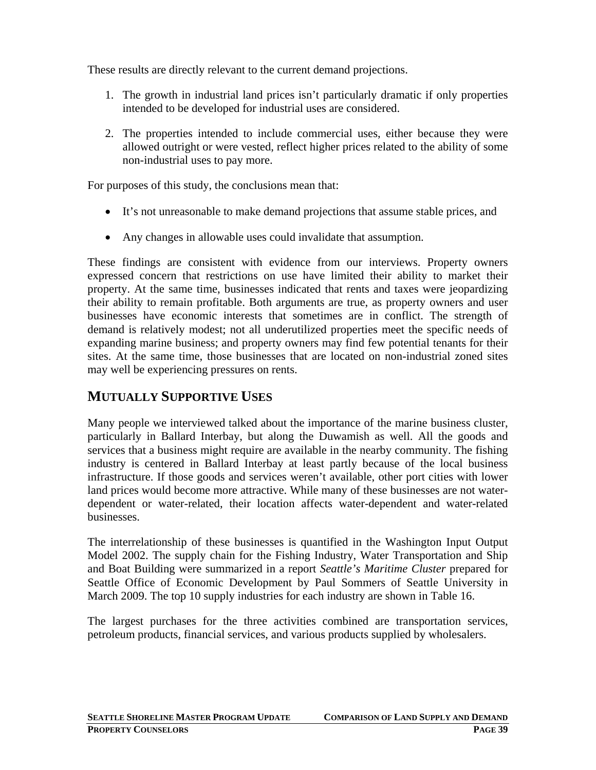These results are directly relevant to the current demand projections.

1. The growth in industrial land prices isn't particularly dramatic if only properties intended to be developed for industrial uses are considered.

2. The properties intended to include commercial uses, either because they were allowed outright or were vested, reflect higher prices related to the ability of some non-industrial uses to pay more.

For purposes of this study, the conclusions mean that:

- It's not unreasonable to make demand projections that assume stable prices, and
- Any changes in allowable uses could invalidate that assumption.

These findings are consistent with evidence from our interviews. Property owners expressed concern that restrictions on use have limited their ability to market their property. At the same time, businesses indicated that rents and taxes were jeopardizing their ability to remain profitable. Both arguments are true, as property owners and user businesses have economic interests that sometimes are in conflict. The strength of demand is relatively modest; not all underutilized properties meet the specific needs of expanding marine business; and property owners may find few potential tenants for their sites. At the same time, those businesses that are located on non-industrial zoned sites may well be experiencing pressures on rents.

## MUTUALLY SUPPORTIVE USES

Many people we interviewed talked about the importance of the marine business cluster, particularly in Ballard Interbay, but along the Duwamish as well. All the goods and services that a business might require are available in the nearby community. The fishing industry is centered in Ballard Interbay at least partly because of the local business infrastructure. If those goods and services weren't available, other port cities with lower land prices would become more attractive. While many of these businesses are not water-dependent or water-related, their location affects water-dependent and water-related businesses.

The interrelationship of these businesses is quantified in the Washington Input Output Model 2002. The supply chain for the Fishing Industry, Water Transportation and Ship and Boat Building were summarized in a report *Seattle's Maritime Cluster* prepared for Seattle Office of Economic Development by Paul Sommers of Seattle University in March 2009. The top 10 supply industries for each industry are shown in Table 16.

The largest purchases for the three activities combined are transportation services, petroleum products, financial services, and various products supplied by wholesalers.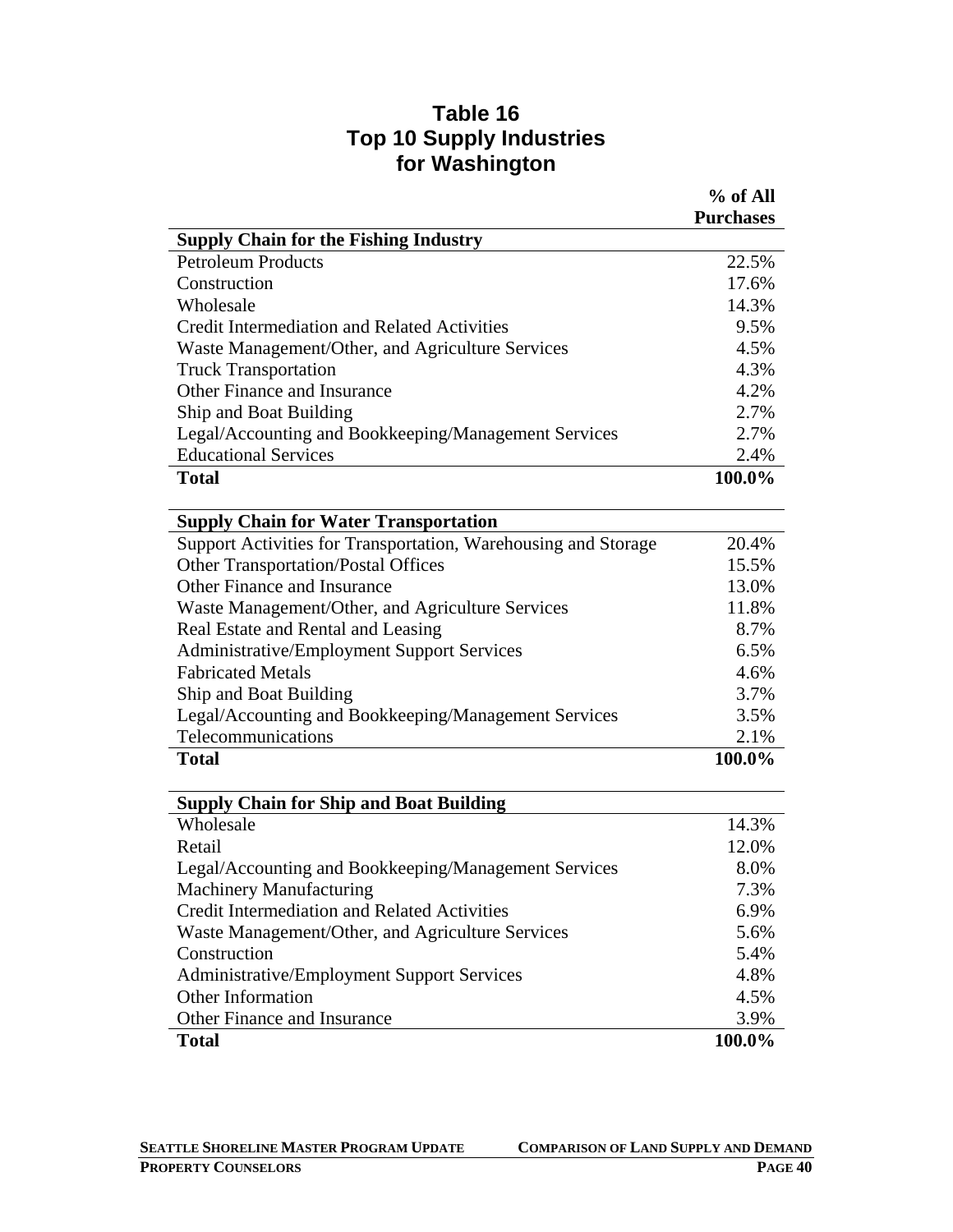## Table 16
## Top 10 Supply Industries for Washington

| | % of All Purchases |
|---|---|
| **Supply Chain for the Fishing Industry** | |
| Petroleum Products | 22.5% |
| Construction | 17.6% |
| Wholesale | 14.3% |
| Credit Intermediation and Related Activities | 9.5% |
| Waste Management/Other, and Agriculture Services | 4.5% |
| Truck Transportation | 4.3% |
| Other Finance and Insurance | 4.2% |
| Ship and Boat Building | 2.7% |
| Legal/Accounting and Bookkeeping/Management Services | 2.7% |
| Educational Services | 2.4% |
| **Total** | **100.0%** |
| | |
| **Supply Chain for Water Transportation** | |
| Support Activities for Transportation, Warehousing and Storage | 20.4% |
| Other Transportation/Postal Offices | 15.5% |
| Other Finance and Insurance | 13.0% |
| Waste Management/Other, and Agriculture Services | 11.8% |
| Real Estate and Rental and Leasing | 8.7% |
| Administrative/Employment Support Services | 6.5% |
| Fabricated Metals | 4.6% |
| Ship and Boat Building | 3.7% |
| Legal/Accounting and Bookkeeping/Management Services | 3.5% |
| Telecommunications | 2.1% |
| **Total** | **100.0%** |
| | |
| **Supply Chain for Ship and Boat Building** | |
| Wholesale | 14.3% |
| Retail | 12.0% |
| Legal/Accounting and Bookkeeping/Management Services | 8.0% |
| Machinery Manufacturing | 7.3% |
| Credit Intermediation and Related Activities | 6.9% |
| Waste Management/Other, and Agriculture Services | 5.6% |
| Construction | 5.4% |
| Administrative/Employment Support Services | 4.8% |
| Other Information | 4.5% |
| Other Finance and Insurance | 3.9% |
| **Total** | **100.0%** |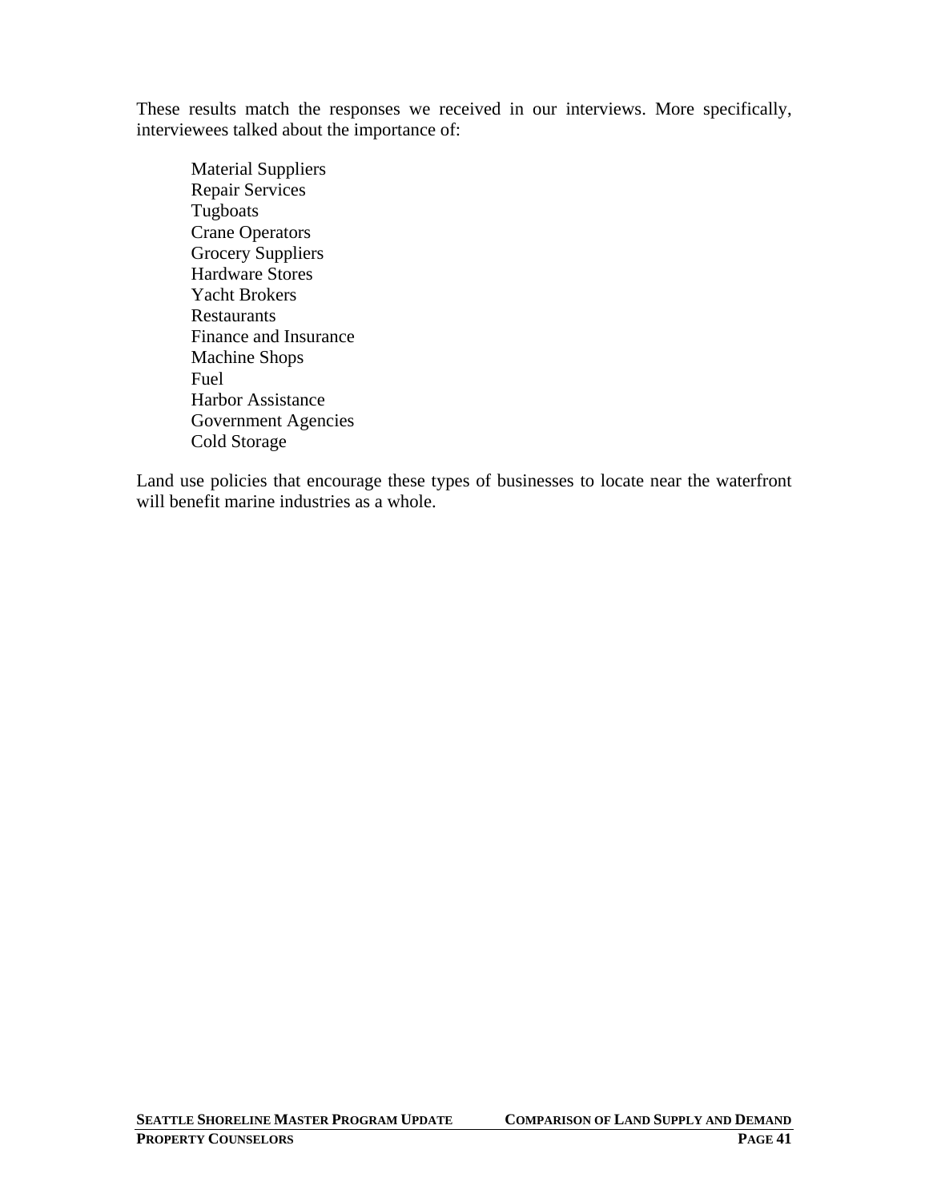These results match the responses we received in our interviews. More specifically, interviewees talked about the importance of:

- Material Suppliers
- Repair Services
- Tugboats
- Crane Operators
- Grocery Suppliers
- Hardware Stores
- Yacht Brokers
- Restaurants
- Finance and Insurance
- Machine Shops
- Fuel
- Harbor Assistance
- Government Agencies
- Cold Storage

Land use policies that encourage these types of businesses to locate near the waterfront will benefit marine industries as a whole.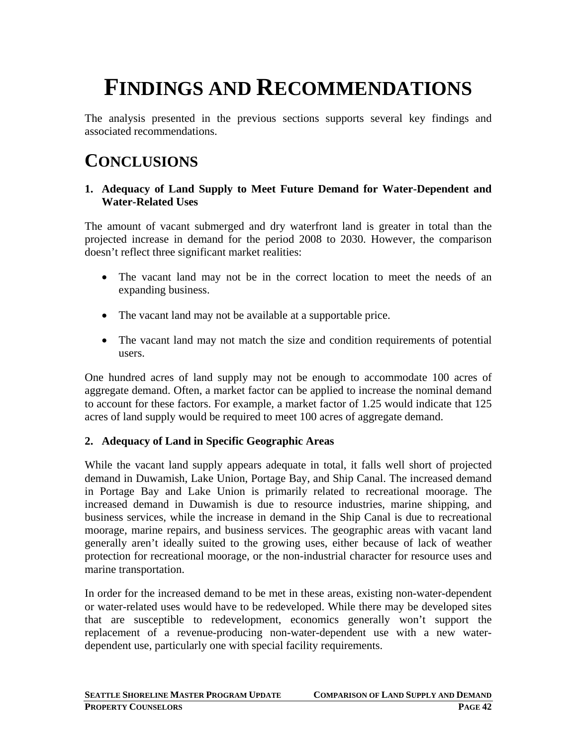# FINDINGS AND RECOMMENDATIONS

The analysis presented in the previous sections supports several key findings and associated recommendations.

## CONCLUSIONS

**1. Adequacy of Land Supply to Meet Future Demand for Water-Dependent and Water-Related Uses**

The amount of vacant submerged and dry waterfront land is greater in total than the projected increase in demand for the period 2008 to 2030. However, the comparison doesn't reflect three significant market realities:

- The vacant land may not be in the correct location to meet the needs of an expanding business.
- The vacant land may not be available at a supportable price.
- The vacant land may not match the size and condition requirements of potential users.

One hundred acres of land supply may not be enough to accommodate 100 acres of aggregate demand. Often, a market factor can be applied to increase the nominal demand to account for these factors. For example, a market factor of 1.25 would indicate that 125 acres of land supply would be required to meet 100 acres of aggregate demand.

**2. Adequacy of Land in Specific Geographic Areas**

While the vacant land supply appears adequate in total, it falls well short of projected demand in Duwamish, Lake Union, Portage Bay, and Ship Canal. The increased demand in Portage Bay and Lake Union is primarily related to recreational moorage. The increased demand in Duwamish is due to resource industries, marine shipping, and business services, while the increase in demand in the Ship Canal is due to recreational moorage, marine repairs, and business services. The geographic areas with vacant land generally aren't ideally suited to the growing uses, either because of lack of weather protection for recreational moorage, or the non-industrial character for resource uses and marine transportation.

In order for the increased demand to be met in these areas, existing non-water-dependent or water-related uses would have to be redeveloped. While there may be developed sites that are susceptible to redevelopment, economics generally won't support the replacement of a revenue-producing non-water-dependent use with a new water-dependent use, particularly one with special facility requirements.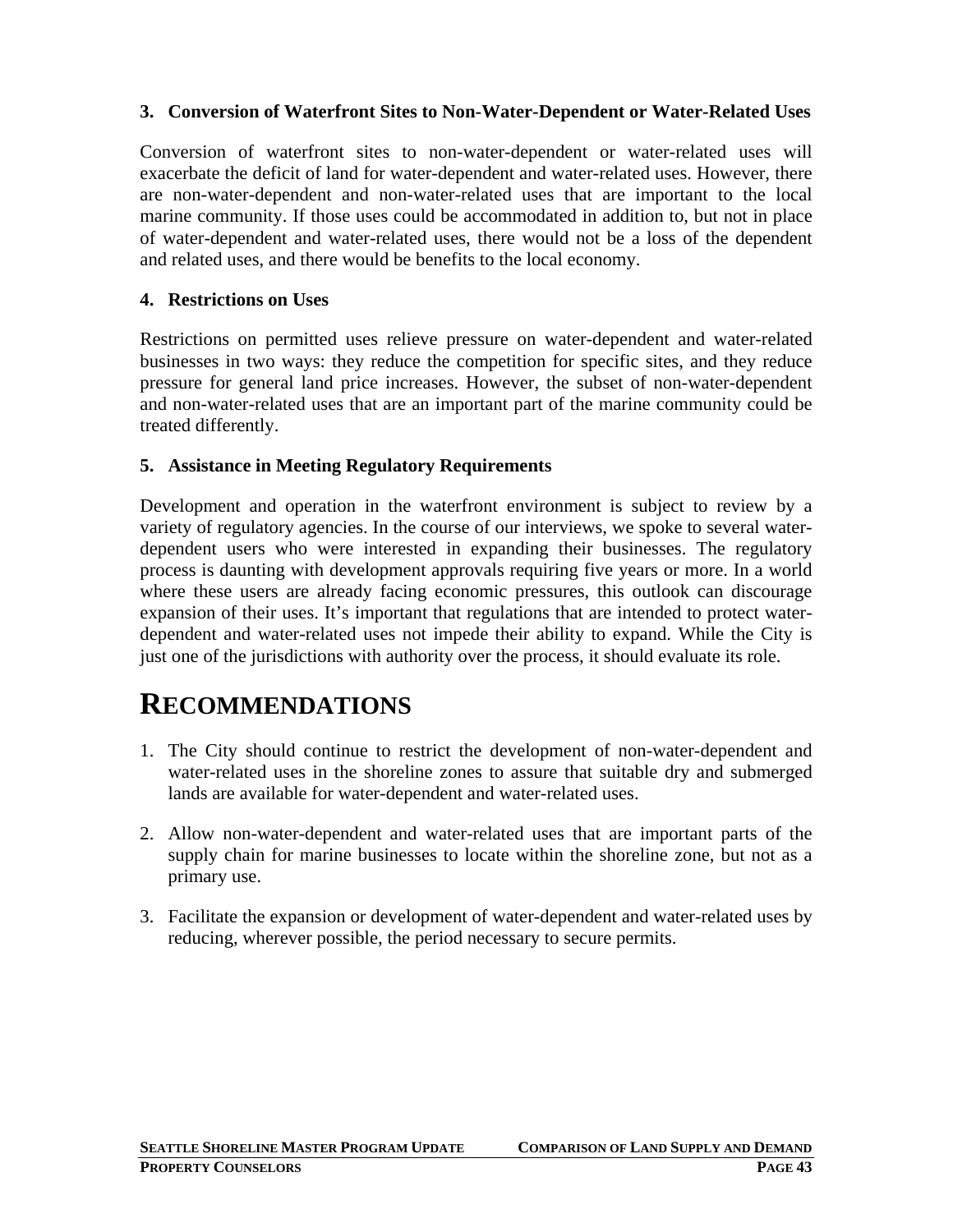### 3. Conversion of Waterfront Sites to Non-Water-Dependent or Water-Related Uses

Conversion of waterfront sites to non-water-dependent or water-related uses will exacerbate the deficit of land for water-dependent and water-related uses. However, there are non-water-dependent and non-water-related uses that are important to the local marine community. If those uses could be accommodated in addition to, but not in place of water-dependent and water-related uses, there would not be a loss of the dependent and related uses, and there would be benefits to the local economy.

### 4. Restrictions on Uses

Restrictions on permitted uses relieve pressure on water-dependent and water-related businesses in two ways: they reduce the competition for specific sites, and they reduce pressure for general land price increases. However, the subset of non-water-dependent and non-water-related uses that are an important part of the marine community could be treated differently.

### 5. Assistance in Meeting Regulatory Requirements

Development and operation in the waterfront environment is subject to review by a variety of regulatory agencies. In the course of our interviews, we spoke to several water-dependent users who were interested in expanding their businesses. The regulatory process is daunting with development approvals requiring five years or more. In a world where these users are already facing economic pressures, this outlook can discourage expansion of their uses. It's important that regulations that are intended to protect water-dependent and water-related uses not impede their ability to expand. While the City is just one of the jurisdictions with authority over the process, it should evaluate its role.

## RECOMMENDATIONS

1. The City should continue to restrict the development of non-water-dependent and water-related uses in the shoreline zones to assure that suitable dry and submerged lands are available for water-dependent and water-related uses.

2. Allow non-water-dependent and water-related uses that are important parts of the supply chain for marine businesses to locate within the shoreline zone, but not as a primary use.

3. Facilitate the expansion or development of water-dependent and water-related uses by reducing, wherever possible, the period necessary to secure permits.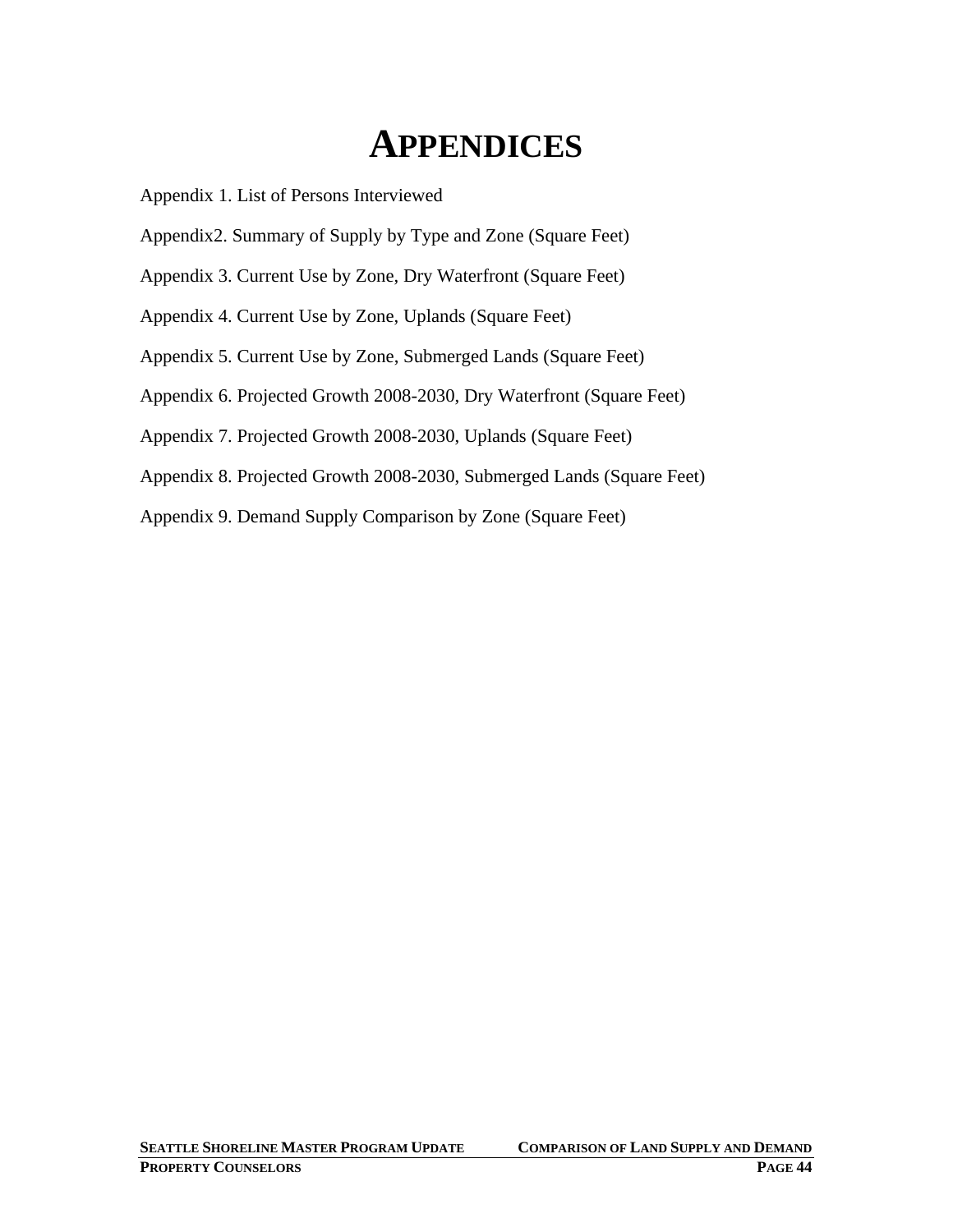# APPENDICES

Appendix 1. List of Persons Interviewed

Appendix2. Summary of Supply by Type and Zone (Square Feet)

Appendix 3. Current Use by Zone, Dry Waterfront (Square Feet)

Appendix 4. Current Use by Zone, Uplands (Square Feet)

Appendix 5. Current Use by Zone, Submerged Lands (Square Feet)

Appendix 6. Projected Growth 2008-2030, Dry Waterfront (Square Feet)

Appendix 7. Projected Growth 2008-2030, Uplands (Square Feet)

Appendix 8. Projected Growth 2008-2030, Submerged Lands (Square Feet)

Appendix 9. Demand Supply Comparison by Zone (Square Feet)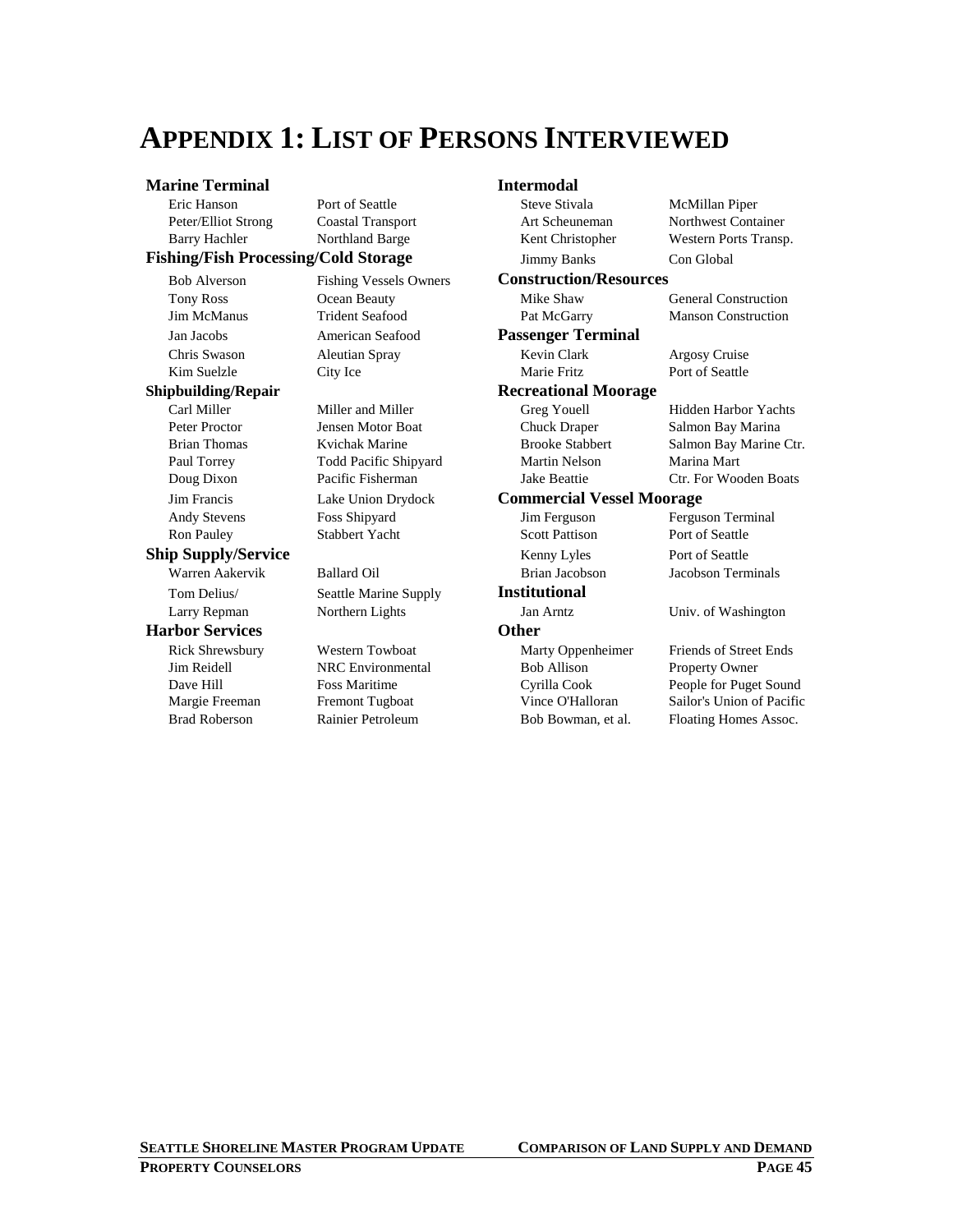# Appendix 1: List of Persons Interviewed

**Marine Terminal**

| | |
|---|---|
| Eric Hanson | Port of Seattle |
| Peter/Elliot Strong | Coastal Transport |
| Barry Hachler | Northland Barge |

**Fishing/Fish Processing/Cold Storage**

| | |
|---|---|
| Bob Alverson | Fishing Vessels Owners |
| Tony Ross | Ocean Beauty |
| Jim McManus | Trident Seafood |
| Jan Jacobs | American Seafood |
| Chris Swason | Aleutian Spray |
| Kim Suelzle | City Ice |

**Shipbuilding/Repair**

| | |
|---|---|
| Carl Miller | Miller and Miller |
| Peter Proctor | Jensen Motor Boat |
| Brian Thomas | Kvichak Marine |
| Paul Torrey | Todd Pacific Shipyard |
| Doug Dixon | Pacific Fisherman |
| Jim Francis | Lake Union Drydock |
| Andy Stevens | Foss Shipyard |
| Ron Pauley | Stabbert Yacht |

**Ship Supply/Service**

| | |
|---|---|
| Warren Aakervik | Ballard Oil |
| Tom Delius/ | Seattle Marine Supply |
| Larry Repman | Northern Lights |

**Harbor Services**

| | |
|---|---|
| Rick Shrewsbury | Western Towboat |
| Jim Reidell | NRC Environmental |
| Dave Hill | Foss Maritime |
| Margie Freeman | Fremont Tugboat |
| Brad Roberson | Rainier Petroleum |

**Intermodal**

| | |
|---|---|
| Steve Stivala | McMillan Piper |
| Art Scheuneman | Northwest Container |
| Kent Christopher | Western Ports Transp. |
| Jimmy Banks | Con Global |

**Construction/Resources**

| | |
|---|---|
| Mike Shaw | General Construction |
| Pat McGarry | Manson Construction |

**Passenger Terminal**

| | |
|---|---|
| Kevin Clark | Argosy Cruise |
| Marie Fritz | Port of Seattle |

**Recreational Moorage**

| | |
|---|---|
| Greg Youell | Hidden Harbor Yachts |
| Chuck Draper | Salmon Bay Marina |
| Brooke Stabbert | Salmon Bay Marine Ctr. |
| Martin Nelson | Marina Mart |
| Jake Beattie | Ctr. For Wooden Boats |

**Commercial Vessel Moorage**

| | |
|---|---|
| Jim Ferguson | Ferguson Terminal |
| Scott Pattison | Port of Seattle |
| Kenny Lyles | Port of Seattle |
| Brian Jacobson | Jacobson Terminals |

**Institutional**

| | |
|---|---|
| Jan Arntz | Univ. of Washington |

**Other**

| | |
|---|---|
| Marty Oppenheimer | Friends of Street Ends |
| Bob Allison | Property Owner |
| Cyrilla Cook | People for Puget Sound |
| Vince O'Halloran | Sailor's Union of Pacific |
| Bob Bowman, et al. | Floating Homes Assoc. |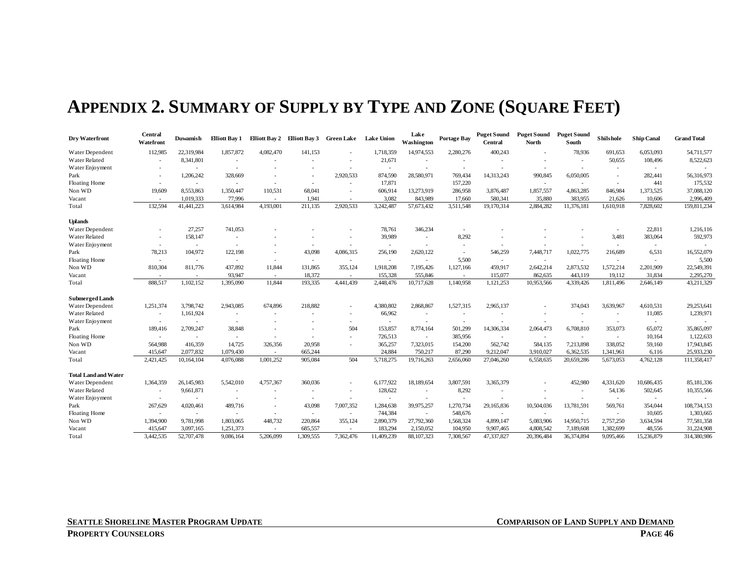# Appendix 2. Summary of Supply by Type and Zone (Square Feet)

| Dry Waterfront | Central Watefront | Duwamish | Elliott Bay 1 | Elliott Bay 2 | Elliott Bay 3 | Green Lake | Lake Union | Lake Washington | Portage Bay | Puget Sound Central | Puget Sound North | Puget Sound South | Shilshole | Ship Canal | Grand Total |
|---|---|---|---|---|---|---|---|---|---|---|---|---|---|---|---|
| Water Dependent | 112,985 | 22,319,984 | 1,857,872 | 4,082,470 | 141,153 | - | 1,718,359 | 14,974,553 | 2,280,276 | 400,243 | - | 78,936 | 691,653 | 6,053,093 | 54,711,577 |
| Water Related | - | 8,341,801 | - | - | - | - | 21,671 | - | - | - | - | - | 50,655 | 108,496 | 8,522,623 |
| Water Enjoyment | - | - | - | - | - | - | - | - | - | - | - | - | - | - | - |
| Park | - | 1,206,242 | 328,669 | - | - | 2,920,533 | 874,590 | 28,580,971 | 769,434 | 14,313,243 | 990,845 | 6,050,005 | - | 282,441 | 56,316,973 |
| Floating Home | - | - | - | - | - | - | 17,871 | | 157,220 | | - | - | - | 441 | 175,532 |
| Non WD | 19,609 | 8,553,863 | 1,350,447 | 110,531 | 68,041 | - | 606,914 | 13,273,919 | 286,958 | 3,876,487 | 1,857,557 | 4,863,285 | 846,984 | 1,373,525 | 37,088,120 |
| Vacant | - | 1,019,333 | 77,996 | - | 1,941 | - | 3,082 | 843,989 | 17,660 | 580,341 | 35,880 | 383,955 | 21,626 | 10,606 | 2,996,409 |
| Total | 132,594 | 41,441,223 | 3,614,984 | 4,193,001 | 211,135 | 2,920,533 | 3,242,487 | 57,673,432 | 3,511,548 | 19,170,314 | 2,884,282 | 11,376,181 | 1,610,918 | 7,828,602 | 159,811,234 |
| **Uplands** | | | | | | | | | | | | | | | |
| Water Dependent | - | 27,257 | 741,053 | - | - | - | 78,761 | 346,234 | - | - | - | - | - | 22,811 | 1,216,116 |
| Water Related | - | 158,147 | - | - | - | - | 39,989 | - | 8,292 | - | - | - | 3,481 | 383,064 | 592,973 |
| Water Enjoyment | - | - | - | - | - | - | - | - | - | - | - | - | - | - | - |
| Park | 78,213 | 104,972 | 122,198 | - | 43,098 | 4,086,315 | 256,190 | 2,620,122 | - | 546,259 | 7,448,717 | 1,022,775 | 216,689 | 6,531 | 16,552,079 |
| Floating Home | - | - | - | - | - | - | - | - | 5,500 | - | - | - | - | - | 5,500 |
| Non WD | 810,304 | 811,776 | 437,892 | 11,844 | 131,865 | 355,124 | 1,918,208 | 7,195,426 | 1,127,166 | 459,917 | 2,642,214 | 2,873,532 | 1,572,214 | 2,201,909 | 22,549,391 |
| Vacant | - | - | 93,947 | - | 18,372 | - | 155,328 | 555,846 | - | 115,077 | 862,635 | 443,119 | 19,112 | 31,834 | 2,295,270 |
| Total | 888,517 | 1,102,152 | 1,395,090 | 11,844 | 193,335 | 4,441,439 | 2,448,476 | 10,717,628 | 1,140,958 | 1,121,253 | 10,953,566 | 4,339,426 | 1,811,496 | 2,646,149 | 43,211,329 |
| **Submerged Lands** | | | | | | | | | | | | | | | |
| Water Dependent | 1,251,374 | 3,798,742 | 2,943,085 | 674,896 | 218,882 | - | 4,380,802 | 2,868,867 | 1,527,315 | 2,965,137 | - | 374,043 | 3,639,967 | 4,610,531 | 29,253,641 |
| Water Related | - | 1,161,924 | - | - | - | - | 66,962 | - | - | - | - | - | - | 11,085 | 1,239,971 |
| Water Enjoyment | - | - | - | - | - | - | - | - | - | - | - | - | - | - | - |
| Park | 189,416 | 2,709,247 | 38,848 | - | - | 504 | 153,857 | 8,774,164 | 501,299 | 14,306,334 | 2,064,473 | 6,708,810 | 353,073 | 65,072 | 35,865,097 |
| Floating Home | - | - | - | - | - | - | 726,513 | - | 385,956 | - | - | - | - | 10,164 | 1,122,633 |
| Non WD | 564,988 | 416,359 | 14,725 | 326,356 | 20,958 | - | 365,257 | 7,323,015 | 154,200 | 562,742 | 584,135 | 7,213,898 | 338,052 | 59,160 | 17,943,845 |
| Vacant | 415,647 | 2,077,832 | 1,079,430 | - | 665,244 | | 24,884 | 750,217 | 87,290 | 9,212,047 | 3,910,027 | 6,362,535 | 1,341,961 | 6,116 | 25,933,230 |
| Total | 2,421,425 | 10,164,104 | 4,076,088 | 1,001,252 | 905,084 | 504 | 5,718,275 | 19,716,263 | 2,656,060 | 27,046,260 | 6,558,635 | 20,659,286 | 5,673,053 | 4,762,128 | 111,358,417 |
| **Total Land and Water** | | | | | | | | | | | | | | | |
| Water Dependent | 1,364,359 | 26,145,983 | 5,542,010 | 4,757,367 | 360,036 | - | 6,177,922 | 18,189,654 | 3,807,591 | 3,365,379 | - | 452,980 | 4,331,620 | 10,686,435 | 85,181,336 |
| Water Related | - | 9,661,871 | - | - | - | - | 128,622 | - | 8,292 | - | - | - | 54,136 | 502,645 | 10,355,566 |
| Water Enjoyment | - | - | - | - | - | - | - | - | - | - | - | - | - | - | - |
| Park | 267,629 | 4,020,461 | 489,716 | - | 43,098 | 7,007,352 | 1,284,638 | 39,975,257 | 1,270,734 | 29,165,836 | 10,504,036 | 13,781,591 | 569,761 | 354,044 | 108,734,153 |
| Floating Home | - | - | - | - | - | - | 744,384 | - | 548,676 | - | - | - | - | 10,605 | 1,303,665 |
| Non WD | 1,394,900 | 9,781,998 | 1,803,065 | 448,732 | 220,864 | 355,124 | 2,890,379 | 27,792,360 | 1,568,324 | 4,899,147 | 5,083,906 | 14,950,715 | 2,757,250 | 3,634,594 | 77,581,358 |
| Vacant | 415,647 | 3,097,165 | 1,251,373 | - | 685,557 | - | 183,294 | 2,150,052 | 104,950 | 9,907,465 | 4,808,542 | 7,189,608 | 1,382,699 | 48,556 | 31,224,908 |
| Total | 3,442,535 | 52,707,478 | 9,086,164 | 5,206,099 | 1,309,555 | 7,362,476 | 11,409,239 | 88,107,323 | 7,308,567 | 47,337,827 | 20,396,484 | 36,374,894 | 9,095,466 | 15,236,879 | 314,380,986 |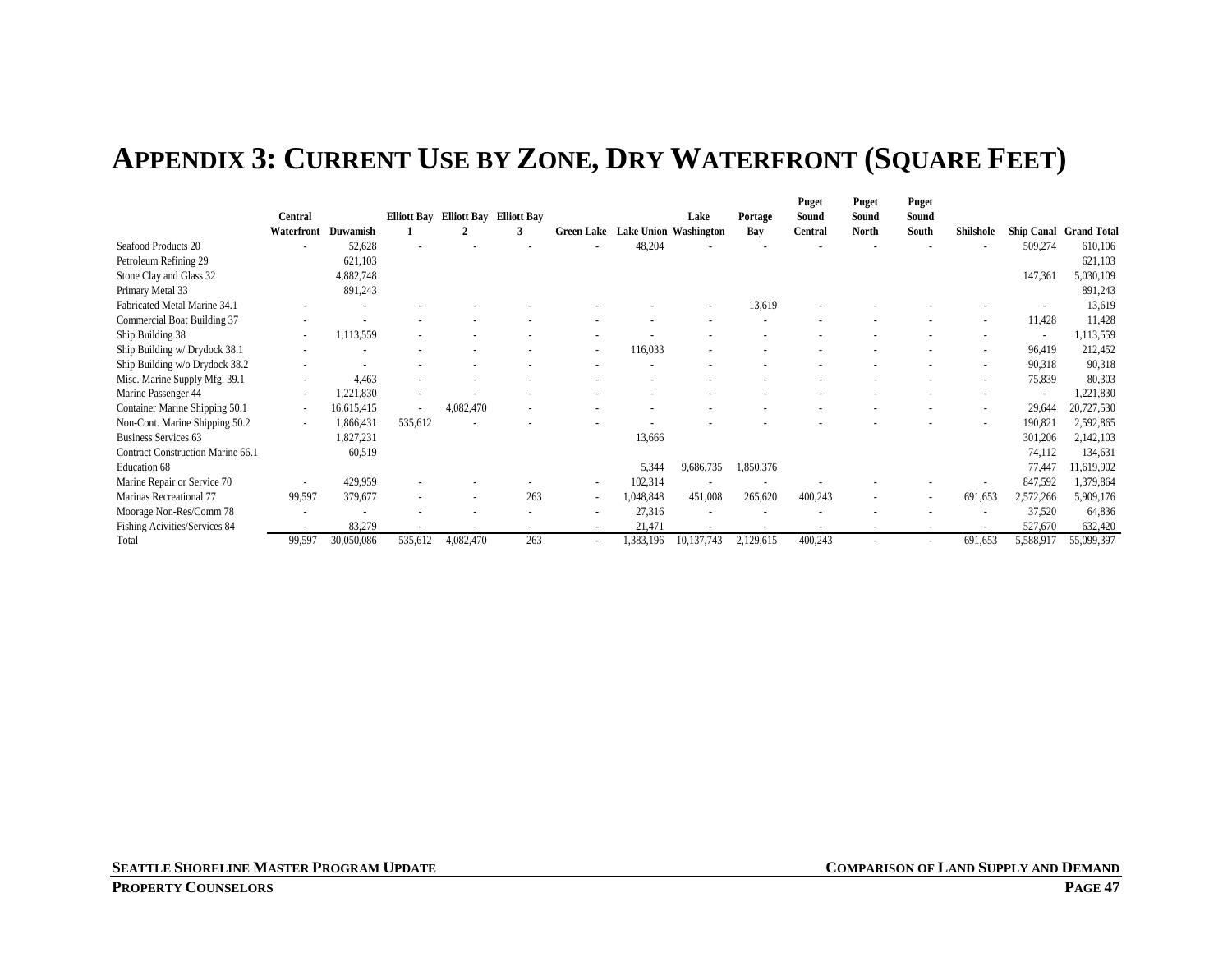# APPENDIX 3: CURRENT USE BY ZONE, DRY WATERFRONT (SQUARE FEET)

| | Central Waterfront | Duwamish | Elliott Bay 1 | Elliott Bay 2 | Elliott Bay 3 | Green Lake | Lake Union | Lake Washington | Portage Bay | Puget Sound Central | Puget Sound North | Puget Sound South | Shilshole | Ship Canal | Grand Total |
|---|---|---|---|---|---|---|---|---|---|---|---|---|---|---|---|
| Seafood Products 20 | - | 52,628 | - | - | - | - | 48,204 | - | - | - | - | - | - | 509,274 | 610,106 |
| Petroleum Refining 29 | | 621,103 | | | | | | | | | | | | | 621,103 |
| Stone Clay and Glass 32 | | 4,882,748 | | | | | | | | | | | | 147,361 | 5,030,109 |
| Primary Metal 33 | | 891,243 | | | | | | | | | | | | | 891,243 |
| Fabricated Metal Marine 34.1 | - | - | - | - | - | - | - | - | 13,619 | - | - | - | - | - | 13,619 |
| Commercial Boat Building 37 | - | - | - | - | - | - | - | - | - | - | - | - | - | 11,428 | 11,428 |
| Ship Building 38 | - | 1,113,559 | - | - | - | - | - | - | - | - | - | - | - | - | 1,113,559 |
| Ship Building w/ Drydock 38.1 | - | - | - | - | - | - | 116,033 | - | - | - | - | - | - | 96,419 | 212,452 |
| Ship Building w/o Drydock 38.2 | - | - | - | - | - | - | - | - | - | - | - | - | - | 90,318 | 90,318 |
| Misc. Marine Supply Mfg. 39.1 | - | 4,463 | - | - | - | - | - | - | - | - | - | - | - | 75,839 | 80,303 |
| Marine Passenger 44 | - | 1,221,830 | - | - | - | - | - | - | - | - | - | - | - | - | 1,221,830 |
| Container Marine Shipping 50.1 | - | 16,615,415 | - | 4,082,470 | - | - | - | - | - | - | - | - | - | 29,644 | 20,727,530 |
| Non-Cont. Marine Shipping 50.2 | - | 1,866,431 | 535,612 | - | - | - | - | - | - | - | - | - | - | 190,821 | 2,592,865 |
| Business Services 63 | | 1,827,231 | | | | | 13,666 | | | | | | | 301,206 | 2,142,103 |
| Contract Construction Marine 66.1 | | 60,519 | | | | | | | | | | | | 74,112 | 134,631 |
| Education 68 | | | | | | | 5,344 | 9,686,735 | 1,850,376 | | | | | 77,447 | 11,619,902 |
| Marine Repair or Service 70 | - | 429,959 | - | - | - | - | 102,314 | - | - | - | - | - | - | 847,592 | 1,379,864 |
| Marinas Recreational 77 | 99,597 | 379,677 | - | - | 263 | - | 1,048,848 | 451,008 | 265,620 | 400,243 | - | - | 691,653 | 2,572,266 | 5,909,176 |
| Moorage Non-Res/Comm 78 | - | - | - | - | - | - | 27,316 | - | - | - | - | - | - | 37,520 | 64,836 |
| Fishing Acivities/Services 84 | - | 83,279 | - | - | - | - | 21,471 | - | - | - | - | - | - | 527,670 | 632,420 |
| Total | 99,597 | 30,050,086 | 535,612 | 4,082,470 | 263 | - | 1,383,196 | 10,137,743 | 2,129,615 | 400,243 | - | - | 691,653 | 5,588,917 | 55,099,397 |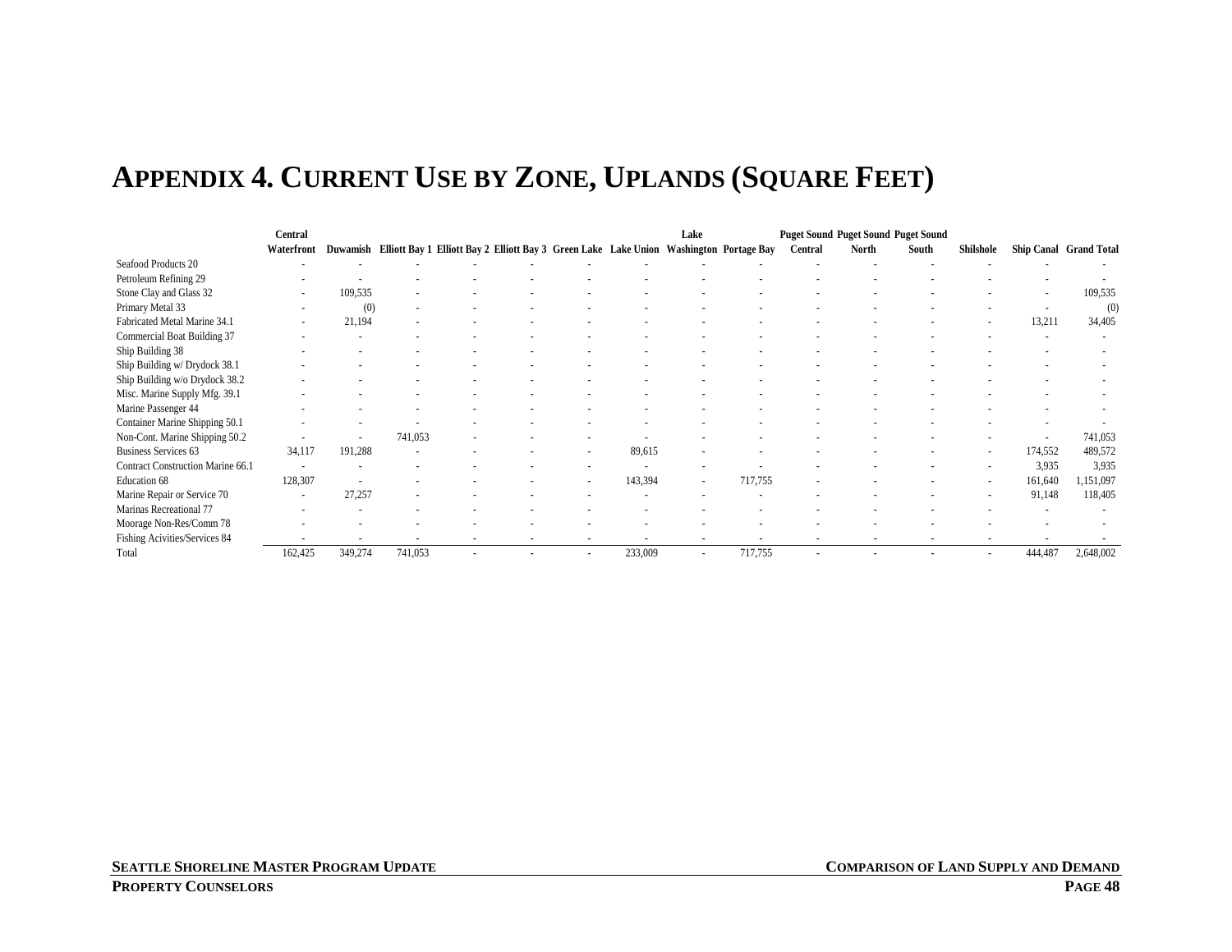# APPENDIX 4. CURRENT USE BY ZONE, UPLANDS (SQUARE FEET)

| | Central Waterfront | Duwamish | Elliott Bay 1 | Elliott Bay 2 | Elliott Bay 3 | Green Lake | Lake Union | Lake Washington | Portage Bay | Puget Sound Central | Puget Sound North | Puget Sound South | Shilshole | Ship Canal | Grand Total |
|---|---|---|---|---|---|---|---|---|---|---|---|---|---|---|---|
| Seafood Products 20 | - | - | - | - | - | - | - | - | - | - | - | - | - | - | - |
| Petroleum Refining 29 | - | - | - | - | - | - | - | - | - | - | - | - | - | - | - |
| Stone Clay and Glass 32 | - | 109,535 | - | - | - | - | - | - | - | - | - | - | - | - | 109,535 |
| Primary Metal 33 | - | (0) | - | - | - | - | - | - | - | - | - | - | - | - | (0) |
| Fabricated Metal Marine 34.1 | - | 21,194 | - | - | - | - | - | - | - | - | - | - | - | 13,211 | 34,405 |
| Commercial Boat Building 37 | - | - | - | - | - | - | - | - | - | - | - | - | - | - | - |
| Ship Building 38 | - | - | - | - | - | - | - | - | - | - | - | - | - | - | - |
| Ship Building w/ Drydock 38.1 | - | - | - | - | - | - | - | - | - | - | - | - | - | - | - |
| Ship Building w/o Drydock 38.2 | - | - | - | - | - | - | - | - | - | - | - | - | - | - | - |
| Misc. Marine Supply Mfg. 39.1 | - | - | - | - | - | - | - | - | - | - | - | - | - | - | - |
| Marine Passenger 44 | - | - | - | - | - | - | - | - | - | - | - | - | - | - | - |
| Container Marine Shipping 50.1 | - | - | - | - | - | - | - | - | - | - | - | - | - | - | - |
| Non-Cont. Marine Shipping 50.2 | - | - | 741,053 | - | - | - | - | - | - | - | - | - | - | - | 741,053 |
| Business Services 63 | 34,117 | 191,288 | - | - | - | - | 89,615 | - | - | - | - | - | - | 174,552 | 489,572 |
| Contract Construction Marine 66.1 | - | - | - | - | - | - | - | - | - | - | - | - | - | 3,935 | 3,935 |
| Education 68 | 128,307 | - | - | - | - | - | 143,394 | - | 717,755 | - | - | - | - | 161,640 | 1,151,097 |
| Marine Repair or Service 70 | - | 27,257 | - | - | - | - | - | - | - | - | - | - | - | 91,148 | 118,405 |
| Marinas Recreational 77 | - | - | - | - | - | - | - | - | - | - | - | - | - | - | - |
| Moorage Non-Res/Comm 78 | - | - | - | - | - | - | - | - | - | - | - | - | - | - | - |
| Fishing Acivities/Services 84 | - | - | - | - | - | - | - | - | - | - | - | - | - | - | - |
| Total | 162,425 | 349,274 | 741,053 | - | - | - | 233,009 | - | 717,755 | - | - | - | - | 444,487 | 2,648,002 |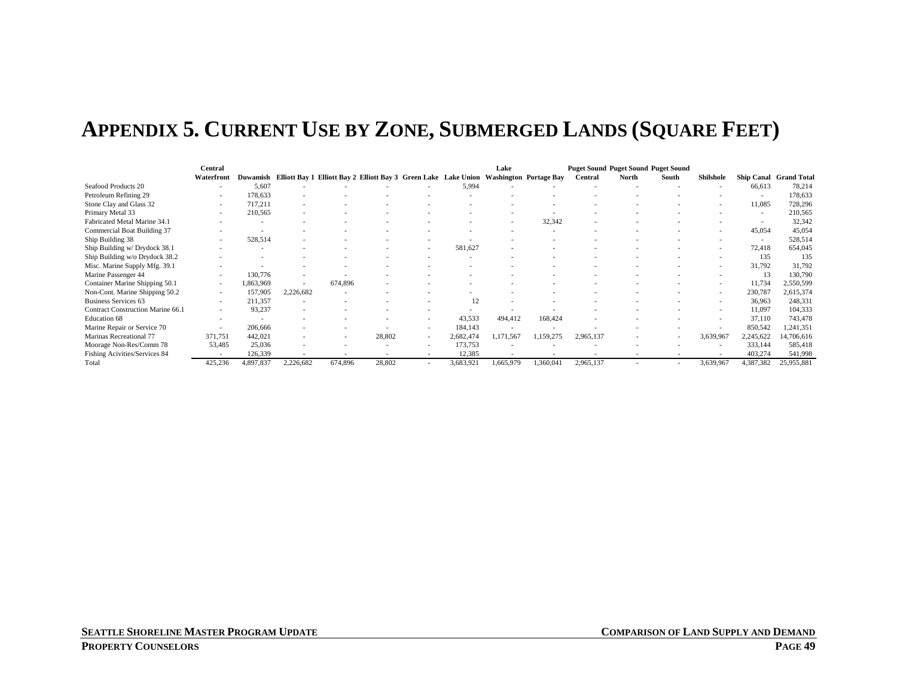# APPENDIX 5. CURRENT USE BY ZONE, SUBMERGED LANDS (SQUARE FEET)

| | Central Waterfront | Duwamish | Elliott Bay 1 | Elliott Bay 2 | Elliott Bay 3 | Green Lake | Lake Union | Lake Washington | Portage Bay | Puget Sound Central | Puget Sound North | Puget Sound South | Shilshole | Ship Canal | Grand Total |
|---|---|---|---|---|---|---|---|---|---|---|---|---|---|---|---|
| Seafood Products 20 | - | 5,607 | - | - | - | - | 5,994 | - | - | - | - | - | - | 66,613 | 78,214 |
| Petroleum Refining 29 | - | 178,633 | - | - | - | - | - | - | - | - | - | - | - | - | 178,633 |
| Stone Clay and Glass 32 | - | 717,211 | - | - | - | - | - | - | - | - | - | - | - | 11,085 | 728,296 |
| Primary Metal 33 | - | 210,565 | - | - | - | - | - | - | - | - | - | - | - | - | 210,565 |
| Fabricated Metal Marine 34.1 | - | - | - | - | - | - | - | - | 32,342 | - | - | - | - | - | 32,342 |
| Commercial Boat Building 37 | - | - | - | - | - | - | - | - | - | - | - | - | - | 45,054 | 45,054 |
| Ship Building 38 | - | 528,514 | - | - | - | - | - | - | - | - | - | - | - | - | 528,514 |
| Ship Building w/ Drydock 38.1 | - | - | - | - | - | - | 581,627 | - | - | - | - | - | - | 72,418 | 654,045 |
| Ship Building w/o Drydock 38.2 | - | - | - | - | - | - | - | - | - | - | - | - | - | 135 | 135 |
| Misc. Marine Supply Mfg. 39.1 | - | - | - | - | - | - | - | - | - | - | - | - | - | 31,792 | 31,792 |
| Marine Passenger 44 | - | 130,776 | - | - | - | - | - | - | - | - | - | - | - | 13 | 130,790 |
| Container Marine Shipping 50.1 | - | 1,863,969 | - | 674,896 | - | - | - | - | - | - | - | - | - | 11,734 | 2,550,599 |
| Non-Cont. Marine Shipping 50.2 | - | 157,905 | 2,226,682 | - | - | - | - | - | - | - | - | - | - | 230,787 | 2,615,374 |
| Business Services 63 | - | 211,357 | - | - | - | - | 12 | - | - | - | - | - | - | 36,963 | 248,331 |
| Contract Construction Marine 66.1 | - | 93,237 | - | - | - | - | - | - | - | - | - | - | - | 11,097 | 104,333 |
| Education 68 | - | - | - | - | - | - | 43,533 | 494,412 | 168,424 | - | - | - | - | 37,110 | 743,478 |
| Marine Repair or Service 70 | - | 206,666 | - | - | - | - | 184,143 | - | - | - | - | - | - | 850,542 | 1,241,351 |
| Marinas Recreational 77 | 371,751 | 442,021 | - | - | 28,802 | - | 2,682,474 | 1,171,567 | 1,159,275 | 2,965,137 | - | - | 3,639,967 | 2,245,622 | 14,706,616 |
| Moorage Non-Res/Comm 78 | 53,485 | 25,036 | - | - | - | - | 173,753 | - | - | - | - | - | - | 333,144 | 585,418 |
| Fishing Acivities/Services 84 | - | 126,339 | - | - | - | - | 12,385 | - | - | - | - | - | - | 403,274 | 541,998 |
| Total | 425,236 | 4,897,837 | 2,226,682 | 674,896 | 28,802 | - | 3,683,921 | 1,665,979 | 1,360,041 | 2,965,137 | - | - | 3,639,967 | 4,387,382 | 25,955,881 |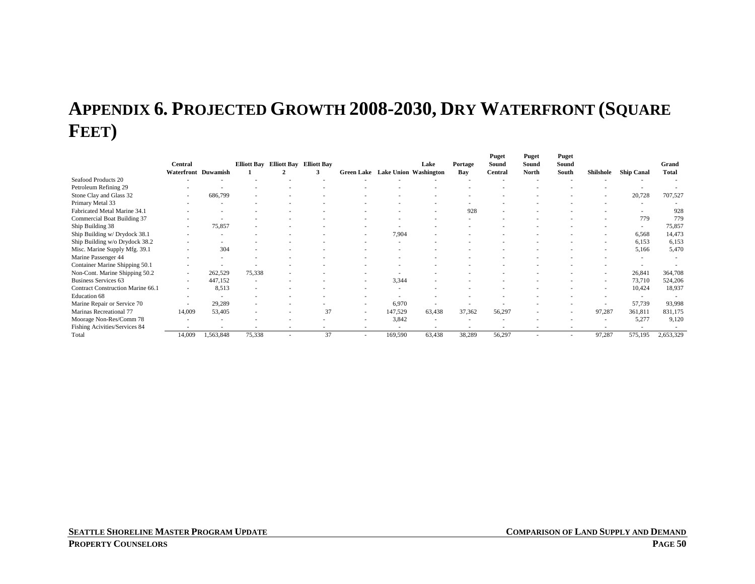# APPENDIX 6. PROJECTED GROWTH 2008-2030, DRY WATERFRONT (SQUARE FEET)

| | Central Waterfront | Duwamish | Elliott Bay 1 | Elliott Bay 2 | Elliott Bay 3 | Green Lake | Lake Union | Lake Washington | Portage Bay | Puget Sound Central | Puget Sound North | Puget Sound South | Shilshole | Ship Canal | Grand Total |
|---|---|---|---|---|---|---|---|---|---|---|---|---|---|---|---|
| Seafood Products 20 | - | - | - | - | - | - | - | - | - | - | - | - | - | - | - |
| Petroleum Refining 29 | - | - | - | - | - | - | - | - | - | - | - | - | - | - | - |
| Stone Clay and Glass 32 | - | 686,799 | - | - | - | - | - | - | - | - | - | - | - | 20,728 | 707,527 |
| Primary Metal 33 | - | - | - | - | - | - | - | - | - | - | - | - | - | - | - |
| Fabricated Metal Marine 34.1 | - | - | - | - | - | - | - | - | 928 | - | - | - | - | - | 928 |
| Commercial Boat Building 37 | - | - | - | - | - | - | - | - | - | - | - | - | - | 779 | 779 |
| Ship Building 38 | - | 75,857 | - | - | - | - | - | - | - | - | - | - | - | - | 75,857 |
| Ship Building w/ Drydock 38.1 | - | - | - | - | - | - | 7,904 | - | - | - | - | - | - | 6,568 | 14,473 |
| Ship Building w/o Drydock 38.2 | - | - | - | - | - | - | - | - | - | - | - | - | - | 6,153 | 6,153 |
| Misc. Marine Supply Mfg. 39.1 | - | 304 | - | - | - | - | - | - | - | - | - | - | - | 5,166 | 5,470 |
| Marine Passenger 44 | - | - | - | - | - | - | - | - | - | - | - | - | - | - | - |
| Container Marine Shipping 50.1 | - | - | - | - | - | - | - | - | - | - | - | - | - | - | - |
| Non-Cont. Marine Shipping 50.2 | - | 262,529 | 75,338 | - | - | - | - | - | - | - | - | - | - | 26,841 | 364,708 |
| Business Services 63 | - | 447,152 | - | - | - | - | 3,344 | - | - | - | - | - | - | 73,710 | 524,206 |
| Contract Construction Marine 66.1 | - | 8,513 | - | - | - | - | - | - | - | - | - | - | - | 10,424 | 18,937 |
| Education 68 | - | - | - | - | - | - | - | - | - | - | - | - | - | - | - |
| Marine Repair or Service 70 | - | 29,289 | - | - | - | - | 6,970 | - | - | - | - | - | - | 57,739 | 93,998 |
| Marinas Recreational 77 | 14,009 | 53,405 | - | - | 37 | - | 147,529 | 63,438 | 37,362 | 56,297 | - | - | 97,287 | 361,811 | 831,175 |
| Moorage Non-Res/Comm 78 | - | - | - | - | - | - | 3,842 | - | - | - | - | - | - | 5,277 | 9,120 |
| Fishing Acivities/Services 84 | - | - | - | - | - | - | - | - | - | - | - | - | - | - | - |
| Total | 14,009 | 1,563,848 | 75,338 | - | 37 | - | 169,590 | 63,438 | 38,289 | 56,297 | - | - | 97,287 | 575,195 | 2,653,329 |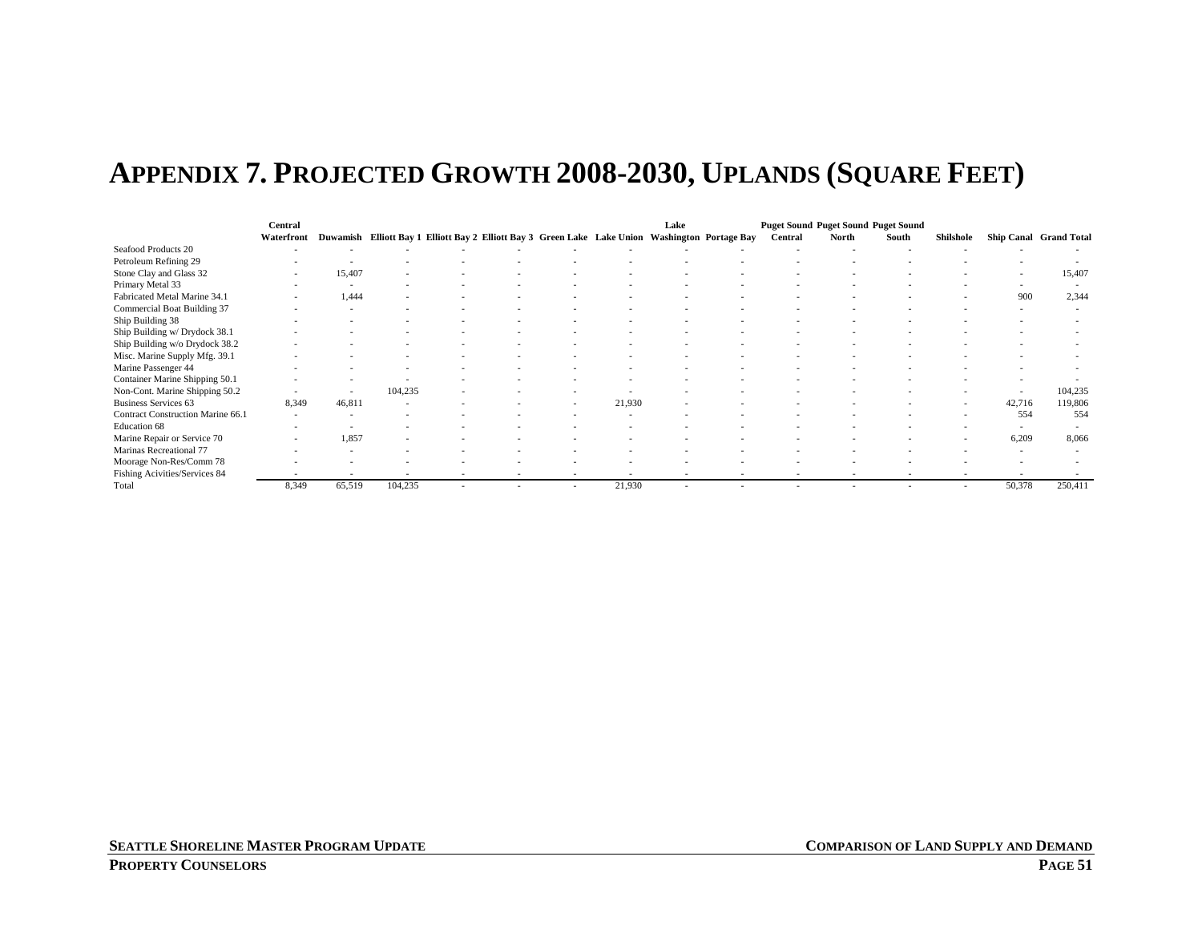# APPENDIX 7. PROJECTED GROWTH 2008-2030, UPLANDS (SQUARE FEET)

| | Central Waterfront | Duwamish | Elliott Bay 1 | Elliott Bay 2 | Elliott Bay 3 | Green Lake | Lake Union | Lake Washington | Portage Bay | Puget Sound Central | Puget Sound North | Puget Sound South | Shilshole | Ship Canal | Grand Total |
|---|---|---|---|---|---|---|---|---|---|---|---|---|---|---|---|
| Seafood Products 20 | - | - | - | - | - | - | - | - | - | - | - | - | - | - | - |
| Petroleum Refining 29 | - | - | - | - | - | - | - | - | - | - | - | - | - | - | - |
| Stone Clay and Glass 32 | - | 15,407 | - | - | - | - | - | - | - | - | - | - | - | - | 15,407 |
| Primary Metal 33 | - | - | - | - | - | - | - | - | - | - | - | - | - | - | - |
| Fabricated Metal Marine 34.1 | - | 1,444 | - | - | - | - | - | - | - | - | - | - | - | 900 | 2,344 |
| Commercial Boat Building 37 | - | - | - | - | - | - | - | - | - | - | - | - | - | - | - |
| Ship Building 38 | - | - | - | - | - | - | - | - | - | - | - | - | - | - | - |
| Ship Building w/ Drydock 38.1 | - | - | - | - | - | - | - | - | - | - | - | - | - | - | - |
| Ship Building w/o Drydock 38.2 | - | - | - | - | - | - | - | - | - | - | - | - | - | - | - |
| Misc. Marine Supply Mfg. 39.1 | - | - | - | - | - | - | - | - | - | - | - | - | - | - | - |
| Marine Passenger 44 | - | - | - | - | - | - | - | - | - | - | - | - | - | - | - |
| Container Marine Shipping 50.1 | - | - | - | - | - | - | - | - | - | - | - | - | - | - | - |
| Non-Cont. Marine Shipping 50.2 | - | - | 104,235 | - | - | - | - | - | - | - | - | - | - | - | 104,235 |
| Business Services 63 | 8,349 | 46,811 | - | - | - | - | 21,930 | - | - | - | - | - | - | 42,716 | 119,806 |
| Contract Construction Marine 66.1 | - | - | - | - | - | - | - | - | - | - | - | - | - | 554 | 554 |
| Education 68 | - | - | - | - | - | - | - | - | - | - | - | - | - | - | - |
| Marine Repair or Service 70 | - | 1,857 | - | - | - | - | - | - | - | - | - | - | - | 6,209 | 8,066 |
| Marinas Recreational 77 | - | - | - | - | - | - | - | - | - | - | - | - | - | - | - |
| Moorage Non-Res/Comm 78 | - | - | - | - | - | - | - | - | - | - | - | - | - | - | - |
| Fishing Acivities/Services 84 | - | - | - | - | - | - | - | - | - | - | - | - | - | - | - |
| Total | 8,349 | 65,519 | 104,235 | - | - | - | 21,930 | - | - | - | - | - | - | 50,378 | 250,411 |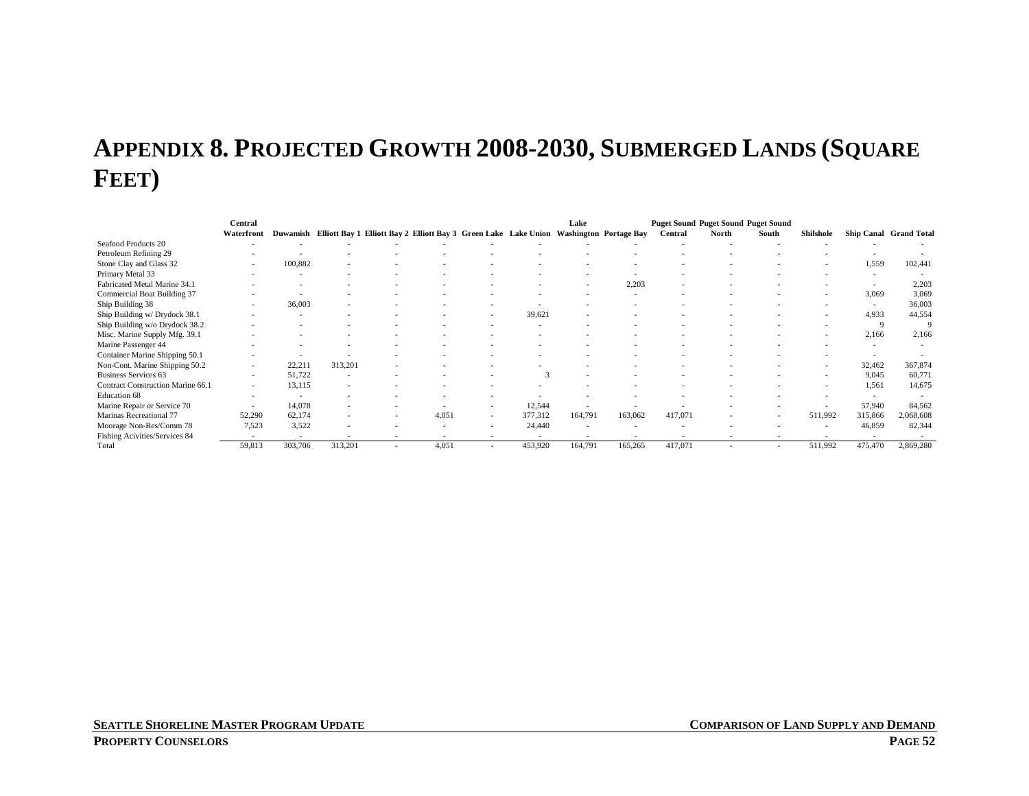# APPENDIX 8. PROJECTED GROWTH 2008-2030, SUBMERGED LANDS (SQUARE FEET)

| | Central Waterfront | Duwamish | Elliott Bay 1 | Elliott Bay 2 | Elliott Bay 3 | Green Lake | Lake Union | Lake Washington | Portage Bay | Puget Sound Central | Puget Sound North | Puget Sound South | Shilshole | Ship Canal | Grand Total |
|---|---|---|---|---|---|---|---|---|---|---|---|---|---|---|---|
| Seafood Products 20 | - | - | - | - | - | - | - | - | - | - | - | - | - | - | - |
| Petroleum Refining 29 | - | - | - | - | - | - | - | - | - | - | - | - | - | - | - |
| Stone Clay and Glass 32 | - | 100,882 | - | - | - | - | - | - | - | - | - | - | - | 1,559 | 102,441 |
| Primary Metal 33 | - | - | - | - | - | - | - | - | - | - | - | - | - | - | - |
| Fabricated Metal Marine 34.1 | - | - | - | - | - | - | - | - | 2,203 | - | - | - | - | - | 2,203 |
| Commercial Boat Building 37 | - | - | - | - | - | - | - | - | - | - | - | - | - | 3,069 | 3,069 |
| Ship Building 38 | - | 36,003 | - | - | - | - | - | - | - | - | - | - | - | - | 36,003 |
| Ship Building w/ Drydock 38.1 | - | - | - | - | - | - | 39,621 | - | - | - | - | - | - | 4,933 | 44,554 |
| Ship Building w/o Drydock 38.2 | - | - | - | - | - | - | - | - | - | - | - | - | - | 9 | 9 |
| Misc. Marine Supply Mfg. 39.1 | - | - | - | - | - | - | - | - | - | - | - | - | - | 2,166 | 2,166 |
| Marine Passenger 44 | - | - | - | - | - | - | - | - | - | - | - | - | - | - | - |
| Container Marine Shipping 50.1 | - | - | - | - | - | - | - | - | - | - | - | - | - | - | - |
| Non-Cont. Marine Shipping 50.2 | - | 22,211 | 313,201 | - | - | - | - | - | - | - | - | - | - | 32,462 | 367,874 |
| Business Services 63 | - | 51,722 | - | - | - | - | 3 | - | - | - | - | - | - | 9,045 | 60,771 |
| Contract Construction Marine 66.1 | - | 13,115 | - | - | - | - | - | - | - | - | - | - | - | 1,561 | 14,675 |
| Education 68 | - | - | - | - | - | - | - | - | - | - | - | - | - | - | - |
| Marine Repair or Service 70 | - | 14,078 | - | - | - | - | 12,544 | - | - | - | - | - | - | 57,940 | 84,562 |
| Marinas Recreational 77 | 52,290 | 62,174 | - | - | 4,051 | - | 377,312 | 164,791 | 163,062 | 417,071 | - | - | 511,992 | 315,866 | 2,068,608 |
| Moorage Non-Res/Comm 78 | 7,523 | 3,522 | - | - | - | - | 24,440 | - | - | - | - | - | - | 46,859 | 82,344 |
| Fishing Acivities/Services 84 | - | - | - | - | - | - | - | - | - | - | - | - | - | - | - |
| Total | 59,813 | 303,706 | 313,201 | - | 4,051 | - | 453,920 | 164,791 | 165,265 | 417,071 | - | - | 511,992 | 475,470 | 2,869,280 |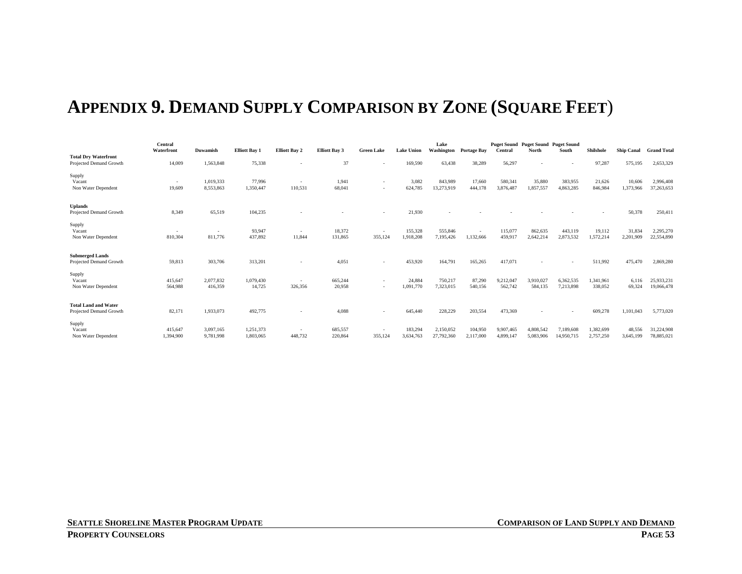# APPENDIX 9. DEMAND SUPPLY COMPARISON BY ZONE (SQUARE FEET)

| | Central Waterfront | Duwamish | Elliott Bay 1 | Elliott Bay 2 | Elliott Bay 3 | Green Lake | Lake Union | Lake Washington | Portage Bay | Puget Sound Central | Puget Sound North | Puget Sound South | Shilshole | Ship Canal | Grand Total |
|---|---|---|---|---|---|---|---|---|---|---|---|---|---|---|---|
| **Total Dry Waterfront** | | | | | | | | | | | | | | | |
| Projected Demand Growth | 14,009 | 1,563,848 | 75,338 | - | 37 | - | 169,590 | 63,438 | 38,289 | 56,297 | - | - | 97,287 | 575,195 | 2,653,329 |
| Supply | | | | | | | | | | | | | | | |
| Vacant | - | 1,019,333 | 77,996 | - | 1,941 | - | 3,082 | 843,989 | 17,660 | 580,341 | 35,880 | 383,955 | 21,626 | 10,606 | 2,996,408 |
| Non Water Dependent | 19,609 | 8,553,863 | 1,350,447 | 110,531 | 68,041 | - | 624,785 | 13,273,919 | 444,178 | 3,876,487 | 1,857,557 | 4,863,285 | 846,984 | 1,373,966 | 37,263,653 |
| **Uplands** | | | | | | | | | | | | | | | |
| Projected Demand Growth | 8,349 | 65,519 | 104,235 | - | - | - | 21,930 | - | - | - | - | - | - | 50,378 | 250,411 |
| Supply | | | | | | | | | | | | | | | |
| Vacant | - | - | 93,947 | - | 18,372 | - | 155,328 | 555,846 | - | 115,077 | 862,635 | 443,119 | 19,112 | 31,834 | 2,295,270 |
| Non Water Dependent | 810,304 | 811,776 | 437,892 | 11,844 | 131,865 | 355,124 | 1,918,208 | 7,195,426 | 1,132,666 | 459,917 | 2,642,214 | 2,873,532 | 1,572,214 | 2,201,909 | 22,554,890 |
| **Submerged Lands** | | | | | | | | | | | | | | | |
| Projected Demand Growth | 59,813 | 303,706 | 313,201 | - | 4,051 | - | 453,920 | 164,791 | 165,265 | 417,071 | - | - | 511,992 | 475,470 | 2,869,280 |
| Supply | | | | | | | | | | | | | | | |
| Vacant | 415,647 | 2,077,832 | 1,079,430 | - | 665,244 | - | 24,884 | 750,217 | 87,290 | 9,212,047 | 3,910,027 | 6,362,535 | 1,341,961 | 6,116 | 25,933,231 |
| Non Water Dependent | 564,988 | 416,359 | 14,725 | 326,356 | 20,958 | - | 1,091,770 | 7,323,015 | 540,156 | 562,742 | 584,135 | 7,213,898 | 338,052 | 69,324 | 19,066,478 |
| **Total Land and Water** | | | | | | | | | | | | | | | |
| Projected Demand Growth | 82,171 | 1,933,073 | 492,775 | - | 4,088 | - | 645,440 | 228,229 | 203,554 | 473,369 | - | - | 609,278 | 1,101,043 | 5,773,020 |
| Supply | | | | | | | | | | | | | | | |
| Vacant | 415,647 | 3,097,165 | 1,251,373 | - | 685,557 | - | 183,294 | 2,150,052 | 104,950 | 9,907,465 | 4,808,542 | 7,189,608 | 1,382,699 | 48,556 | 31,224,908 |
| Non Water Dependent | 1,394,900 | 9,781,998 | 1,803,065 | 448,732 | 220,864 | 355,124 | 3,634,763 | 27,792,360 | 2,117,000 | 4,899,147 | 5,083,906 | 14,950,715 | 2,757,250 | 3,645,199 | 78,885,021 |